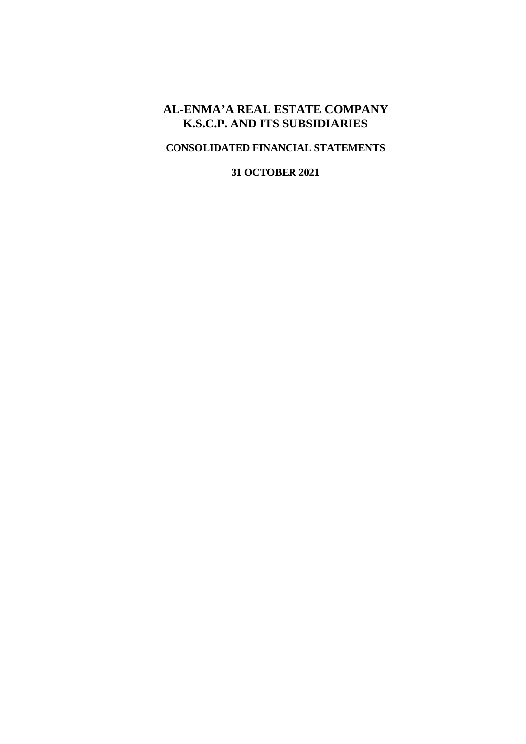# AL-ENMA'A REAL ESTATE COMPANY K.S.C.P. AND ITS SUBSIDIARIES

## CONSOLIDATED FINANCIAL STATEMENTS

### 31 OCTOBER 2021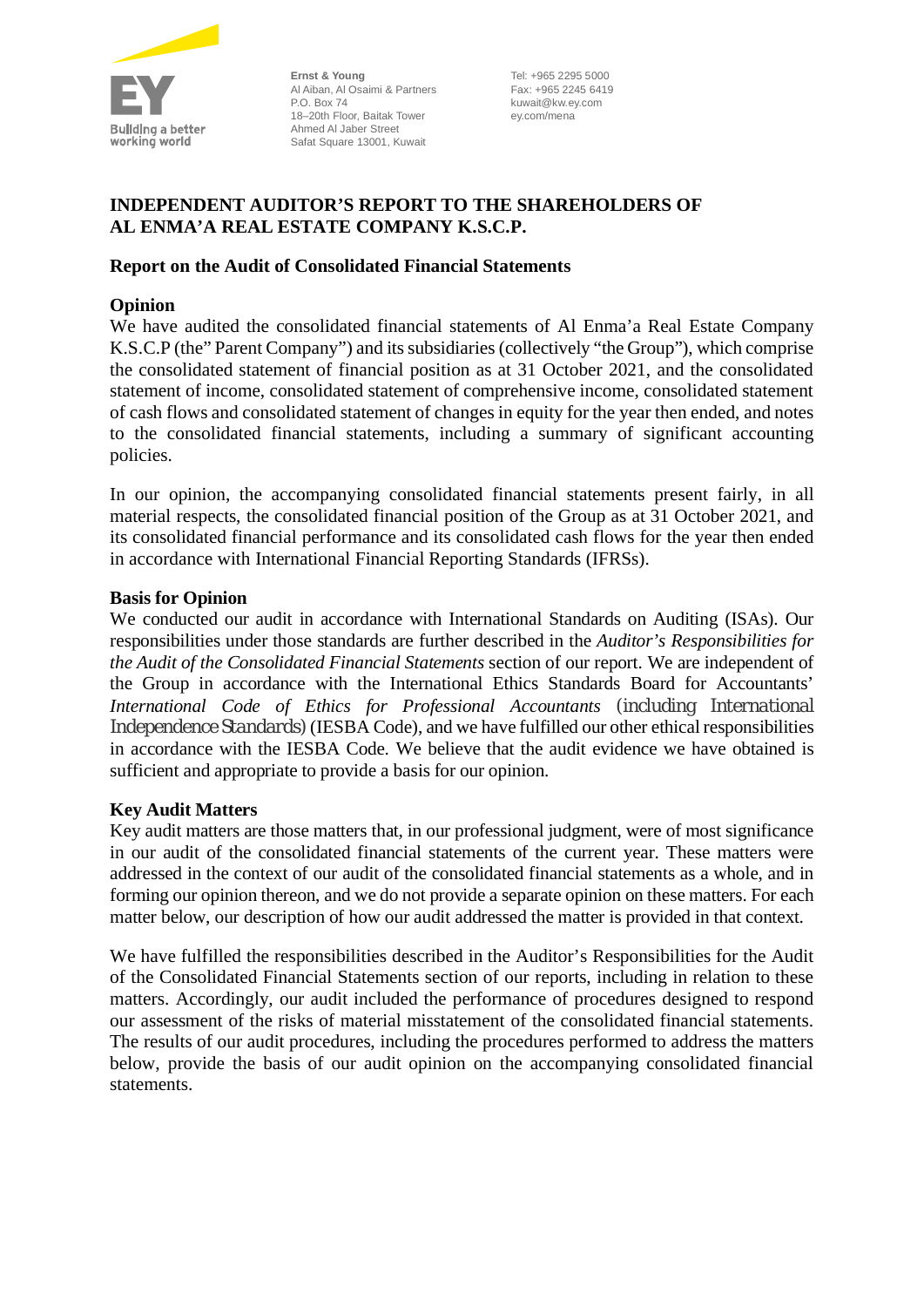Ernst & Young
Al Aiban, Al Osaimi & Partners
P.O. Box 74
18–20th Floor, Baitak Tower
Ahmed Al Jaber Street
Safat Square 13001, Kuwait

Tel: +965 2295 5000
Fax: +965 2245 6419
kuwait@kw.ey.com
ey.com/mena

# INDEPENDENT AUDITOR'S REPORT TO THE SHAREHOLDERS OF AL ENMA'A REAL ESTATE COMPANY K.S.C.P.

## Report on the Audit of Consolidated Financial Statements

### Opinion

We have audited the consolidated financial statements of Al Enma'a Real Estate Company K.S.C.P (the" Parent Company") and its subsidiaries (collectively "the Group"), which comprise the consolidated statement of financial position as at 31 October 2021, and the consolidated statement of income, consolidated statement of comprehensive income, consolidated statement of cash flows and consolidated statement of changes in equity for the year then ended, and notes to the consolidated financial statements, including a summary of significant accounting policies.

In our opinion, the accompanying consolidated financial statements present fairly, in all material respects, the consolidated financial position of the Group as at 31 October 2021, and its consolidated financial performance and its consolidated cash flows for the year then ended in accordance with International Financial Reporting Standards (IFRSs).

### Basis for Opinion

We conducted our audit in accordance with International Standards on Auditing (ISAs). Our responsibilities under those standards are further described in the *Auditor's Responsibilities for the Audit of the Consolidated Financial Statements* section of our report. We are independent of the Group in accordance with the International Ethics Standards Board for Accountants' *International Code of Ethics for Professional Accountants* (including International Independence Standards) (IESBA Code), and we have fulfilled our other ethical responsibilities in accordance with the IESBA Code. We believe that the audit evidence we have obtained is sufficient and appropriate to provide a basis for our opinion.

### Key Audit Matters

Key audit matters are those matters that, in our professional judgment, were of most significance in our audit of the consolidated financial statements of the current year. These matters were addressed in the context of our audit of the consolidated financial statements as a whole, and in forming our opinion thereon, and we do not provide a separate opinion on these matters. For each matter below, our description of how our audit addressed the matter is provided in that context.

We have fulfilled the responsibilities described in the Auditor's Responsibilities for the Audit of the Consolidated Financial Statements section of our reports, including in relation to these matters. Accordingly, our audit included the performance of procedures designed to respond our assessment of the risks of material misstatement of the consolidated financial statements. The results of our audit procedures, including the procedures performed to address the matters below, provide the basis of our audit opinion on the accompanying consolidated financial statements.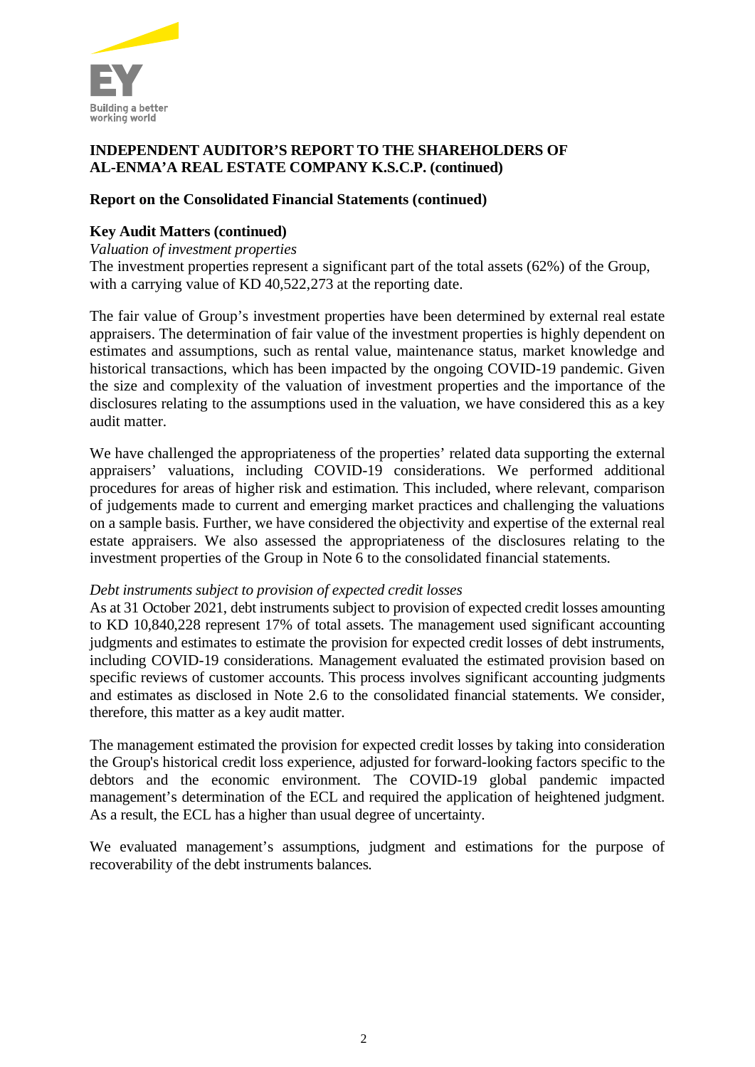**INDEPENDENT AUDITOR'S REPORT TO THE SHAREHOLDERS OF AL-ENMA'A REAL ESTATE COMPANY K.S.C.P. (continued)**

**Report on the Consolidated Financial Statements (continued)**

**Key Audit Matters (continued)**

*Valuation of investment properties*

The investment properties represent a significant part of the total assets (62%) of the Group, with a carrying value of KD 40,522,273 at the reporting date.

The fair value of Group's investment properties have been determined by external real estate appraisers. The determination of fair value of the investment properties is highly dependent on estimates and assumptions, such as rental value, maintenance status, market knowledge and historical transactions, which has been impacted by the ongoing COVID-19 pandemic. Given the size and complexity of the valuation of investment properties and the importance of the disclosures relating to the assumptions used in the valuation, we have considered this as a key audit matter.

We have challenged the appropriateness of the properties' related data supporting the external appraisers' valuations, including COVID-19 considerations. We performed additional procedures for areas of higher risk and estimation. This included, where relevant, comparison of judgements made to current and emerging market practices and challenging the valuations on a sample basis. Further, we have considered the objectivity and expertise of the external real estate appraisers. We also assessed the appropriateness of the disclosures relating to the investment properties of the Group in Note 6 to the consolidated financial statements.

*Debt instruments subject to provision of expected credit losses*

As at 31 October 2021, debt instruments subject to provision of expected credit losses amounting to KD 10,840,228 represent 17% of total assets. The management used significant accounting judgments and estimates to estimate the provision for expected credit losses of debt instruments, including COVID-19 considerations. Management evaluated the estimated provision based on specific reviews of customer accounts. This process involves significant accounting judgments and estimates as disclosed in Note 2.6 to the consolidated financial statements. We consider, therefore, this matter as a key audit matter.

The management estimated the provision for expected credit losses by taking into consideration the Group's historical credit loss experience, adjusted for forward-looking factors specific to the debtors and the economic environment. The COVID-19 global pandemic impacted management's determination of the ECL and required the application of heightened judgment. As a result, the ECL has a higher than usual degree of uncertainty.

We evaluated management's assumptions, judgment and estimations for the purpose of recoverability of the debt instruments balances.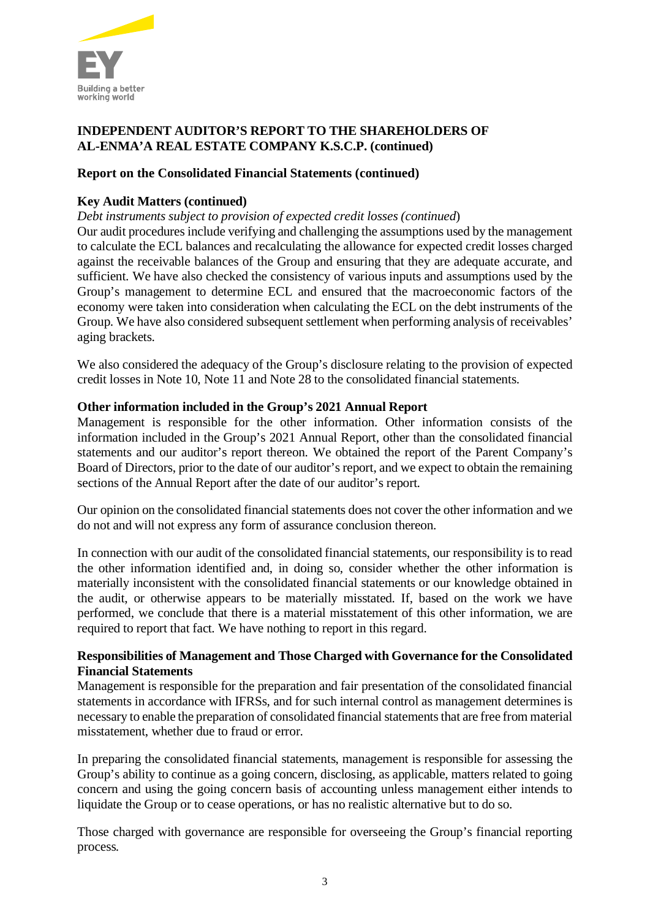**INDEPENDENT AUDITOR'S REPORT TO THE SHAREHOLDERS OF AL-ENMA'A REAL ESTATE COMPANY K.S.C.P. (continued)**

**Report on the Consolidated Financial Statements (continued)**

**Key Audit Matters (continued)**

*Debt instruments subject to provision of expected credit losses (continued)*

Our audit procedures include verifying and challenging the assumptions used by the management to calculate the ECL balances and recalculating the allowance for expected credit losses charged against the receivable balances of the Group and ensuring that they are adequate accurate, and sufficient. We have also checked the consistency of various inputs and assumptions used by the Group's management to determine ECL and ensured that the macroeconomic factors of the economy were taken into consideration when calculating the ECL on the debt instruments of the Group. We have also considered subsequent settlement when performing analysis of receivables' aging brackets.

We also considered the adequacy of the Group's disclosure relating to the provision of expected credit losses in Note 10, Note 11 and Note 28 to the consolidated financial statements.

**Other information included in the Group's 2021 Annual Report**

Management is responsible for the other information. Other information consists of the information included in the Group's 2021 Annual Report, other than the consolidated financial statements and our auditor's report thereon. We obtained the report of the Parent Company's Board of Directors, prior to the date of our auditor's report, and we expect to obtain the remaining sections of the Annual Report after the date of our auditor's report.

Our opinion on the consolidated financial statements does not cover the other information and we do not and will not express any form of assurance conclusion thereon.

In connection with our audit of the consolidated financial statements, our responsibility is to read the other information identified and, in doing so, consider whether the other information is materially inconsistent with the consolidated financial statements or our knowledge obtained in the audit, or otherwise appears to be materially misstated. If, based on the work we have performed, we conclude that there is a material misstatement of this other information, we are required to report that fact. We have nothing to report in this regard.

**Responsibilities of Management and Those Charged with Governance for the Consolidated Financial Statements**

Management is responsible for the preparation and fair presentation of the consolidated financial statements in accordance with IFRSs, and for such internal control as management determines is necessary to enable the preparation of consolidated financial statements that are free from material misstatement, whether due to fraud or error.

In preparing the consolidated financial statements, management is responsible for assessing the Group's ability to continue as a going concern, disclosing, as applicable, matters related to going concern and using the going concern basis of accounting unless management either intends to liquidate the Group or to cease operations, or has no realistic alternative but to do so.

Those charged with governance are responsible for overseeing the Group's financial reporting process.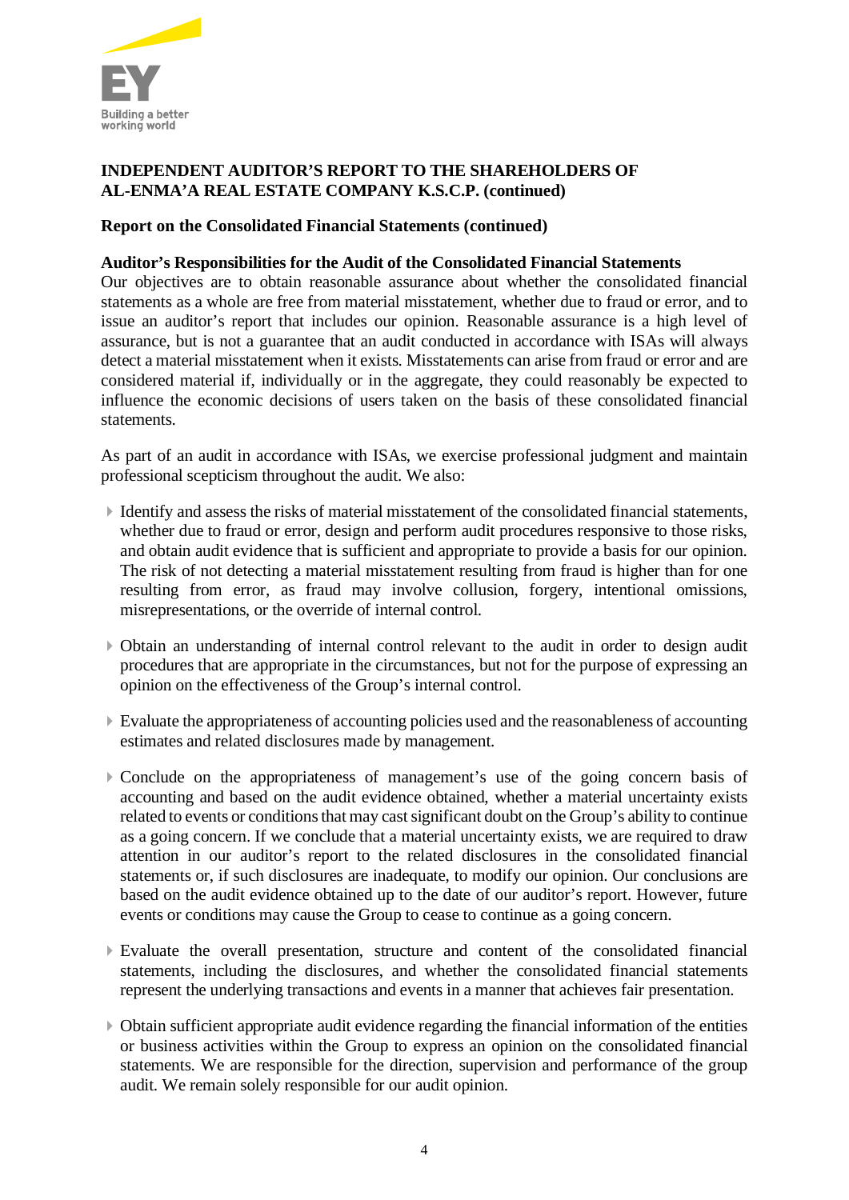**INDEPENDENT AUDITOR'S REPORT TO THE SHAREHOLDERS OF AL-ENMA'A REAL ESTATE COMPANY K.S.C.P. (continued)**

**Report on the Consolidated Financial Statements (continued)**

**Auditor's Responsibilities for the Audit of the Consolidated Financial Statements**

Our objectives are to obtain reasonable assurance about whether the consolidated financial statements as a whole are free from material misstatement, whether due to fraud or error, and to issue an auditor's report that includes our opinion. Reasonable assurance is a high level of assurance, but is not a guarantee that an audit conducted in accordance with ISAs will always detect a material misstatement when it exists. Misstatements can arise from fraud or error and are considered material if, individually or in the aggregate, they could reasonably be expected to influence the economic decisions of users taken on the basis of these consolidated financial statements.

As part of an audit in accordance with ISAs, we exercise professional judgment and maintain professional scepticism throughout the audit. We also:

- Identify and assess the risks of material misstatement of the consolidated financial statements, whether due to fraud or error, design and perform audit procedures responsive to those risks, and obtain audit evidence that is sufficient and appropriate to provide a basis for our opinion. The risk of not detecting a material misstatement resulting from fraud is higher than for one resulting from error, as fraud may involve collusion, forgery, intentional omissions, misrepresentations, or the override of internal control.

- Obtain an understanding of internal control relevant to the audit in order to design audit procedures that are appropriate in the circumstances, but not for the purpose of expressing an opinion on the effectiveness of the Group's internal control.

- Evaluate the appropriateness of accounting policies used and the reasonableness of accounting estimates and related disclosures made by management.

- Conclude on the appropriateness of management's use of the going concern basis of accounting and based on the audit evidence obtained, whether a material uncertainty exists related to events or conditions that may cast significant doubt on the Group's ability to continue as a going concern. If we conclude that a material uncertainty exists, we are required to draw attention in our auditor's report to the related disclosures in the consolidated financial statements or, if such disclosures are inadequate, to modify our opinion. Our conclusions are based on the audit evidence obtained up to the date of our auditor's report. However, future events or conditions may cause the Group to cease to continue as a going concern.

- Evaluate the overall presentation, structure and content of the consolidated financial statements, including the disclosures, and whether the consolidated financial statements represent the underlying transactions and events in a manner that achieves fair presentation.

- Obtain sufficient appropriate audit evidence regarding the financial information of the entities or business activities within the Group to express an opinion on the consolidated financial statements. We are responsible for the direction, supervision and performance of the group audit. We remain solely responsible for our audit opinion.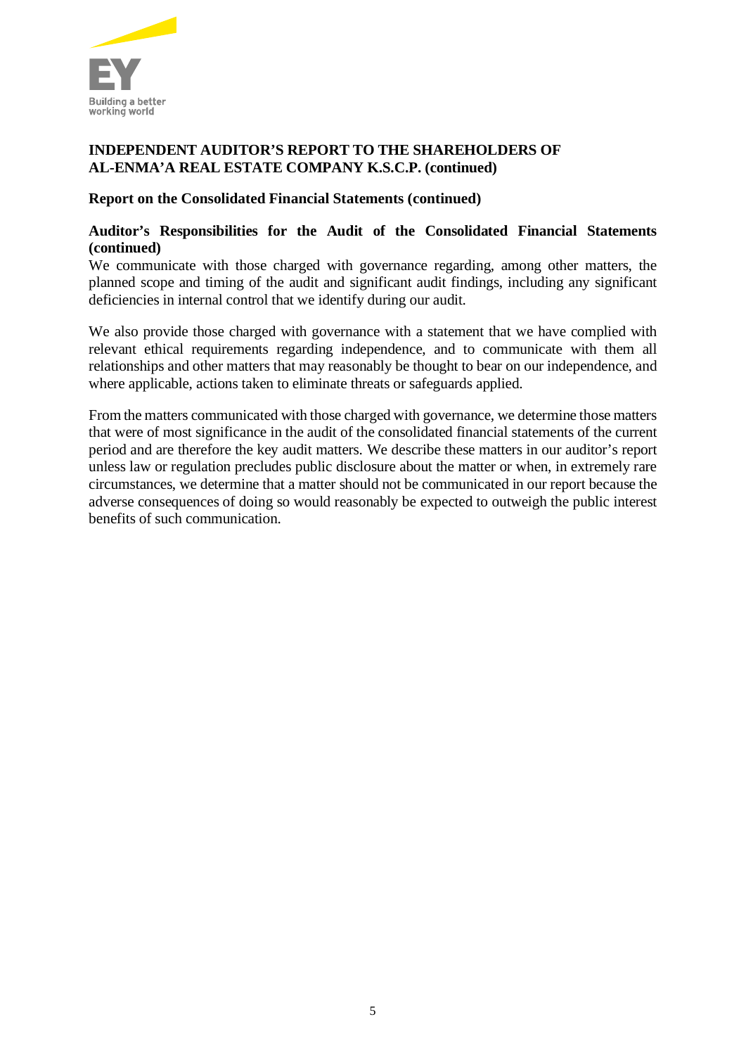**INDEPENDENT AUDITOR'S REPORT TO THE SHAREHOLDERS OF AL-ENMA'A REAL ESTATE COMPANY K.S.C.P. (continued)**

**Report on the Consolidated Financial Statements (continued)**

**Auditor's Responsibilities for the Audit of the Consolidated Financial Statements (continued)**

We communicate with those charged with governance regarding, among other matters, the planned scope and timing of the audit and significant audit findings, including any significant deficiencies in internal control that we identify during our audit.

We also provide those charged with governance with a statement that we have complied with relevant ethical requirements regarding independence, and to communicate with them all relationships and other matters that may reasonably be thought to bear on our independence, and where applicable, actions taken to eliminate threats or safeguards applied.

From the matters communicated with those charged with governance, we determine those matters that were of most significance in the audit of the consolidated financial statements of the current period and are therefore the key audit matters. We describe these matters in our auditor's report unless law or regulation precludes public disclosure about the matter or when, in extremely rare circumstances, we determine that a matter should not be communicated in our report because the adverse consequences of doing so would reasonably be expected to outweigh the public interest benefits of such communication.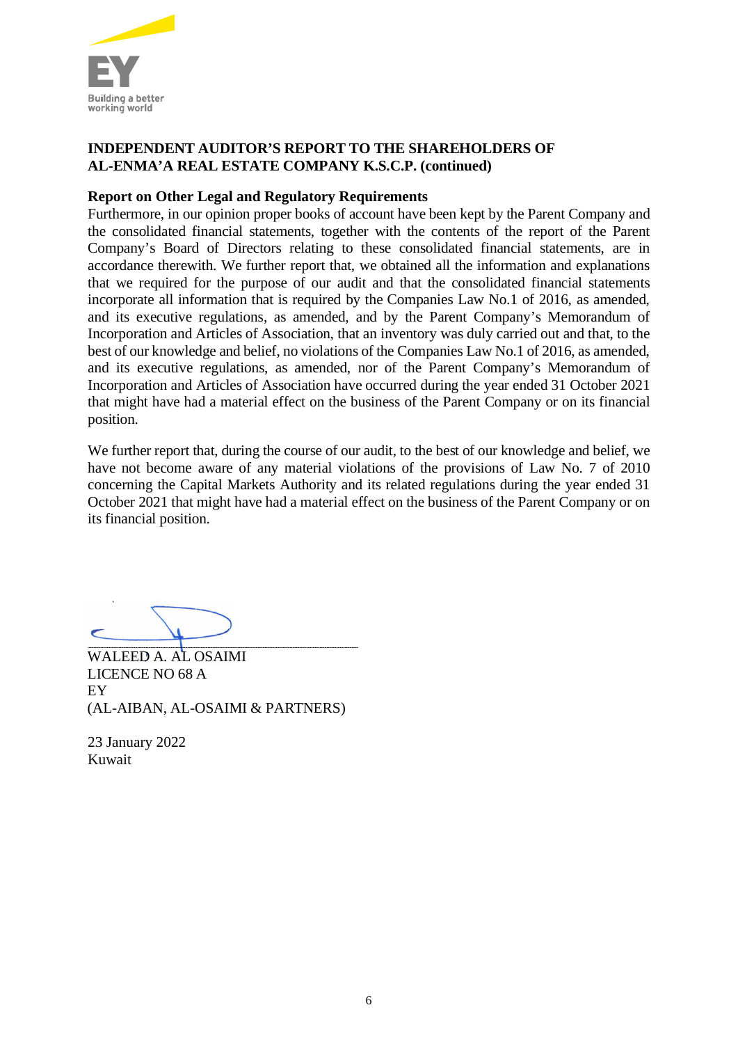**INDEPENDENT AUDITOR'S REPORT TO THE SHAREHOLDERS OF AL-ENMA'A REAL ESTATE COMPANY K.S.C.P. (continued)**

**Report on Other Legal and Regulatory Requirements**

Furthermore, in our opinion proper books of account have been kept by the Parent Company and the consolidated financial statements, together with the contents of the report of the Parent Company's Board of Directors relating to these consolidated financial statements, are in accordance therewith. We further report that, we obtained all the information and explanations that we required for the purpose of our audit and that the consolidated financial statements incorporate all information that is required by the Companies Law No.1 of 2016, as amended, and its executive regulations, as amended, and by the Parent Company's Memorandum of Incorporation and Articles of Association, that an inventory was duly carried out and that, to the best of our knowledge and belief, no violations of the Companies Law No.1 of 2016, as amended, and its executive regulations, as amended, nor of the Parent Company's Memorandum of Incorporation and Articles of Association have occurred during the year ended 31 October 2021 that might have had a material effect on the business of the Parent Company or on its financial position.

We further report that, during the course of our audit, to the best of our knowledge and belief, we have not become aware of any material violations of the provisions of Law No. 7 of 2010 concerning the Capital Markets Authority and its related regulations during the year ended 31 October 2021 that might have had a material effect on the business of the Parent Company or on its financial position.

WALEED A. AL OSAIMI
LICENCE NO 68 A
EY
(AL-AIBAN, AL-OSAIMI & PARTNERS)

23 January 2022
Kuwait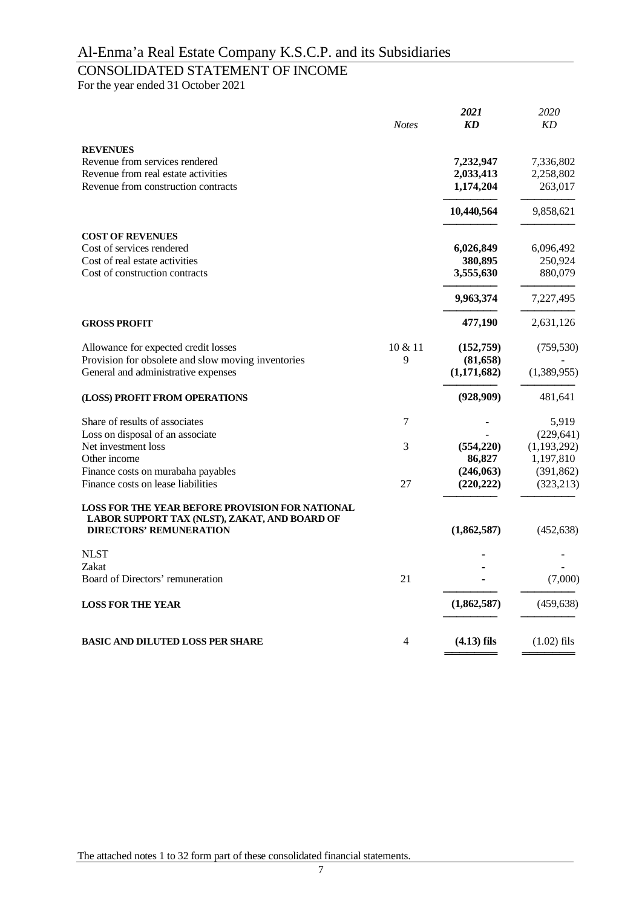# Al-Enma'a Real Estate Company K.S.C.P. and its Subsidiaries

## CONSOLIDATED STATEMENT OF INCOME

For the year ended 31 October 2021

| | *Notes* | ***2021*** ***KD*** | *2020* *KD* |
|---|---|---|---|
| **REVENUES** | | | |
| Revenue from services rendered | | **7,232,947** | 7,336,802 |
| Revenue from real estate activities | | **2,033,413** | 2,258,802 |
| Revenue from construction contracts | | **1,174,204** | 263,017 |
| | | **10,440,564** | 9,858,621 |
| **COST OF REVENUES** | | | |
| Cost of services rendered | | **6,026,849** | 6,096,492 |
| Cost of real estate activities | | **380,895** | 250,924 |
| Cost of construction contracts | | **3,555,630** | 880,079 |
| | | **9,963,374** | 7,227,495 |
| **GROSS PROFIT** | | **477,190** | 2,631,126 |
| Allowance for expected credit losses | 10 & 11 | **(152,759)** | (759,530) |
| Provision for obsolete and slow moving inventories | 9 | **(81,658)** | - |
| General and administrative expenses | | **(1,171,682)** | (1,389,955) |
| **(LOSS) PROFIT FROM OPERATIONS** | | **(928,909)** | 481,641 |
| Share of results of associates | 7 | **-** | 5,919 |
| Loss on disposal of an associate | | **-** | (229,641) |
| Net investment loss | 3 | **(554,220)** | (1,193,292) |
| Other income | | **86,827** | 1,197,810 |
| Finance costs on murabaha payables | | **(246,063)** | (391,862) |
| Finance costs on lease liabilities | 27 | **(220,222)** | (323,213) |
| **LOSS FOR THE YEAR BEFORE PROVISION FOR NATIONAL LABOR SUPPORT TAX (NLST), ZAKAT, AND BOARD OF DIRECTORS' REMUNERATION** | | **(1,862,587)** | (452,638) |
| NLST | | **-** | - |
| Zakat | | **-** | - |
| Board of Directors' remuneration | 21 | **-** | (7,000) |
| **LOSS FOR THE YEAR** | | **(1,862,587)** | (459,638) |
| **BASIC AND DILUTED LOSS PER SHARE** | 4 | **(4.13) fils** | (1.02) fils |

The attached notes 1 to 32 form part of these consolidated financial statements.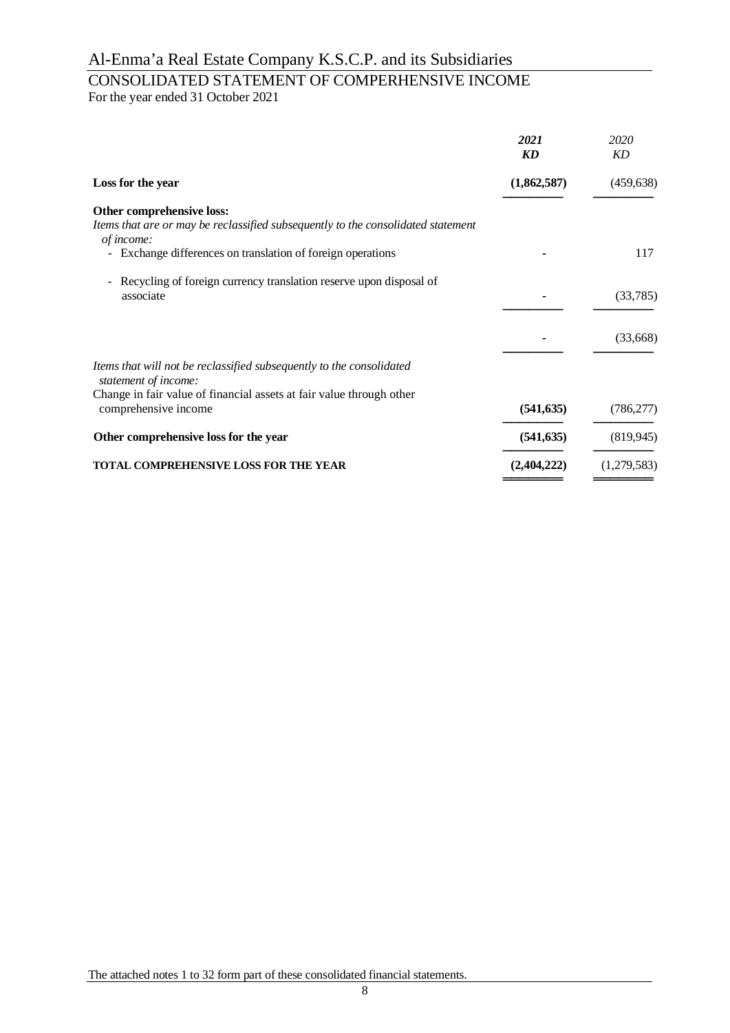# Al-Enma'a Real Estate Company K.S.C.P. and its Subsidiaries

## CONSOLIDATED STATEMENT OF COMPERHENSIVE INCOME

For the year ended 31 October 2021

| | ***2021*** ***KD*** | *2020* *KD* |
|---|---|---|
| **Loss for the year** | **(1,862,587)** | (459,638) |
| **Other comprehensive loss:** | | |
| *Items that are or may be reclassified subsequently to the consolidated statement of income:* | | |
| - Exchange differences on translation of foreign operations | **-** | 117 |
| - Recycling of foreign currency translation reserve upon disposal of associate | **-** | (33,785) |
| | **-** | (33,668) |
| *Items that will not be reclassified subsequently to the consolidated statement of income:* | | |
| Change in fair value of financial assets at fair value through other comprehensive income | **(541,635)** | (786,277) |
| **Other comprehensive loss for the year** | **(541,635)** | (819,945) |
| **TOTAL COMPREHENSIVE LOSS FOR THE YEAR** | **(2,404,222)** | (1,279,583) |

The attached notes 1 to 32 form part of these consolidated financial statements.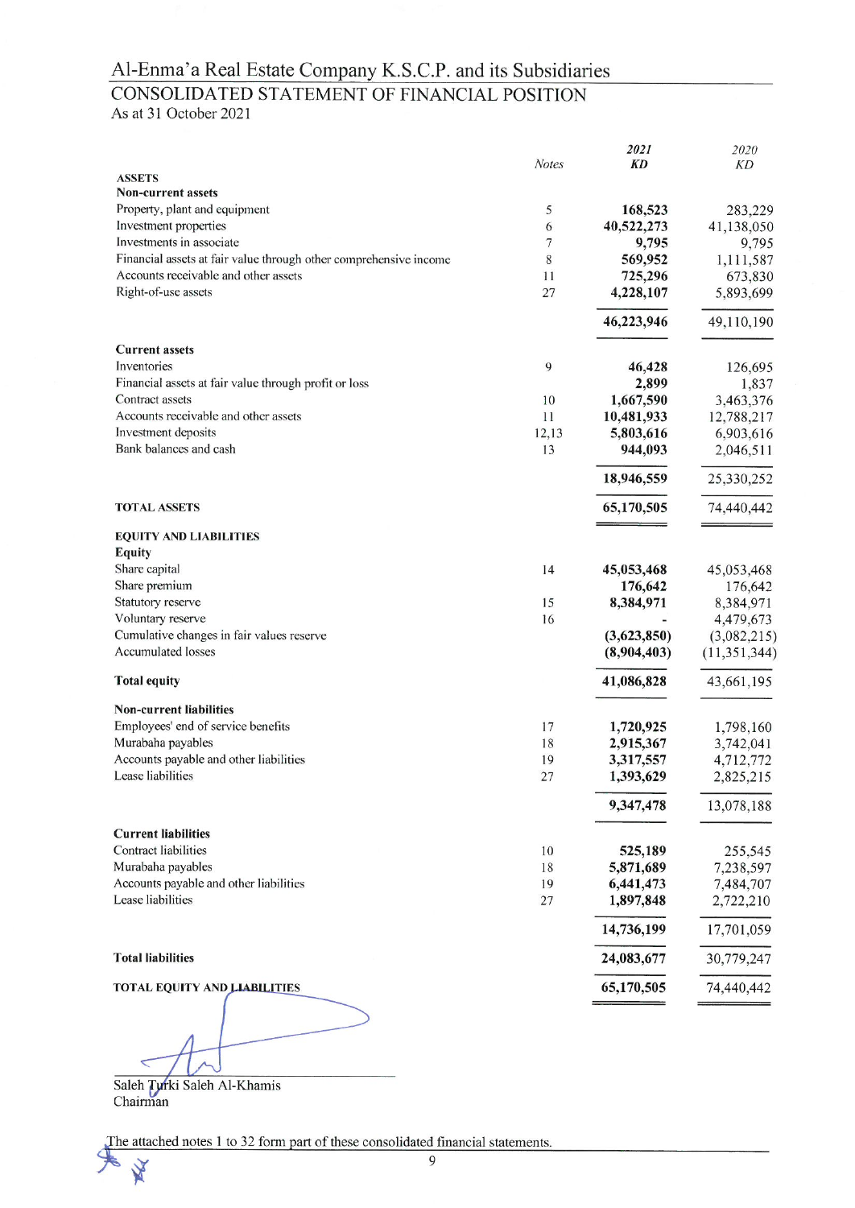# Al-Enma'a Real Estate Company K.S.C.P. and its Subsidiaries

## CONSOLIDATED STATEMENT OF FINANCIAL POSITION

As at 31 October 2021

| | Notes | 2021 KD | 2020 KD |
|---|---|---|---|
| **ASSETS** | | | |
| **Non-current assets** | | | |
| Property, plant and equipment | 5 | **168,523** | 283,229 |
| Investment properties | 6 | **40,522,273** | 41,138,050 |
| Investments in associate | 7 | **9,795** | 9,795 |
| Financial assets at fair value through other comprehensive income | 8 | **569,952** | 1,111,587 |
| Accounts receivable and other assets | 11 | **725,296** | 673,830 |
| Right-of-use assets | 27 | **4,228,107** | 5,893,699 |
| | | **46,223,946** | 49,110,190 |
| **Current assets** | | | |
| Inventories | 9 | **46,428** | 126,695 |
| Financial assets at fair value through profit or loss | | **2,899** | 1,837 |
| Contract assets | 10 | **1,667,590** | 3,463,376 |
| Accounts receivable and other assets | 11 | **10,481,933** | 12,788,217 |
| Investment deposits | 12,13 | **5,803,616** | 6,903,616 |
| Bank balances and cash | 13 | **944,093** | 2,046,511 |
| | | **18,946,559** | 25,330,252 |
| **TOTAL ASSETS** | | **65,170,505** | 74,440,442 |
| **EQUITY AND LIABILITIES** | | | |
| **Equity** | | | |
| Share capital | 14 | **45,053,468** | 45,053,468 |
| Share premium | | **176,642** | 176,642 |
| Statutory reserve | 15 | **8,384,971** | 8,384,971 |
| Voluntary reserve | 16 | **-** | 4,479,673 |
| Cumulative changes in fair values reserve | | **(3,623,850)** | (3,082,215) |
| Accumulated losses | | **(8,904,403)** | (11,351,344) |
| **Total equity** | | **41,086,828** | 43,661,195 |
| **Non-current liabilities** | | | |
| Employees' end of service benefits | 17 | **1,720,925** | 1,798,160 |
| Murabaha payables | 18 | **2,915,367** | 3,742,041 |
| Accounts payable and other liabilities | 19 | **3,317,557** | 4,712,772 |
| Lease liabilities | 27 | **1,393,629** | 2,825,215 |
| | | **9,347,478** | 13,078,188 |
| **Current liabilities** | | | |
| Contract liabilities | 10 | **525,189** | 255,545 |
| Murabaha payables | 18 | **5,871,689** | 7,238,597 |
| Accounts payable and other liabilities | 19 | **6,441,473** | 7,484,707 |
| Lease liabilities | 27 | **1,897,848** | 2,722,210 |
| | | **14,736,199** | 17,701,059 |
| **Total liabilities** | | **24,083,677** | 30,779,247 |
| **TOTAL EQUITY AND LIABILITIES** | | **65,170,505** | 74,440,442 |

Saleh Turki Saleh Al-Khamis
Chairman

The attached notes 1 to 32 form part of these consolidated financial statements.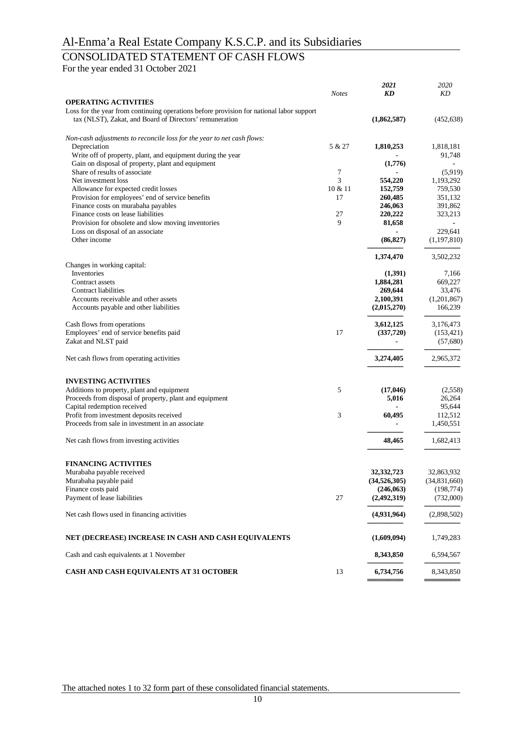# Al-Enma'a Real Estate Company K.S.C.P. and its Subsidiaries

## CONSOLIDATED STATEMENT OF CASH FLOWS

For the year ended 31 October 2021

| | *Notes* | ***2021*** ***KD*** | *2020* *KD* |
|---|---|---|---|
| **OPERATING ACTIVITIES** | | | |
| Loss for the year from continuing operations before provision for national labor support tax (NLST), Zakat, and Board of Directors' remuneration | | **(1,862,587)** | (452,638) |
| *Non-cash adjustments to reconcile loss for the year to net cash flows:* | | | |
| Depreciation | 5 & 27 | **1,810,253** | 1,818,181 |
| Write off of property, plant, and equipment during the year | | **-** | 91,748 |
| Gain on disposal of property, plant and equipment | | **(1,776)** | - |
| Share of results of associate | 7 | **-** | (5,919) |
| Net investment loss | 3 | **554,220** | 1,193,292 |
| Allowance for expected credit losses | 10 & 11 | **152,759** | 759,530 |
| Provision for employees' end of service benefits | 17 | **260,485** | 351,132 |
| Finance costs on murabaha payables | | **246,063** | 391,862 |
| Finance costs on lease liabilities | 27 | **220,222** | 323,213 |
| Provision for obsolete and slow moving inventories | 9 | **81,658** | - |
| Loss on disposal of an associate | | **-** | 229,641 |
| Other income | | **(86,827)** | (1,197,810) |
| | | **1,374,470** | 3,502,232 |
| Changes in working capital: | | | |
| Inventories | | **(1,391)** | 7,166 |
| Contract assets | | **1,884,281** | 669,227 |
| Contract liabilities | | **269,644** | 33,476 |
| Accounts receivable and other assets | | **2,100,391** | (1,201,867) |
| Accounts payable and other liabilities | | **(2,015,270)** | 166,239 |
| Cash flows from operations | | **3,612,125** | 3,176,473 |
| Employees' end of service benefits paid | 17 | **(337,720)** | (153,421) |
| Zakat and NLST paid | | **-** | (57,680) |
| Net cash flows from operating activities | | **3,274,405** | 2,965,372 |
| **INVESTING ACTIVITIES** | | | |
| Additions to property, plant and equipment | 5 | **(17,046)** | (2,558) |
| Proceeds from disposal of property, plant and equipment | | **5,016** | 26,264 |
| Capital redemption received | | **-** | 95,644 |
| Profit from investment deposits received | 3 | **60,495** | 112,512 |
| Proceeds from sale in investment in an associate | | **-** | 1,450,551 |
| Net cash flows from investing activities | | **48,465** | 1,682,413 |
| **FINANCING ACTIVITIES** | | | |
| Murabaha payable received | | **32,332,723** | 32,863,932 |
| Murabaha payable paid | | **(34,526,305)** | (34,831,660) |
| Finance costs paid | | **(246,063)** | (198,774) |
| Payment of lease liabilities | 27 | **(2,492,319)** | (732,000) |
| Net cash flows used in financing activities | | **(4,931,964)** | (2,898,502) |
| **NET (DECREASE) INCREASE IN CASH AND CASH EQUIVALENTS** | | **(1,609,094)** | 1,749,283 |
| Cash and cash equivalents at 1 November | | **8,343,850** | 6,594,567 |
| **CASH AND CASH EQUIVALENTS AT 31 OCTOBER** | 13 | **6,734,756** | 8,343,850 |

The attached notes 1 to 32 form part of these consolidated financial statements.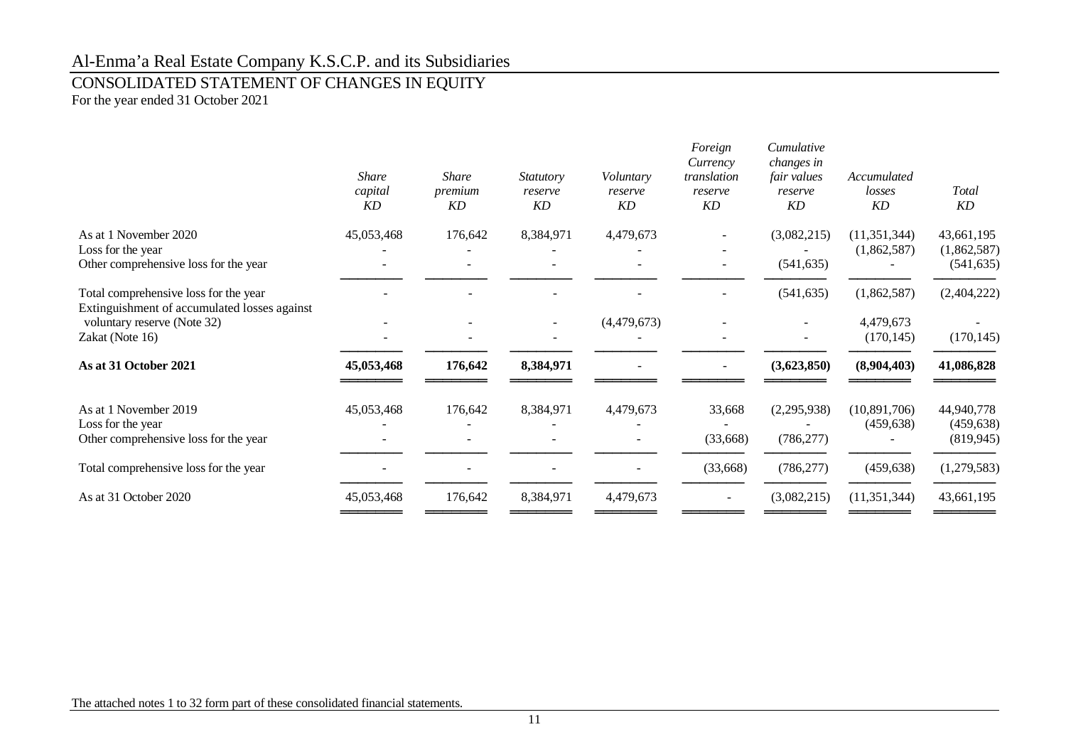# Al-Enma'a Real Estate Company K.S.C.P. and its Subsidiaries

## CONSOLIDATED STATEMENT OF CHANGES IN EQUITY

For the year ended 31 October 2021

| | *Share capital* *KD* | *Share premium* *KD* | *Statutory reserve* *KD* | *Voluntary reserve* *KD* | *Foreign Currency translation reserve* *KD* | *Cumulative changes in fair values reserve* *KD* | *Accumulated losses* *KD* | *Total* *KD* |
|---|---|---|---|---|---|---|---|---|
| As at 1 November 2020 | 45,053,468 | 176,642 | 8,384,971 | 4,479,673 | - | (3,082,215) | (11,351,344) | 43,661,195 |
| Loss for the year | - | - | - | - | - | - | (1,862,587) | (1,862,587) |
| Other comprehensive loss for the year | - | - | - | - | - | (541,635) | - | (541,635) |
| Total comprehensive loss for the year | - | - | - | - | - | (541,635) | (1,862,587) | (2,404,222) |
| Extinguishment of accumulated losses against voluntary reserve (Note 32) | - | - | - | (4,479,673) | - | - | 4,479,673 | - |
| Zakat (Note 16) | - | - | - | - | - | - | (170,145) | (170,145) |
| **As at 31 October 2021** | **45,053,468** | **176,642** | **8,384,971** | - | - | **(3,623,850)** | **(8,904,403)** | **41,086,828** |
| | | | | | | | | |
| As at 1 November 2019 | 45,053,468 | 176,642 | 8,384,971 | 4,479,673 | 33,668 | (2,295,938) | (10,891,706) | 44,940,778 |
| Loss for the year | - | - | - | - | - | - | (459,638) | (459,638) |
| Other comprehensive loss for the year | - | - | - | - | (33,668) | (786,277) | - | (819,945) |
| Total comprehensive loss for the year | - | - | - | - | (33,668) | (786,277) | (459,638) | (1,279,583) |
| As at 31 October 2020 | 45,053,468 | 176,642 | 8,384,971 | 4,479,673 | - | (3,082,215) | (11,351,344) | 43,661,195 |

The attached notes 1 to 32 form part of these consolidated financial statements.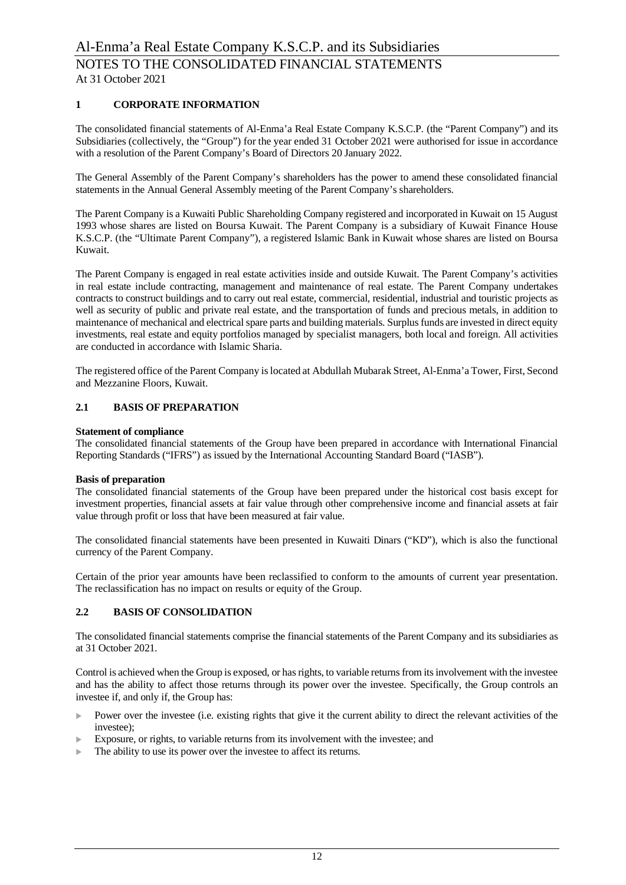## 1 CORPORATE INFORMATION

The consolidated financial statements of Al-Enma'a Real Estate Company K.S.C.P. (the "Parent Company") and its Subsidiaries (collectively, the "Group") for the year ended 31 October 2021 were authorised for issue in accordance with a resolution of the Parent Company's Board of Directors 20 January 2022.

The General Assembly of the Parent Company's shareholders has the power to amend these consolidated financial statements in the Annual General Assembly meeting of the Parent Company's shareholders.

The Parent Company is a Kuwaiti Public Shareholding Company registered and incorporated in Kuwait on 15 August 1993 whose shares are listed on Boursa Kuwait. The Parent Company is a subsidiary of Kuwait Finance House K.S.C.P. (the "Ultimate Parent Company"), a registered Islamic Bank in Kuwait whose shares are listed on Boursa Kuwait.

The Parent Company is engaged in real estate activities inside and outside Kuwait. The Parent Company's activities in real estate include contracting, management and maintenance of real estate. The Parent Company undertakes contracts to construct buildings and to carry out real estate, commercial, residential, industrial and touristic projects as well as security of public and private real estate, and the transportation of funds and precious metals, in addition to maintenance of mechanical and electrical spare parts and building materials. Surplus funds are invested in direct equity investments, real estate and equity portfolios managed by specialist managers, both local and foreign. All activities are conducted in accordance with Islamic Sharia.

The registered office of the Parent Company is located at Abdullah Mubarak Street, Al-Enma'a Tower, First, Second and Mezzanine Floors, Kuwait.

## 2.1 BASIS OF PREPARATION

**Statement of compliance**

The consolidated financial statements of the Group have been prepared in accordance with International Financial Reporting Standards ("IFRS") as issued by the International Accounting Standard Board ("IASB").

**Basis of preparation**

The consolidated financial statements of the Group have been prepared under the historical cost basis except for investment properties, financial assets at fair value through other comprehensive income and financial assets at fair value through profit or loss that have been measured at fair value.

The consolidated financial statements have been presented in Kuwaiti Dinars ("KD"), which is also the functional currency of the Parent Company.

Certain of the prior year amounts have been reclassified to conform to the amounts of current year presentation. The reclassification has no impact on results or equity of the Group.

## 2.2 BASIS OF CONSOLIDATION

The consolidated financial statements comprise the financial statements of the Parent Company and its subsidiaries as at 31 October 2021.

Control is achieved when the Group is exposed, or has rights, to variable returns from its involvement with the investee and has the ability to affect those returns through its power over the investee. Specifically, the Group controls an investee if, and only if, the Group has:

- Power over the investee (i.e. existing rights that give it the current ability to direct the relevant activities of the investee);
- Exposure, or rights, to variable returns from its involvement with the investee; and
- The ability to use its power over the investee to affect its returns.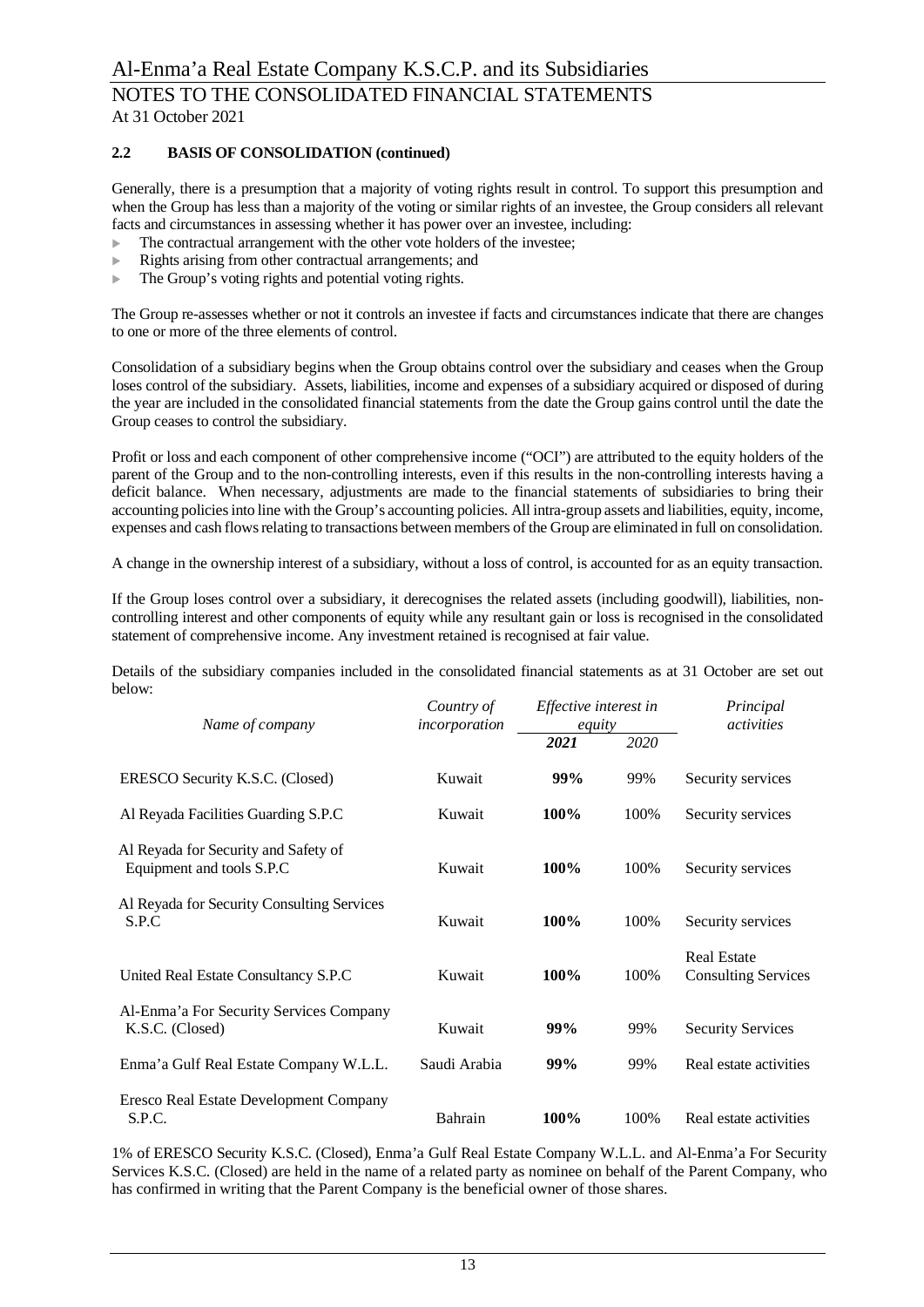### 2.2 BASIS OF CONSOLIDATION (continued)

Generally, there is a presumption that a majority of voting rights result in control. To support this presumption and when the Group has less than a majority of the voting or similar rights of an investee, the Group considers all relevant facts and circumstances in assessing whether it has power over an investee, including:

- The contractual arrangement with the other vote holders of the investee;
- Rights arising from other contractual arrangements; and
- The Group's voting rights and potential voting rights.

The Group re-assesses whether or not it controls an investee if facts and circumstances indicate that there are changes to one or more of the three elements of control.

Consolidation of a subsidiary begins when the Group obtains control over the subsidiary and ceases when the Group loses control of the subsidiary. Assets, liabilities, income and expenses of a subsidiary acquired or disposed of during the year are included in the consolidated financial statements from the date the Group gains control until the date the Group ceases to control the subsidiary.

Profit or loss and each component of other comprehensive income ("OCI") are attributed to the equity holders of the parent of the Group and to the non-controlling interests, even if this results in the non-controlling interests having a deficit balance. When necessary, adjustments are made to the financial statements of subsidiaries to bring their accounting policies into line with the Group's accounting policies. All intra-group assets and liabilities, equity, income, expenses and cash flows relating to transactions between members of the Group are eliminated in full on consolidation.

A change in the ownership interest of a subsidiary, without a loss of control, is accounted for as an equity transaction.

If the Group loses control over a subsidiary, it derecognises the related assets (including goodwill), liabilities, non-controlling interest and other components of equity while any resultant gain or loss is recognised in the consolidated statement of comprehensive income. Any investment retained is recognised at fair value.

Details of the subsidiary companies included in the consolidated financial statements as at 31 October are set out below:

| *Name of company* | *Country of incorporation* | *Effective interest in equity* | | *Principal activities* |
|---|---|---|---|---|
| | | ***2021*** | *2020* | |
| ERESCO Security K.S.C. (Closed) | Kuwait | **99%** | 99% | Security services |
| Al Reyada Facilities Guarding S.P.C | Kuwait | **100%** | 100% | Security services |
| Al Reyada for Security and Safety of Equipment and tools S.P.C | Kuwait | **100%** | 100% | Security services |
| Al Reyada for Security Consulting Services S.P.C | Kuwait | **100%** | 100% | Security services |
| United Real Estate Consultancy S.P.C | Kuwait | **100%** | 100% | Real Estate Consulting Services |
| Al-Enma'a For Security Services Company K.S.C. (Closed) | Kuwait | **99%** | 99% | Security Services |
| Enma'a Gulf Real Estate Company W.L.L. | Saudi Arabia | **99%** | 99% | Real estate activities |
| Eresco Real Estate Development Company S.P.C. | Bahrain | **100%** | 100% | Real estate activities |

1% of ERESCO Security K.S.C. (Closed), Enma'a Gulf Real Estate Company W.L.L. and Al-Enma'a For Security Services K.S.C. (Closed) are held in the name of a related party as nominee on behalf of the Parent Company, who has confirmed in writing that the Parent Company is the beneficial owner of those shares.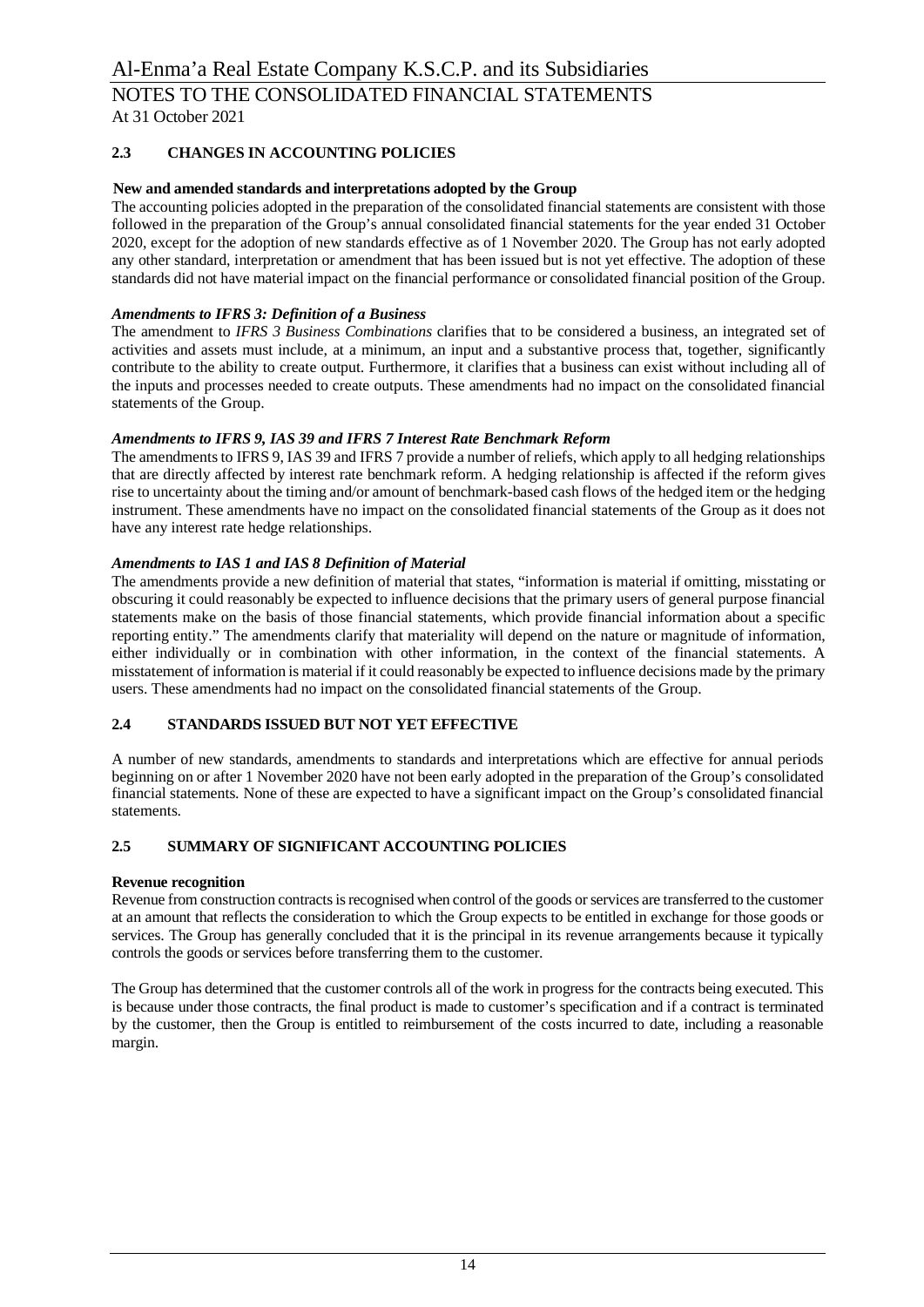## 2.3 CHANGES IN ACCOUNTING POLICIES

**New and amended standards and interpretations adopted by the Group**

The accounting policies adopted in the preparation of the consolidated financial statements are consistent with those followed in the preparation of the Group's annual consolidated financial statements for the year ended 31 October 2020, except for the adoption of new standards effective as of 1 November 2020. The Group has not early adopted any other standard, interpretation or amendment that has been issued but is not yet effective. The adoption of these standards did not have material impact on the financial performance or consolidated financial position of the Group.

***Amendments to IFRS 3: Definition of a Business***

The amendment to *IFRS 3 Business Combinations* clarifies that to be considered a business, an integrated set of activities and assets must include, at a minimum, an input and a substantive process that, together, significantly contribute to the ability to create output. Furthermore, it clarifies that a business can exist without including all of the inputs and processes needed to create outputs. These amendments had no impact on the consolidated financial statements of the Group.

***Amendments to IFRS 9, IAS 39 and IFRS 7 Interest Rate Benchmark Reform***

The amendments to IFRS 9, IAS 39 and IFRS 7 provide a number of reliefs, which apply to all hedging relationships that are directly affected by interest rate benchmark reform. A hedging relationship is affected if the reform gives rise to uncertainty about the timing and/or amount of benchmark-based cash flows of the hedged item or the hedging instrument. These amendments have no impact on the consolidated financial statements of the Group as it does not have any interest rate hedge relationships.

***Amendments to IAS 1 and IAS 8 Definition of Material***

The amendments provide a new definition of material that states, "information is material if omitting, misstating or obscuring it could reasonably be expected to influence decisions that the primary users of general purpose financial statements make on the basis of those financial statements, which provide financial information about a specific reporting entity." The amendments clarify that materiality will depend on the nature or magnitude of information, either individually or in combination with other information, in the context of the financial statements. A misstatement of information is material if it could reasonably be expected to influence decisions made by the primary users. These amendments had no impact on the consolidated financial statements of the Group.

## 2.4 STANDARDS ISSUED BUT NOT YET EFFECTIVE

A number of new standards, amendments to standards and interpretations which are effective for annual periods beginning on or after 1 November 2020 have not been early adopted in the preparation of the Group's consolidated financial statements. None of these are expected to have a significant impact on the Group's consolidated financial statements.

## 2.5 SUMMARY OF SIGNIFICANT ACCOUNTING POLICIES

**Revenue recognition**

Revenue from construction contracts is recognised when control of the goods or services are transferred to the customer at an amount that reflects the consideration to which the Group expects to be entitled in exchange for those goods or services. The Group has generally concluded that it is the principal in its revenue arrangements because it typically controls the goods or services before transferring them to the customer.

The Group has determined that the customer controls all of the work in progress for the contracts being executed. This is because under those contracts, the final product is made to customer's specification and if a contract is terminated by the customer, then the Group is entitled to reimbursement of the costs incurred to date, including a reasonable margin.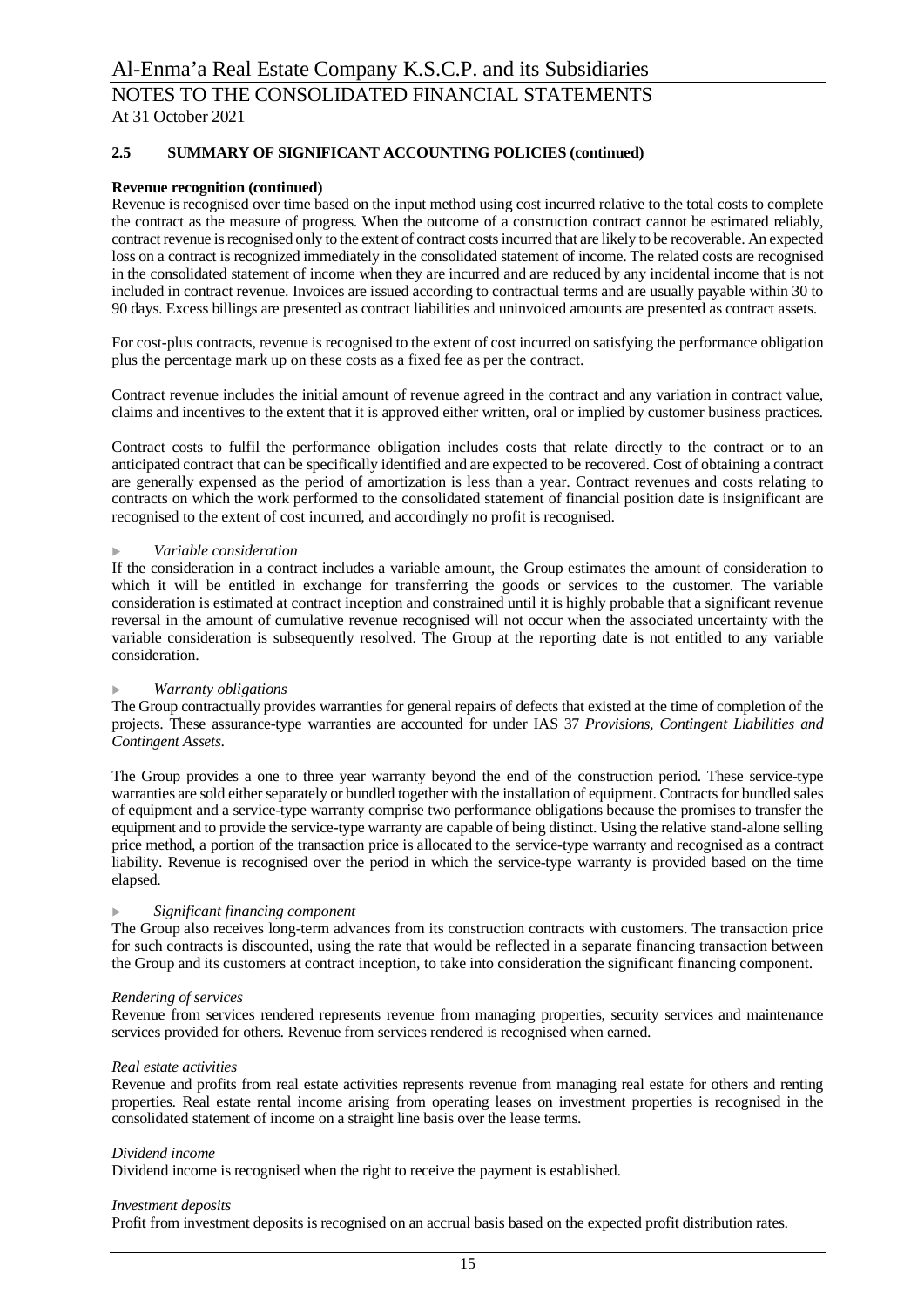## 2.5 SUMMARY OF SIGNIFICANT ACCOUNTING POLICIES (continued)

**Revenue recognition (continued)**

Revenue is recognised over time based on the input method using cost incurred relative to the total costs to complete the contract as the measure of progress. When the outcome of a construction contract cannot be estimated reliably, contract revenue is recognised only to the extent of contract costs incurred that are likely to be recoverable. An expected loss on a contract is recognized immediately in the consolidated statement of income. The related costs are recognised in the consolidated statement of income when they are incurred and are reduced by any incidental income that is not included in contract revenue. Invoices are issued according to contractual terms and are usually payable within 30 to 90 days. Excess billings are presented as contract liabilities and uninvoiced amounts are presented as contract assets.

For cost-plus contracts, revenue is recognised to the extent of cost incurred on satisfying the performance obligation plus the percentage mark up on these costs as a fixed fee as per the contract.

Contract revenue includes the initial amount of revenue agreed in the contract and any variation in contract value, claims and incentives to the extent that it is approved either written, oral or implied by customer business practices.

Contract costs to fulfil the performance obligation includes costs that relate directly to the contract or to an anticipated contract that can be specifically identified and are expected to be recovered. Cost of obtaining a contract are generally expensed as the period of amortization is less than a year. Contract revenues and costs relating to contracts on which the work performed to the consolidated statement of financial position date is insignificant are recognised to the extent of cost incurred, and accordingly no profit is recognised.

- *Variable consideration*

If the consideration in a contract includes a variable amount, the Group estimates the amount of consideration to which it will be entitled in exchange for transferring the goods or services to the customer. The variable consideration is estimated at contract inception and constrained until it is highly probable that a significant revenue reversal in the amount of cumulative revenue recognised will not occur when the associated uncertainty with the variable consideration is subsequently resolved. The Group at the reporting date is not entitled to any variable consideration.

- *Warranty obligations*

The Group contractually provides warranties for general repairs of defects that existed at the time of completion of the projects. These assurance-type warranties are accounted for under IAS 37 *Provisions, Contingent Liabilities and Contingent Assets*.

The Group provides a one to three year warranty beyond the end of the construction period. These service-type warranties are sold either separately or bundled together with the installation of equipment. Contracts for bundled sales of equipment and a service-type warranty comprise two performance obligations because the promises to transfer the equipment and to provide the service-type warranty are capable of being distinct. Using the relative stand-alone selling price method, a portion of the transaction price is allocated to the service-type warranty and recognised as a contract liability. Revenue is recognised over the period in which the service-type warranty is provided based on the time elapsed.

- *Significant financing component*

The Group also receives long-term advances from its construction contracts with customers. The transaction price for such contracts is discounted, using the rate that would be reflected in a separate financing transaction between the Group and its customers at contract inception, to take into consideration the significant financing component.

*Rendering of services*

Revenue from services rendered represents revenue from managing properties, security services and maintenance services provided for others. Revenue from services rendered is recognised when earned.

*Real estate activities*

Revenue and profits from real estate activities represents revenue from managing real estate for others and renting properties. Real estate rental income arising from operating leases on investment properties is recognised in the consolidated statement of income on a straight line basis over the lease terms.

*Dividend income*

Dividend income is recognised when the right to receive the payment is established.

*Investment deposits*

Profit from investment deposits is recognised on an accrual basis based on the expected profit distribution rates.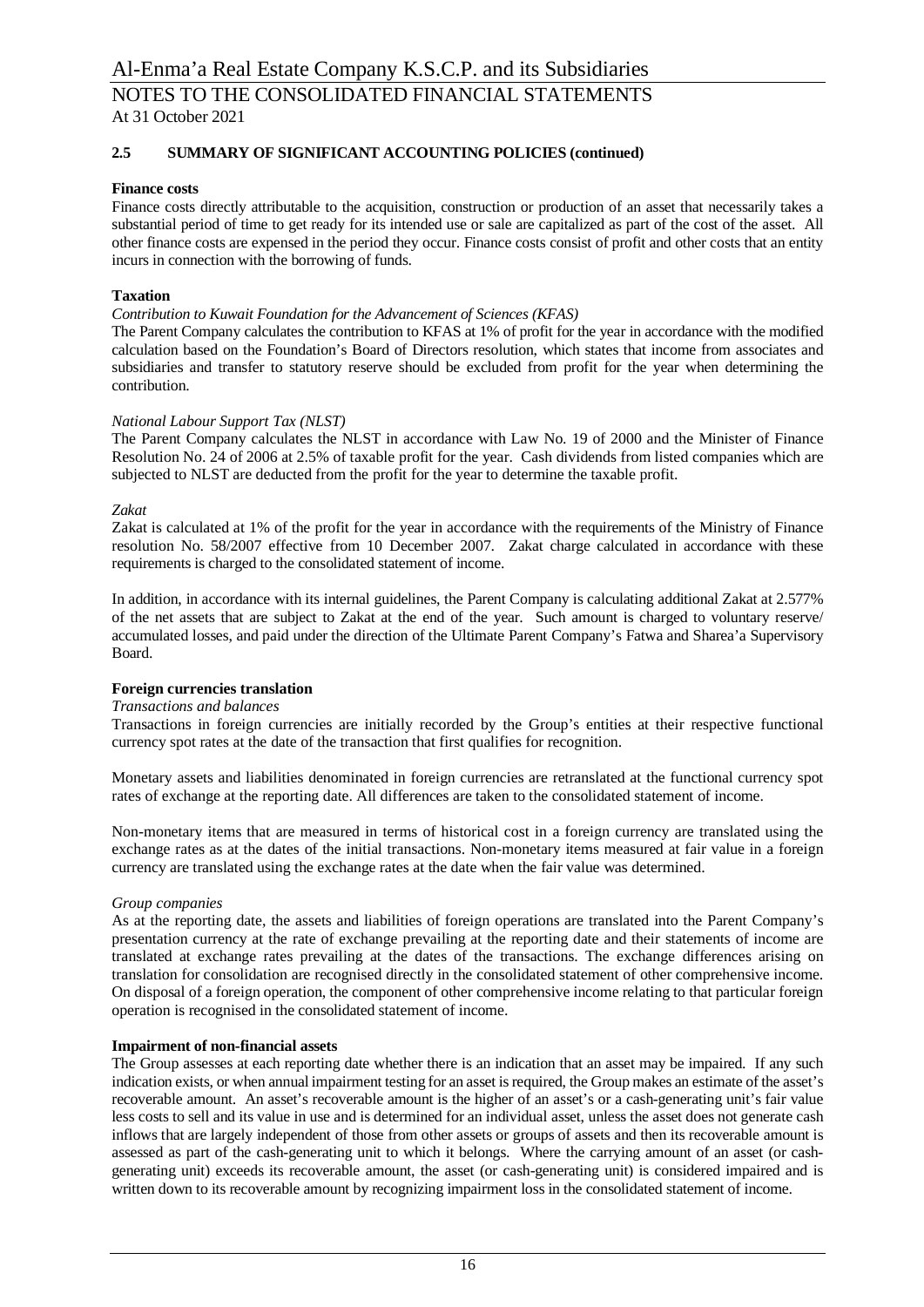## 2.5 SUMMARY OF SIGNIFICANT ACCOUNTING POLICIES (continued)

**Finance costs**

Finance costs directly attributable to the acquisition, construction or production of an asset that necessarily takes a substantial period of time to get ready for its intended use or sale are capitalized as part of the cost of the asset. All other finance costs are expensed in the period they occur. Finance costs consist of profit and other costs that an entity incurs in connection with the borrowing of funds.

**Taxation**

*Contribution to Kuwait Foundation for the Advancement of Sciences (KFAS)*

The Parent Company calculates the contribution to KFAS at 1% of profit for the year in accordance with the modified calculation based on the Foundation's Board of Directors resolution, which states that income from associates and subsidiaries and transfer to statutory reserve should be excluded from profit for the year when determining the contribution.

*National Labour Support Tax (NLST)*

The Parent Company calculates the NLST in accordance with Law No. 19 of 2000 and the Minister of Finance Resolution No. 24 of 2006 at 2.5% of taxable profit for the year. Cash dividends from listed companies which are subjected to NLST are deducted from the profit for the year to determine the taxable profit.

*Zakat*

Zakat is calculated at 1% of the profit for the year in accordance with the requirements of the Ministry of Finance resolution No. 58/2007 effective from 10 December 2007. Zakat charge calculated in accordance with these requirements is charged to the consolidated statement of income.

In addition, in accordance with its internal guidelines, the Parent Company is calculating additional Zakat at 2.577% of the net assets that are subject to Zakat at the end of the year. Such amount is charged to voluntary reserve/ accumulated losses, and paid under the direction of the Ultimate Parent Company's Fatwa and Sharea'a Supervisory Board.

**Foreign currencies translation**

*Transactions and balances*

Transactions in foreign currencies are initially recorded by the Group's entities at their respective functional currency spot rates at the date of the transaction that first qualifies for recognition.

Monetary assets and liabilities denominated in foreign currencies are retranslated at the functional currency spot rates of exchange at the reporting date. All differences are taken to the consolidated statement of income.

Non-monetary items that are measured in terms of historical cost in a foreign currency are translated using the exchange rates as at the dates of the initial transactions. Non-monetary items measured at fair value in a foreign currency are translated using the exchange rates at the date when the fair value was determined.

*Group companies*

As at the reporting date, the assets and liabilities of foreign operations are translated into the Parent Company's presentation currency at the rate of exchange prevailing at the reporting date and their statements of income are translated at exchange rates prevailing at the dates of the transactions. The exchange differences arising on translation for consolidation are recognised directly in the consolidated statement of other comprehensive income. On disposal of a foreign operation, the component of other comprehensive income relating to that particular foreign operation is recognised in the consolidated statement of income.

**Impairment of non-financial assets**

The Group assesses at each reporting date whether there is an indication that an asset may be impaired. If any such indication exists, or when annual impairment testing for an asset is required, the Group makes an estimate of the asset's recoverable amount. An asset's recoverable amount is the higher of an asset's or a cash-generating unit's fair value less costs to sell and its value in use and is determined for an individual asset, unless the asset does not generate cash inflows that are largely independent of those from other assets or groups of assets and then its recoverable amount is assessed as part of the cash-generating unit to which it belongs. Where the carrying amount of an asset (or cash-generating unit) exceeds its recoverable amount, the asset (or cash-generating unit) is considered impaired and is written down to its recoverable amount by recognizing impairment loss in the consolidated statement of income.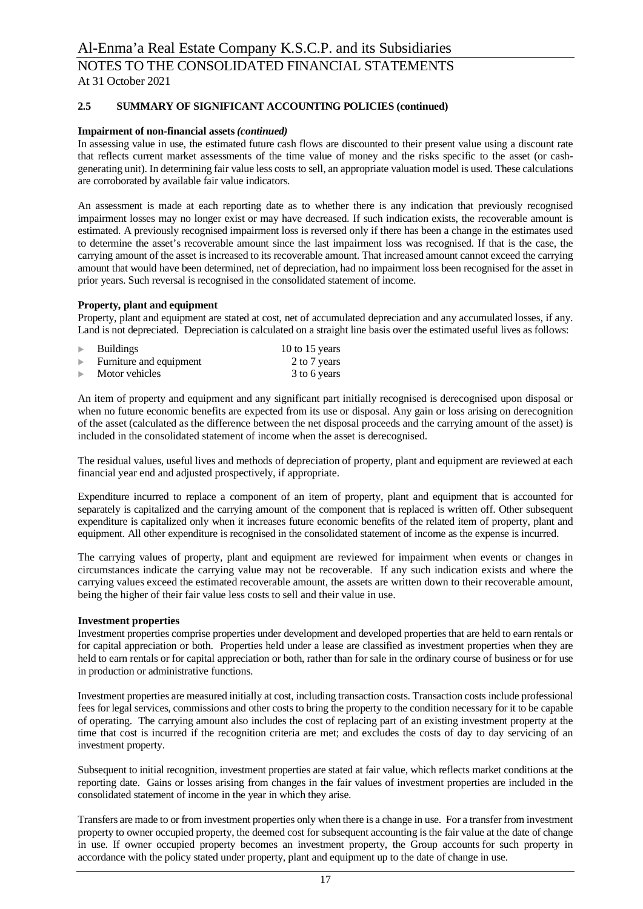## 2.5 SUMMARY OF SIGNIFICANT ACCOUNTING POLICIES (continued)

**Impairment of non-financial assets *(continued)***

In assessing value in use, the estimated future cash flows are discounted to their present value using a discount rate that reflects current market assessments of the time value of money and the risks specific to the asset (or cash-generating unit). In determining fair value less costs to sell, an appropriate valuation model is used. These calculations are corroborated by available fair value indicators.

An assessment is made at each reporting date as to whether there is any indication that previously recognised impairment losses may no longer exist or may have decreased. If such indication exists, the recoverable amount is estimated. A previously recognised impairment loss is reversed only if there has been a change in the estimates used to determine the asset's recoverable amount since the last impairment loss was recognised. If that is the case, the carrying amount of the asset is increased to its recoverable amount. That increased amount cannot exceed the carrying amount that would have been determined, net of depreciation, had no impairment loss been recognised for the asset in prior years. Such reversal is recognised in the consolidated statement of income.

**Property, plant and equipment**

Property, plant and equipment are stated at cost, net of accumulated depreciation and any accumulated losses, if any. Land is not depreciated. Depreciation is calculated on a straight line basis over the estimated useful lives as follows:

| | |
|---|---|
| ► Buildings | 10 to 15 years |
| ► Furniture and equipment | 2 to 7 years |
| ► Motor vehicles | 3 to 6 years |

An item of property and equipment and any significant part initially recognised is derecognised upon disposal or when no future economic benefits are expected from its use or disposal. Any gain or loss arising on derecognition of the asset (calculated as the difference between the net disposal proceeds and the carrying amount of the asset) is included in the consolidated statement of income when the asset is derecognised.

The residual values, useful lives and methods of depreciation of property, plant and equipment are reviewed at each financial year end and adjusted prospectively, if appropriate.

Expenditure incurred to replace a component of an item of property, plant and equipment that is accounted for separately is capitalized and the carrying amount of the component that is replaced is written off. Other subsequent expenditure is capitalized only when it increases future economic benefits of the related item of property, plant and equipment. All other expenditure is recognised in the consolidated statement of income as the expense is incurred.

The carrying values of property, plant and equipment are reviewed for impairment when events or changes in circumstances indicate the carrying value may not be recoverable. If any such indication exists and where the carrying values exceed the estimated recoverable amount, the assets are written down to their recoverable amount, being the higher of their fair value less costs to sell and their value in use.

**Investment properties**

Investment properties comprise properties under development and developed properties that are held to earn rentals or for capital appreciation or both. Properties held under a lease are classified as investment properties when they are held to earn rentals or for capital appreciation or both, rather than for sale in the ordinary course of business or for use in production or administrative functions.

Investment properties are measured initially at cost, including transaction costs. Transaction costs include professional fees for legal services, commissions and other costs to bring the property to the condition necessary for it to be capable of operating. The carrying amount also includes the cost of replacing part of an existing investment property at the time that cost is incurred if the recognition criteria are met; and excludes the costs of day to day servicing of an investment property.

Subsequent to initial recognition, investment properties are stated at fair value, which reflects market conditions at the reporting date. Gains or losses arising from changes in the fair values of investment properties are included in the consolidated statement of income in the year in which they arise.

Transfers are made to or from investment properties only when there is a change in use. For a transfer from investment property to owner occupied property, the deemed cost for subsequent accounting is the fair value at the date of change in use. If owner occupied property becomes an investment property, the Group accounts for such property in accordance with the policy stated under property, plant and equipment up to the date of change in use.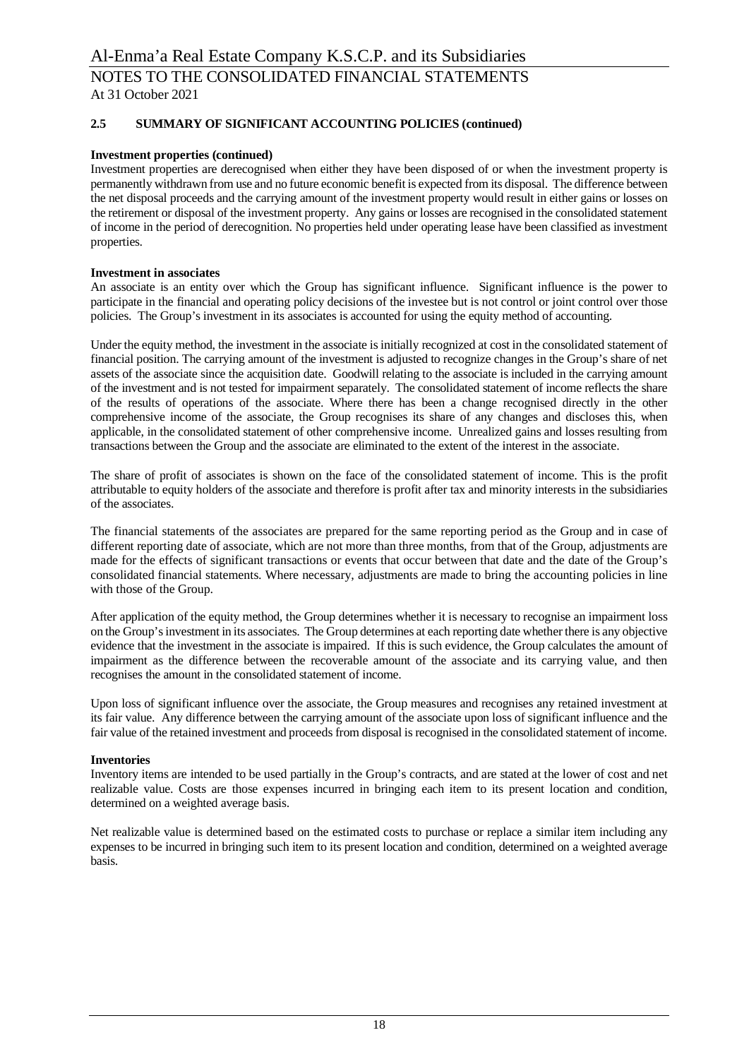## 2.5 SUMMARY OF SIGNIFICANT ACCOUNTING POLICIES (continued)

**Investment properties (continued)**

Investment properties are derecognised when either they have been disposed of or when the investment property is permanently withdrawn from use and no future economic benefit is expected from its disposal. The difference between the net disposal proceeds and the carrying amount of the investment property would result in either gains or losses on the retirement or disposal of the investment property. Any gains or losses are recognised in the consolidated statement of income in the period of derecognition. No properties held under operating lease have been classified as investment properties.

**Investment in associates**

An associate is an entity over which the Group has significant influence. Significant influence is the power to participate in the financial and operating policy decisions of the investee but is not control or joint control over those policies. The Group's investment in its associates is accounted for using the equity method of accounting.

Under the equity method, the investment in the associate is initially recognized at cost in the consolidated statement of financial position. The carrying amount of the investment is adjusted to recognize changes in the Group's share of net assets of the associate since the acquisition date. Goodwill relating to the associate is included in the carrying amount of the investment and is not tested for impairment separately. The consolidated statement of income reflects the share of the results of operations of the associate. Where there has been a change recognised directly in the other comprehensive income of the associate, the Group recognises its share of any changes and discloses this, when applicable, in the consolidated statement of other comprehensive income. Unrealized gains and losses resulting from transactions between the Group and the associate are eliminated to the extent of the interest in the associate.

The share of profit of associates is shown on the face of the consolidated statement of income. This is the profit attributable to equity holders of the associate and therefore is profit after tax and minority interests in the subsidiaries of the associates.

The financial statements of the associates are prepared for the same reporting period as the Group and in case of different reporting date of associate, which are not more than three months, from that of the Group, adjustments are made for the effects of significant transactions or events that occur between that date and the date of the Group's consolidated financial statements. Where necessary, adjustments are made to bring the accounting policies in line with those of the Group.

After application of the equity method, the Group determines whether it is necessary to recognise an impairment loss on the Group's investment in its associates. The Group determines at each reporting date whether there is any objective evidence that the investment in the associate is impaired. If this is such evidence, the Group calculates the amount of impairment as the difference between the recoverable amount of the associate and its carrying value, and then recognises the amount in the consolidated statement of income.

Upon loss of significant influence over the associate, the Group measures and recognises any retained investment at its fair value. Any difference between the carrying amount of the associate upon loss of significant influence and the fair value of the retained investment and proceeds from disposal is recognised in the consolidated statement of income.

**Inventories**

Inventory items are intended to be used partially in the Group's contracts, and are stated at the lower of cost and net realizable value. Costs are those expenses incurred in bringing each item to its present location and condition, determined on a weighted average basis.

Net realizable value is determined based on the estimated costs to purchase or replace a similar item including any expenses to be incurred in bringing such item to its present location and condition, determined on a weighted average basis.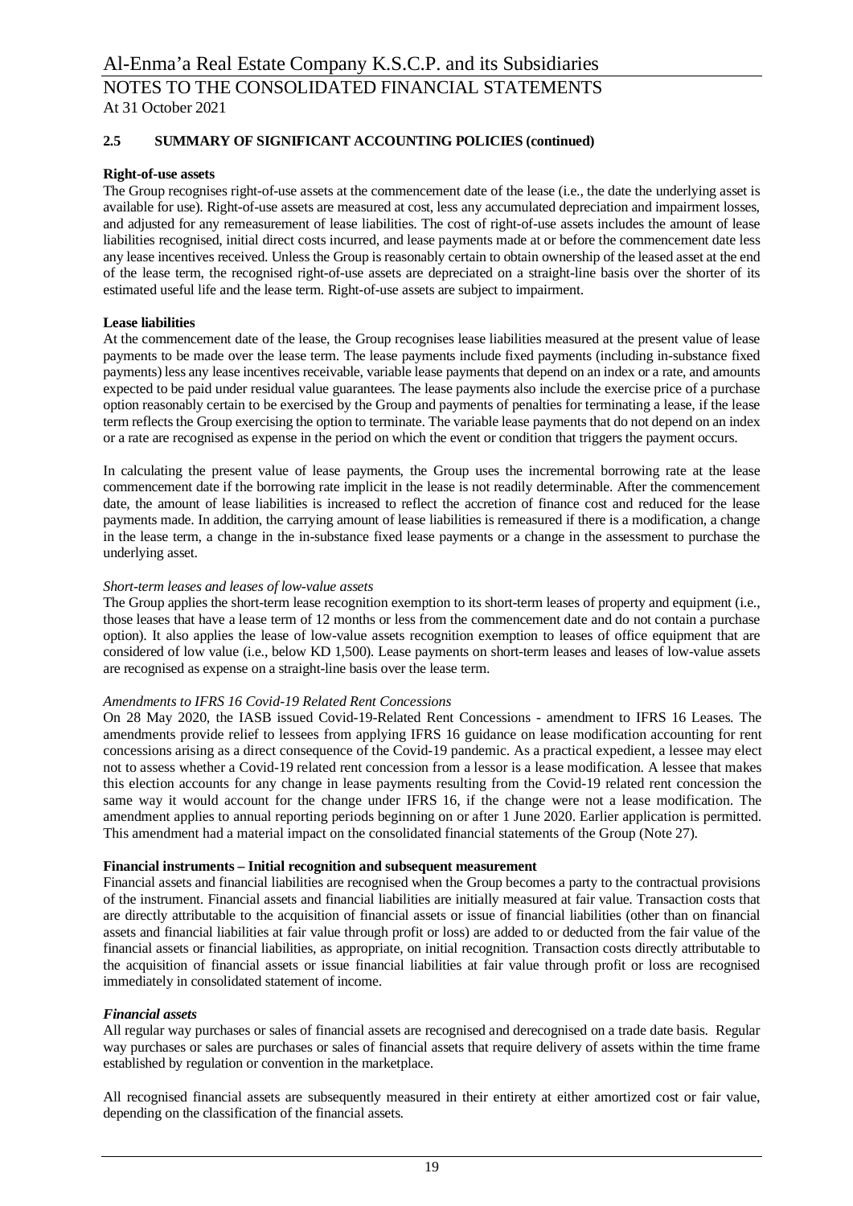## 2.5 SUMMARY OF SIGNIFICANT ACCOUNTING POLICIES (continued)

**Right-of-use assets**

The Group recognises right-of-use assets at the commencement date of the lease (i.e., the date the underlying asset is available for use). Right-of-use assets are measured at cost, less any accumulated depreciation and impairment losses, and adjusted for any remeasurement of lease liabilities. The cost of right-of-use assets includes the amount of lease liabilities recognised, initial direct costs incurred, and lease payments made at or before the commencement date less any lease incentives received. Unless the Group is reasonably certain to obtain ownership of the leased asset at the end of the lease term, the recognised right-of-use assets are depreciated on a straight-line basis over the shorter of its estimated useful life and the lease term. Right-of-use assets are subject to impairment.

**Lease liabilities**

At the commencement date of the lease, the Group recognises lease liabilities measured at the present value of lease payments to be made over the lease term. The lease payments include fixed payments (including in-substance fixed payments) less any lease incentives receivable, variable lease payments that depend on an index or a rate, and amounts expected to be paid under residual value guarantees. The lease payments also include the exercise price of a purchase option reasonably certain to be exercised by the Group and payments of penalties for terminating a lease, if the lease term reflects the Group exercising the option to terminate. The variable lease payments that do not depend on an index or a rate are recognised as expense in the period on which the event or condition that triggers the payment occurs.

In calculating the present value of lease payments, the Group uses the incremental borrowing rate at the lease commencement date if the borrowing rate implicit in the lease is not readily determinable. After the commencement date, the amount of lease liabilities is increased to reflect the accretion of finance cost and reduced for the lease payments made. In addition, the carrying amount of lease liabilities is remeasured if there is a modification, a change in the lease term, a change in the in-substance fixed lease payments or a change in the assessment to purchase the underlying asset.

*Short-term leases and leases of low-value assets*

The Group applies the short-term lease recognition exemption to its short-term leases of property and equipment (i.e., those leases that have a lease term of 12 months or less from the commencement date and do not contain a purchase option). It also applies the lease of low-value assets recognition exemption to leases of office equipment that are considered of low value (i.e., below KD 1,500). Lease payments on short-term leases and leases of low-value assets are recognised as expense on a straight-line basis over the lease term.

*Amendments to IFRS 16 Covid-19 Related Rent Concessions*

On 28 May 2020, the IASB issued Covid-19-Related Rent Concessions - amendment to IFRS 16 Leases. The amendments provide relief to lessees from applying IFRS 16 guidance on lease modification accounting for rent concessions arising as a direct consequence of the Covid-19 pandemic. As a practical expedient, a lessee may elect not to assess whether a Covid-19 related rent concession from a lessor is a lease modification. A lessee that makes this election accounts for any change in lease payments resulting from the Covid-19 related rent concession the same way it would account for the change under IFRS 16, if the change were not a lease modification. The amendment applies to annual reporting periods beginning on or after 1 June 2020. Earlier application is permitted. This amendment had a material impact on the consolidated financial statements of the Group (Note 27).

**Financial instruments – Initial recognition and subsequent measurement**

Financial assets and financial liabilities are recognised when the Group becomes a party to the contractual provisions of the instrument. Financial assets and financial liabilities are initially measured at fair value. Transaction costs that are directly attributable to the acquisition of financial assets or issue of financial liabilities (other than on financial assets and financial liabilities at fair value through profit or loss) are added to or deducted from the fair value of the financial assets or financial liabilities, as appropriate, on initial recognition. Transaction costs directly attributable to the acquisition of financial assets or issue financial liabilities at fair value through profit or loss are recognised immediately in consolidated statement of income.

***Financial assets***

All regular way purchases or sales of financial assets are recognised and derecognised on a trade date basis. Regular way purchases or sales are purchases or sales of financial assets that require delivery of assets within the time frame established by regulation or convention in the marketplace.

All recognised financial assets are subsequently measured in their entirety at either amortized cost or fair value, depending on the classification of the financial assets.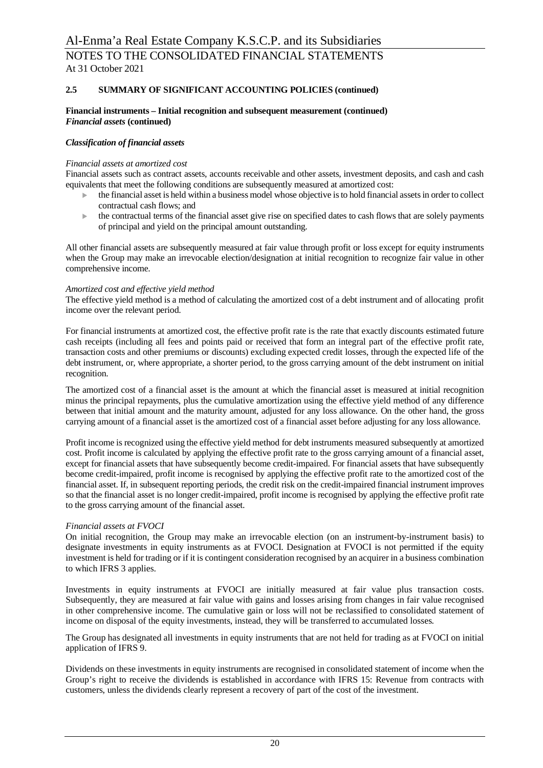## 2.5 SUMMARY OF SIGNIFICANT ACCOUNTING POLICIES (continued)

**Financial instruments – Initial recognition and subsequent measurement (continued)**
***Financial assets*** **(continued)**

***Classification of financial assets***

*Financial assets at amortized cost*
Financial assets such as contract assets, accounts receivable and other assets, investment deposits, and cash and cash equivalents that meet the following conditions are subsequently measured at amortized cost:

- the financial asset is held within a business model whose objective is to hold financial assets in order to collect contractual cash flows; and
- the contractual terms of the financial asset give rise on specified dates to cash flows that are solely payments of principal and yield on the principal amount outstanding.

All other financial assets are subsequently measured at fair value through profit or loss except for equity instruments when the Group may make an irrevocable election/designation at initial recognition to recognize fair value in other comprehensive income.

*Amortized cost and effective yield method*
The effective yield method is a method of calculating the amortized cost of a debt instrument and of allocating profit income over the relevant period.

For financial instruments at amortized cost, the effective profit rate is the rate that exactly discounts estimated future cash receipts (including all fees and points paid or received that form an integral part of the effective profit rate, transaction costs and other premiums or discounts) excluding expected credit losses, through the expected life of the debt instrument, or, where appropriate, a shorter period, to the gross carrying amount of the debt instrument on initial recognition.

The amortized cost of a financial asset is the amount at which the financial asset is measured at initial recognition minus the principal repayments, plus the cumulative amortization using the effective yield method of any difference between that initial amount and the maturity amount, adjusted for any loss allowance. On the other hand, the gross carrying amount of a financial asset is the amortized cost of a financial asset before adjusting for any loss allowance.

Profit income is recognized using the effective yield method for debt instruments measured subsequently at amortized cost. Profit income is calculated by applying the effective profit rate to the gross carrying amount of a financial asset, except for financial assets that have subsequently become credit-impaired. For financial assets that have subsequently become credit-impaired, profit income is recognised by applying the effective profit rate to the amortized cost of the financial asset. If, in subsequent reporting periods, the credit risk on the credit-impaired financial instrument improves so that the financial asset is no longer credit-impaired, profit income is recognised by applying the effective profit rate to the gross carrying amount of the financial asset.

*Financial assets at FVOCI*
On initial recognition, the Group may make an irrevocable election (on an instrument-by-instrument basis) to designate investments in equity instruments as at FVOCI. Designation at FVOCI is not permitted if the equity investment is held for trading or if it is contingent consideration recognised by an acquirer in a business combination to which IFRS 3 applies.

Investments in equity instruments at FVOCI are initially measured at fair value plus transaction costs. Subsequently, they are measured at fair value with gains and losses arising from changes in fair value recognised in other comprehensive income. The cumulative gain or loss will not be reclassified to consolidated statement of income on disposal of the equity investments, instead, they will be transferred to accumulated losses.

The Group has designated all investments in equity instruments that are not held for trading as at FVOCI on initial application of IFRS 9.

Dividends on these investments in equity instruments are recognised in consolidated statement of income when the Group's right to receive the dividends is established in accordance with IFRS 15: Revenue from contracts with customers, unless the dividends clearly represent a recovery of part of the cost of the investment.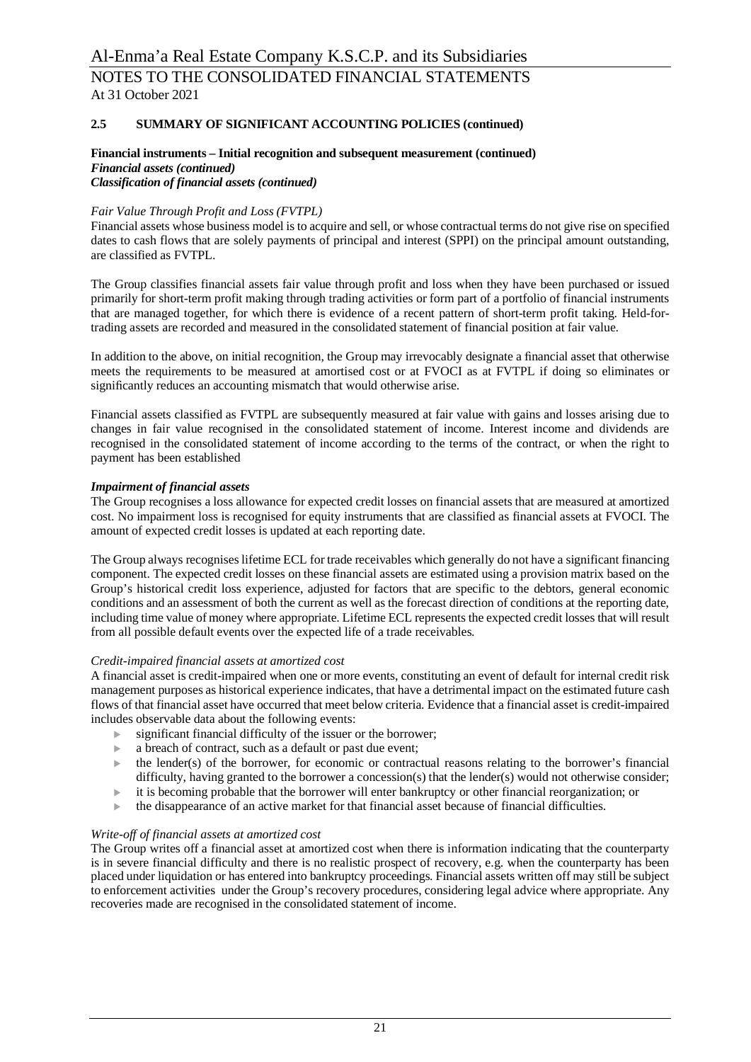**2.5 SUMMARY OF SIGNIFICANT ACCOUNTING POLICIES (continued)**

**Financial instruments – Initial recognition and subsequent measurement (continued)**
***Financial assets (continued)***
***Classification of financial assets (continued)***

*Fair Value Through Profit and Loss (FVTPL)*
Financial assets whose business model is to acquire and sell, or whose contractual terms do not give rise on specified dates to cash flows that are solely payments of principal and interest (SPPI) on the principal amount outstanding, are classified as FVTPL.

The Group classifies financial assets fair value through profit and loss when they have been purchased or issued primarily for short-term profit making through trading activities or form part of a portfolio of financial instruments that are managed together, for which there is evidence of a recent pattern of short-term profit taking. Held-for-trading assets are recorded and measured in the consolidated statement of financial position at fair value.

In addition to the above, on initial recognition, the Group may irrevocably designate a financial asset that otherwise meets the requirements to be measured at amortised cost or at FVOCI as at FVTPL if doing so eliminates or significantly reduces an accounting mismatch that would otherwise arise.

Financial assets classified as FVTPL are subsequently measured at fair value with gains and losses arising due to changes in fair value recognised in the consolidated statement of income. Interest income and dividends are recognised in the consolidated statement of income according to the terms of the contract, or when the right to payment has been established

***Impairment of financial assets***
The Group recognises a loss allowance for expected credit losses on financial assets that are measured at amortized cost. No impairment loss is recognised for equity instruments that are classified as financial assets at FVOCI. The amount of expected credit losses is updated at each reporting date.

The Group always recognises lifetime ECL for trade receivables which generally do not have a significant financing component. The expected credit losses on these financial assets are estimated using a provision matrix based on the Group's historical credit loss experience, adjusted for factors that are specific to the debtors, general economic conditions and an assessment of both the current as well as the forecast direction of conditions at the reporting date, including time value of money where appropriate. Lifetime ECL represents the expected credit losses that will result from all possible default events over the expected life of a trade receivables.

*Credit-impaired financial assets at amortized cost*
A financial asset is credit-impaired when one or more events, constituting an event of default for internal credit risk management purposes as historical experience indicates, that have a detrimental impact on the estimated future cash flows of that financial asset have occurred that meet below criteria. Evidence that a financial asset is credit-impaired includes observable data about the following events:

- significant financial difficulty of the issuer or the borrower;
- a breach of contract, such as a default or past due event;
- the lender(s) of the borrower, for economic or contractual reasons relating to the borrower's financial difficulty, having granted to the borrower a concession(s) that the lender(s) would not otherwise consider;
- it is becoming probable that the borrower will enter bankruptcy or other financial reorganization; or
- the disappearance of an active market for that financial asset because of financial difficulties.

*Write-off of financial assets at amortized cost*
The Group writes off a financial asset at amortized cost when there is information indicating that the counterparty is in severe financial difficulty and there is no realistic prospect of recovery, e.g. when the counterparty has been placed under liquidation or has entered into bankruptcy proceedings. Financial assets written off may still be subject to enforcement activities under the Group's recovery procedures, considering legal advice where appropriate. Any recoveries made are recognised in the consolidated statement of income.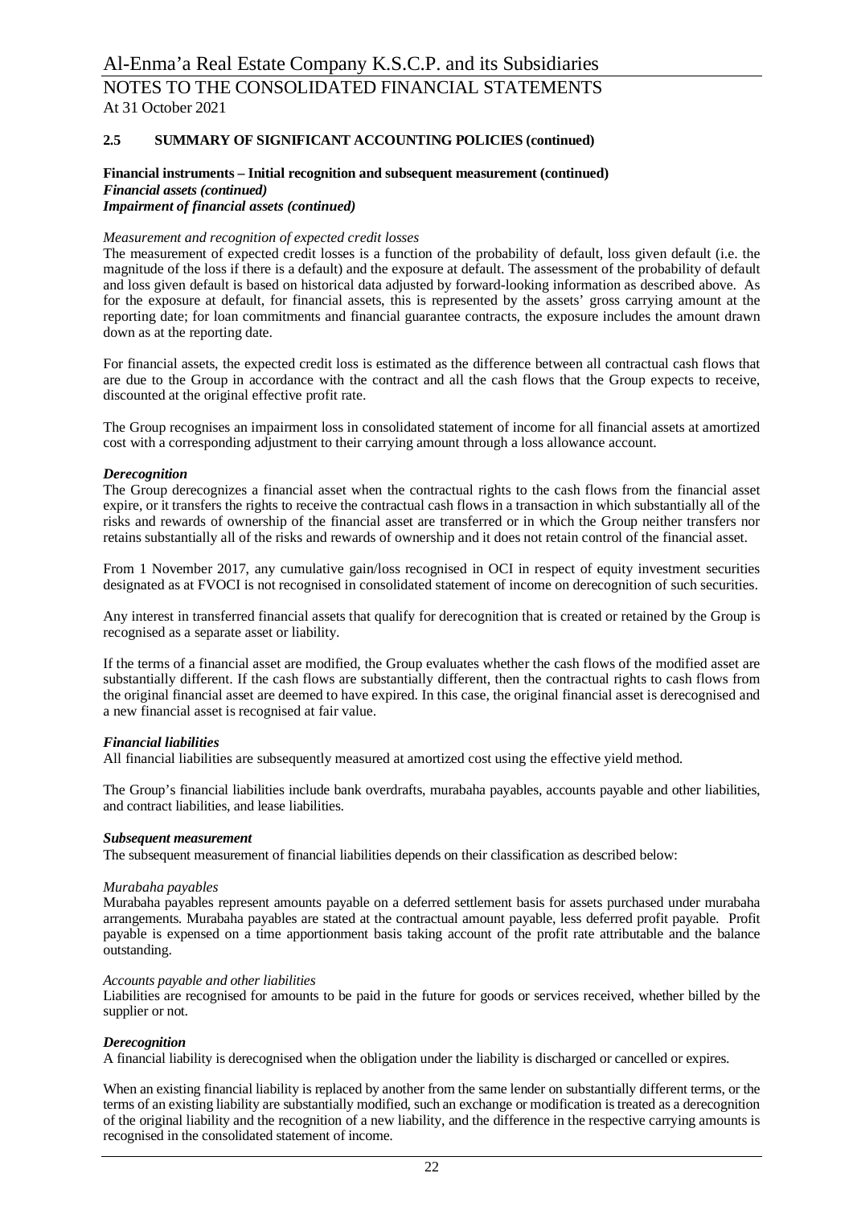## 2.5 SUMMARY OF SIGNIFICANT ACCOUNTING POLICIES (continued)

**Financial instruments – Initial recognition and subsequent measurement (continued)**
***Financial assets (continued)***
***Impairment of financial assets (continued)***

*Measurement and recognition of expected credit losses*
The measurement of expected credit losses is a function of the probability of default, loss given default (i.e. the magnitude of the loss if there is a default) and the exposure at default. The assessment of the probability of default and loss given default is based on historical data adjusted by forward-looking information as described above. As for the exposure at default, for financial assets, this is represented by the assets' gross carrying amount at the reporting date; for loan commitments and financial guarantee contracts, the exposure includes the amount drawn down as at the reporting date.

For financial assets, the expected credit loss is estimated as the difference between all contractual cash flows that are due to the Group in accordance with the contract and all the cash flows that the Group expects to receive, discounted at the original effective profit rate.

The Group recognises an impairment loss in consolidated statement of income for all financial assets at amortized cost with a corresponding adjustment to their carrying amount through a loss allowance account.

***Derecognition***
The Group derecognizes a financial asset when the contractual rights to the cash flows from the financial asset expire, or it transfers the rights to receive the contractual cash flows in a transaction in which substantially all of the risks and rewards of ownership of the financial asset are transferred or in which the Group neither transfers nor retains substantially all of the risks and rewards of ownership and it does not retain control of the financial asset.

From 1 November 2017, any cumulative gain/loss recognised in OCI in respect of equity investment securities designated as at FVOCI is not recognised in consolidated statement of income on derecognition of such securities.

Any interest in transferred financial assets that qualify for derecognition that is created or retained by the Group is recognised as a separate asset or liability.

If the terms of a financial asset are modified, the Group evaluates whether the cash flows of the modified asset are substantially different. If the cash flows are substantially different, then the contractual rights to cash flows from the original financial asset are deemed to have expired. In this case, the original financial asset is derecognised and a new financial asset is recognised at fair value.

***Financial liabilities***
All financial liabilities are subsequently measured at amortized cost using the effective yield method.

The Group's financial liabilities include bank overdrafts, murabaha payables, accounts payable and other liabilities, and contract liabilities, and lease liabilities.

***Subsequent measurement***
The subsequent measurement of financial liabilities depends on their classification as described below:

*Murabaha payables*
Murabaha payables represent amounts payable on a deferred settlement basis for assets purchased under murabaha arrangements. Murabaha payables are stated at the contractual amount payable, less deferred profit payable. Profit payable is expensed on a time apportionment basis taking account of the profit rate attributable and the balance outstanding.

*Accounts payable and other liabilities*
Liabilities are recognised for amounts to be paid in the future for goods or services received, whether billed by the supplier or not.

***Derecognition***
A financial liability is derecognised when the obligation under the liability is discharged or cancelled or expires.

When an existing financial liability is replaced by another from the same lender on substantially different terms, or the terms of an existing liability are substantially modified, such an exchange or modification is treated as a derecognition of the original liability and the recognition of a new liability, and the difference in the respective carrying amounts is recognised in the consolidated statement of income.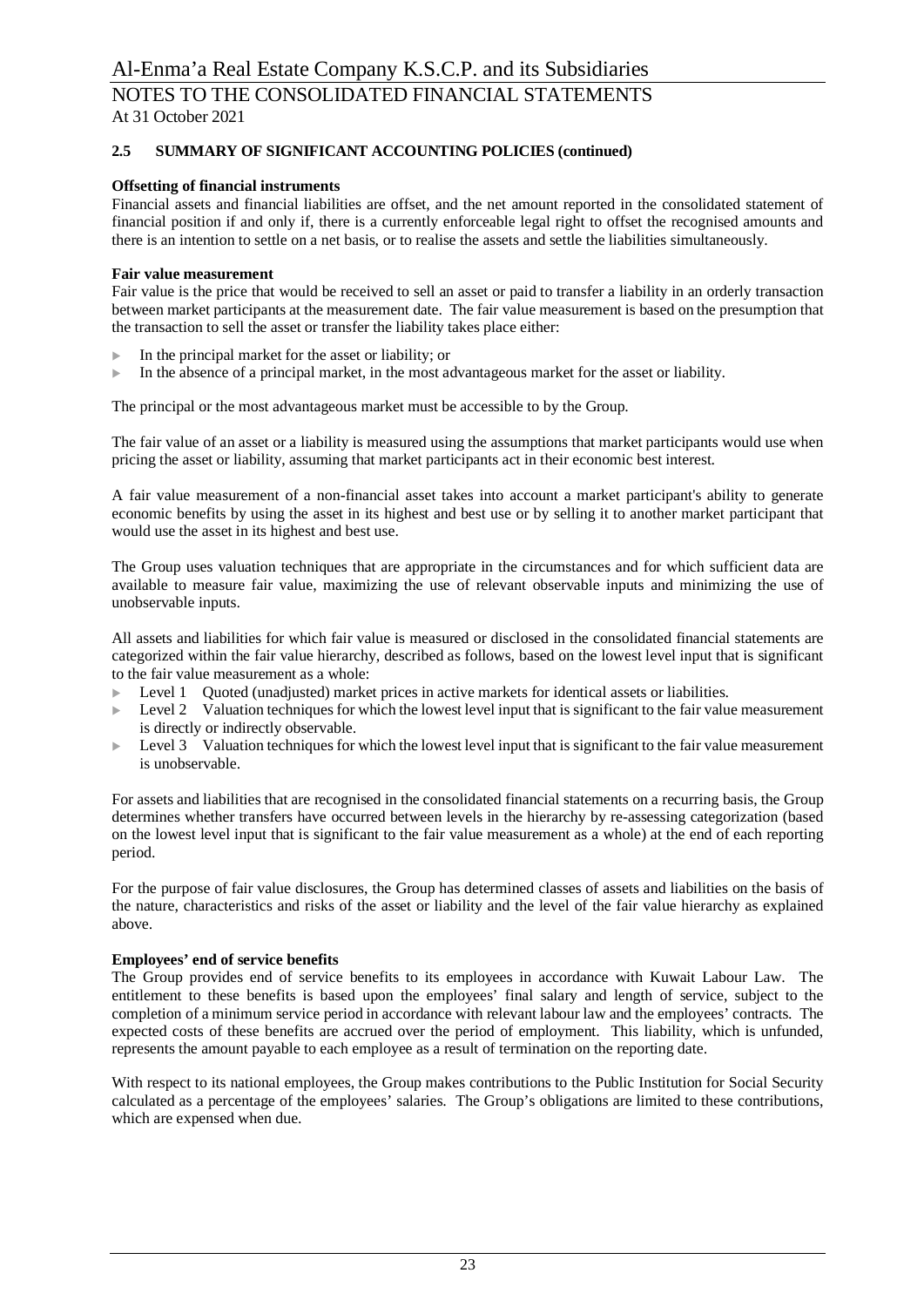## 2.5 SUMMARY OF SIGNIFICANT ACCOUNTING POLICIES (continued)

**Offsetting of financial instruments**

Financial assets and financial liabilities are offset, and the net amount reported in the consolidated statement of financial position if and only if, there is a currently enforceable legal right to offset the recognised amounts and there is an intention to settle on a net basis, or to realise the assets and settle the liabilities simultaneously.

**Fair value measurement**

Fair value is the price that would be received to sell an asset or paid to transfer a liability in an orderly transaction between market participants at the measurement date. The fair value measurement is based on the presumption that the transaction to sell the asset or transfer the liability takes place either:

- In the principal market for the asset or liability; or
- In the absence of a principal market, in the most advantageous market for the asset or liability.

The principal or the most advantageous market must be accessible to by the Group.

The fair value of an asset or a liability is measured using the assumptions that market participants would use when pricing the asset or liability, assuming that market participants act in their economic best interest.

A fair value measurement of a non-financial asset takes into account a market participant's ability to generate economic benefits by using the asset in its highest and best use or by selling it to another market participant that would use the asset in its highest and best use.

The Group uses valuation techniques that are appropriate in the circumstances and for which sufficient data are available to measure fair value, maximizing the use of relevant observable inputs and minimizing the use of unobservable inputs.

All assets and liabilities for which fair value is measured or disclosed in the consolidated financial statements are categorized within the fair value hierarchy, described as follows, based on the lowest level input that is significant to the fair value measurement as a whole:

- Level 1 Quoted (unadjusted) market prices in active markets for identical assets or liabilities.
- Level 2 Valuation techniques for which the lowest level input that is significant to the fair value measurement is directly or indirectly observable.
- Level 3 Valuation techniques for which the lowest level input that is significant to the fair value measurement is unobservable.

For assets and liabilities that are recognised in the consolidated financial statements on a recurring basis, the Group determines whether transfers have occurred between levels in the hierarchy by re-assessing categorization (based on the lowest level input that is significant to the fair value measurement as a whole) at the end of each reporting period.

For the purpose of fair value disclosures, the Group has determined classes of assets and liabilities on the basis of the nature, characteristics and risks of the asset or liability and the level of the fair value hierarchy as explained above.

**Employees' end of service benefits**

The Group provides end of service benefits to its employees in accordance with Kuwait Labour Law. The entitlement to these benefits is based upon the employees' final salary and length of service, subject to the completion of a minimum service period in accordance with relevant labour law and the employees' contracts. The expected costs of these benefits are accrued over the period of employment. This liability, which is unfunded, represents the amount payable to each employee as a result of termination on the reporting date.

With respect to its national employees, the Group makes contributions to the Public Institution for Social Security calculated as a percentage of the employees' salaries. The Group's obligations are limited to these contributions, which are expensed when due.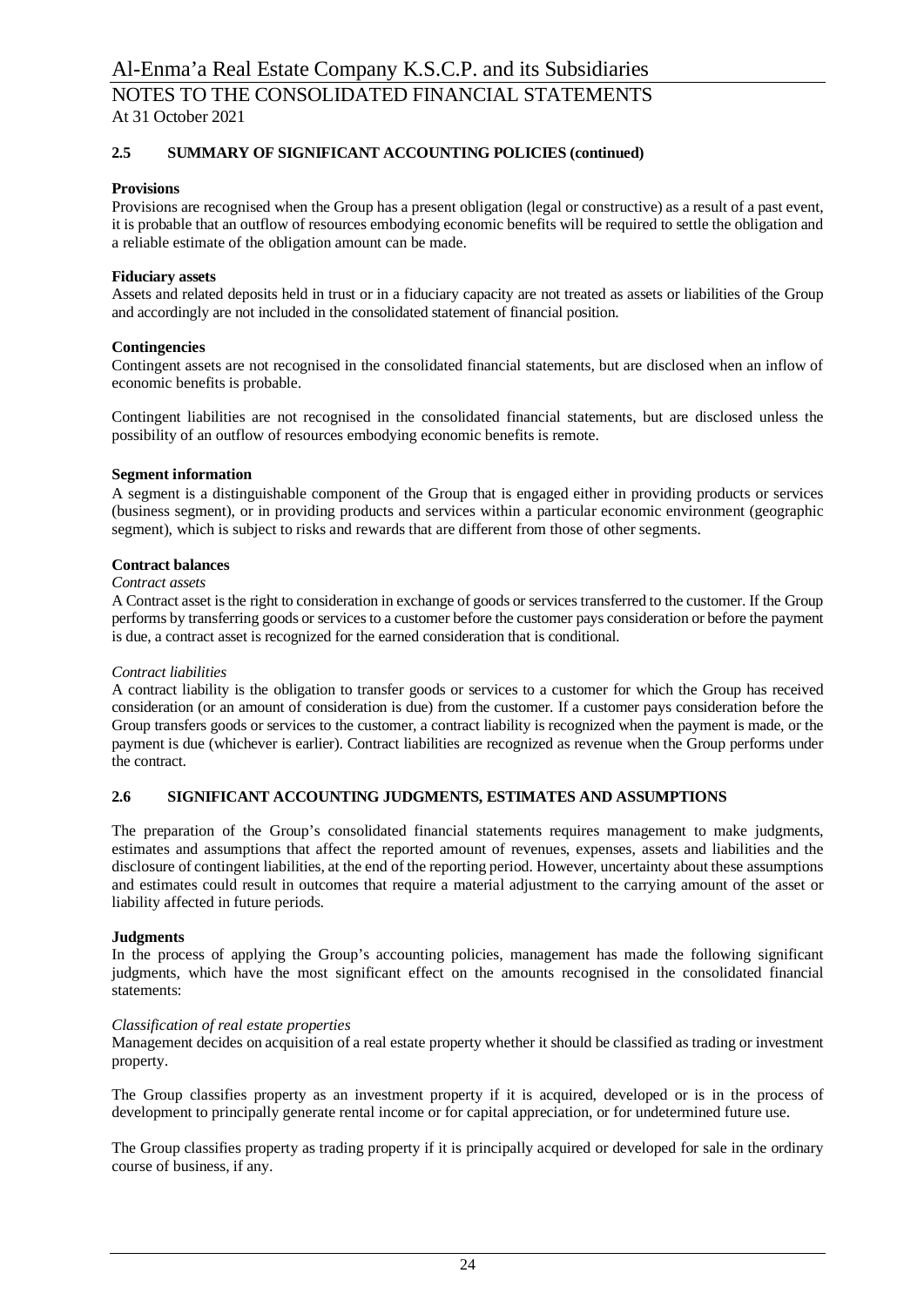## 2.5 SUMMARY OF SIGNIFICANT ACCOUNTING POLICIES (continued)

**Provisions**

Provisions are recognised when the Group has a present obligation (legal or constructive) as a result of a past event, it is probable that an outflow of resources embodying economic benefits will be required to settle the obligation and a reliable estimate of the obligation amount can be made.

**Fiduciary assets**

Assets and related deposits held in trust or in a fiduciary capacity are not treated as assets or liabilities of the Group and accordingly are not included in the consolidated statement of financial position.

**Contingencies**

Contingent assets are not recognised in the consolidated financial statements, but are disclosed when an inflow of economic benefits is probable.

Contingent liabilities are not recognised in the consolidated financial statements, but are disclosed unless the possibility of an outflow of resources embodying economic benefits is remote.

**Segment information**

A segment is a distinguishable component of the Group that is engaged either in providing products or services (business segment), or in providing products and services within a particular economic environment (geographic segment), which is subject to risks and rewards that are different from those of other segments.

**Contract balances**

*Contract assets*

A Contract asset is the right to consideration in exchange of goods or services transferred to the customer. If the Group performs by transferring goods or services to a customer before the customer pays consideration or before the payment is due, a contract asset is recognized for the earned consideration that is conditional.

*Contract liabilities*

A contract liability is the obligation to transfer goods or services to a customer for which the Group has received consideration (or an amount of consideration is due) from the customer. If a customer pays consideration before the Group transfers goods or services to the customer, a contract liability is recognized when the payment is made, or the payment is due (whichever is earlier). Contract liabilities are recognized as revenue when the Group performs under the contract.

## 2.6 SIGNIFICANT ACCOUNTING JUDGMENTS, ESTIMATES AND ASSUMPTIONS

The preparation of the Group's consolidated financial statements requires management to make judgments, estimates and assumptions that affect the reported amount of revenues, expenses, assets and liabilities and the disclosure of contingent liabilities, at the end of the reporting period. However, uncertainty about these assumptions and estimates could result in outcomes that require a material adjustment to the carrying amount of the asset or liability affected in future periods.

**Judgments**

In the process of applying the Group's accounting policies, management has made the following significant judgments, which have the most significant effect on the amounts recognised in the consolidated financial statements:

*Classification of real estate properties*

Management decides on acquisition of a real estate property whether it should be classified as trading or investment property.

The Group classifies property as an investment property if it is acquired, developed or is in the process of development to principally generate rental income or for capital appreciation, or for undetermined future use.

The Group classifies property as trading property if it is principally acquired or developed for sale in the ordinary course of business, if any.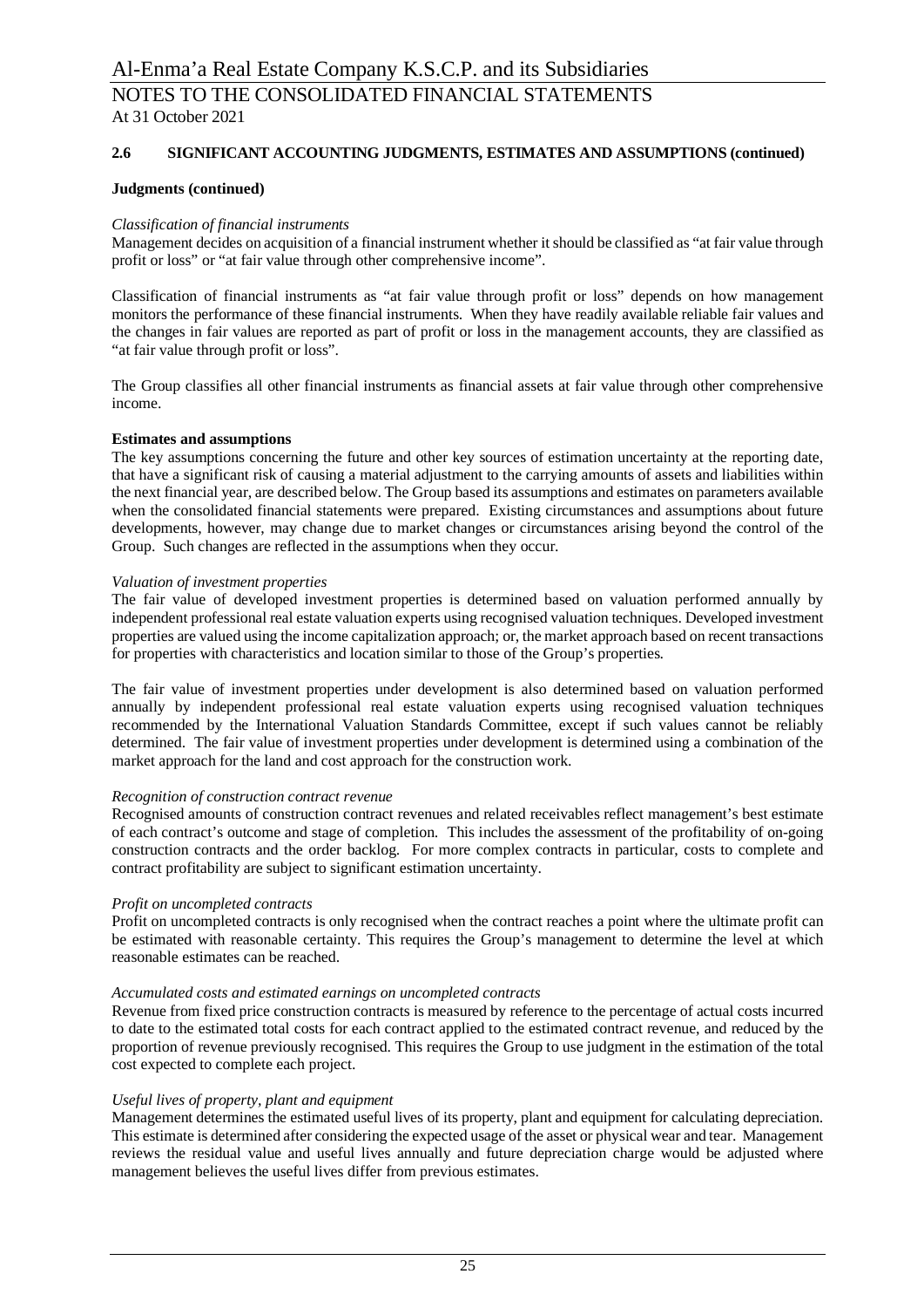## 2.6 SIGNIFICANT ACCOUNTING JUDGMENTS, ESTIMATES AND ASSUMPTIONS (continued)

**Judgments (continued)**

*Classification of financial instruments*

Management decides on acquisition of a financial instrument whether it should be classified as "at fair value through profit or loss" or "at fair value through other comprehensive income".

Classification of financial instruments as "at fair value through profit or loss" depends on how management monitors the performance of these financial instruments. When they have readily available reliable fair values and the changes in fair values are reported as part of profit or loss in the management accounts, they are classified as "at fair value through profit or loss".

The Group classifies all other financial instruments as financial assets at fair value through other comprehensive income.

**Estimates and assumptions**

The key assumptions concerning the future and other key sources of estimation uncertainty at the reporting date, that have a significant risk of causing a material adjustment to the carrying amounts of assets and liabilities within the next financial year, are described below. The Group based its assumptions and estimates on parameters available when the consolidated financial statements were prepared. Existing circumstances and assumptions about future developments, however, may change due to market changes or circumstances arising beyond the control of the Group. Such changes are reflected in the assumptions when they occur.

*Valuation of investment properties*

The fair value of developed investment properties is determined based on valuation performed annually by independent professional real estate valuation experts using recognised valuation techniques. Developed investment properties are valued using the income capitalization approach; or, the market approach based on recent transactions for properties with characteristics and location similar to those of the Group's properties.

The fair value of investment properties under development is also determined based on valuation performed annually by independent professional real estate valuation experts using recognised valuation techniques recommended by the International Valuation Standards Committee, except if such values cannot be reliably determined. The fair value of investment properties under development is determined using a combination of the market approach for the land and cost approach for the construction work.

*Recognition of construction contract revenue*

Recognised amounts of construction contract revenues and related receivables reflect management's best estimate of each contract's outcome and stage of completion. This includes the assessment of the profitability of on-going construction contracts and the order backlog. For more complex contracts in particular, costs to complete and contract profitability are subject to significant estimation uncertainty.

*Profit on uncompleted contracts*

Profit on uncompleted contracts is only recognised when the contract reaches a point where the ultimate profit can be estimated with reasonable certainty. This requires the Group's management to determine the level at which reasonable estimates can be reached.

*Accumulated costs and estimated earnings on uncompleted contracts*

Revenue from fixed price construction contracts is measured by reference to the percentage of actual costs incurred to date to the estimated total costs for each contract applied to the estimated contract revenue, and reduced by the proportion of revenue previously recognised. This requires the Group to use judgment in the estimation of the total cost expected to complete each project.

*Useful lives of property, plant and equipment*

Management determines the estimated useful lives of its property, plant and equipment for calculating depreciation. This estimate is determined after considering the expected usage of the asset or physical wear and tear. Management reviews the residual value and useful lives annually and future depreciation charge would be adjusted where management believes the useful lives differ from previous estimates.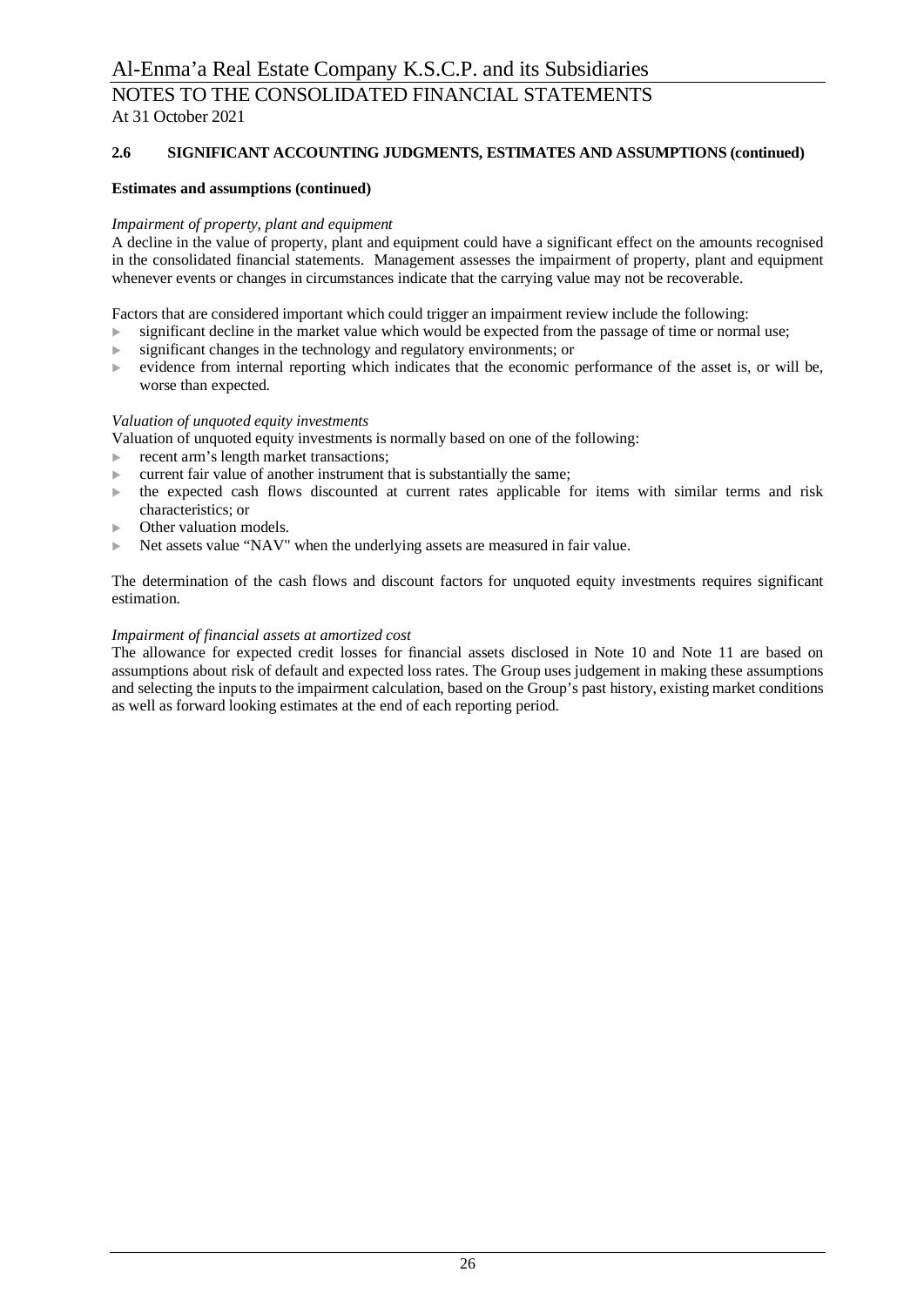### 2.6 SIGNIFICANT ACCOUNTING JUDGMENTS, ESTIMATES AND ASSUMPTIONS (continued)

**Estimates and assumptions (continued)**

*Impairment of property, plant and equipment*

A decline in the value of property, plant and equipment could have a significant effect on the amounts recognised in the consolidated financial statements. Management assesses the impairment of property, plant and equipment whenever events or changes in circumstances indicate that the carrying value may not be recoverable.

Factors that are considered important which could trigger an impairment review include the following:

- significant decline in the market value which would be expected from the passage of time or normal use;
- significant changes in the technology and regulatory environments; or
- evidence from internal reporting which indicates that the economic performance of the asset is, or will be, worse than expected.

*Valuation of unquoted equity investments*

Valuation of unquoted equity investments is normally based on one of the following:

- recent arm's length market transactions;
- current fair value of another instrument that is substantially the same;
- the expected cash flows discounted at current rates applicable for items with similar terms and risk characteristics; or
- Other valuation models.
- Net assets value "NAV" when the underlying assets are measured in fair value.

The determination of the cash flows and discount factors for unquoted equity investments requires significant estimation.

*Impairment of financial assets at amortized cost*

The allowance for expected credit losses for financial assets disclosed in Note 10 and Note 11 are based on assumptions about risk of default and expected loss rates. The Group uses judgement in making these assumptions and selecting the inputs to the impairment calculation, based on the Group's past history, existing market conditions as well as forward looking estimates at the end of each reporting period.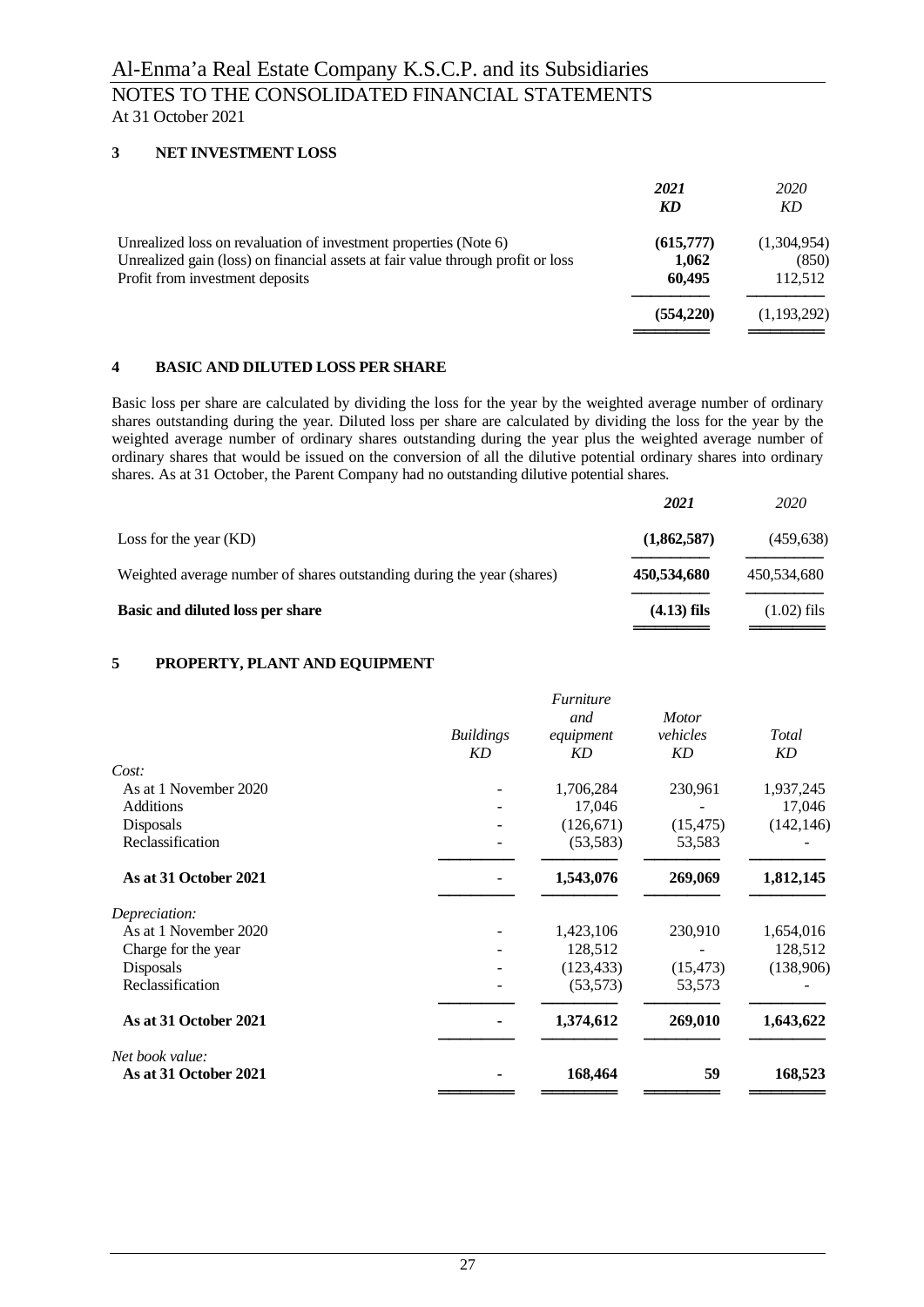## 3 NET INVESTMENT LOSS

| | **2021** | 2020 |
|---|---|---|
| | ***KD*** | *KD* |
| Unrealized loss on revaluation of investment properties (Note 6) | **(615,777)** | (1,304,954) |
| Unrealized gain (loss) on financial assets at fair value through profit or loss | **1,062** | (850) |
| Profit from investment deposits | **60,495** | 112,512 |
| | **(554,220)** | (1,193,292) |

## 4 BASIC AND DILUTED LOSS PER SHARE

Basic loss per share are calculated by dividing the loss for the year by the weighted average number of ordinary shares outstanding during the year. Diluted loss per share are calculated by dividing the loss for the year by the weighted average number of ordinary shares outstanding during the year plus the weighted average number of ordinary shares that would be issued on the conversion of all the dilutive potential ordinary shares into ordinary shares. As at 31 October, the Parent Company had no outstanding dilutive potential shares.

| | ***2021*** | *2020* |
|---|---|---|
| Loss for the year (KD) | **(1,862,587)** | (459,638) |
| Weighted average number of shares outstanding during the year (shares) | **450,534,680** | 450,534,680 |
| **Basic and diluted loss per share** | **(4.13) fils** | (1.02) fils |

## 5 PROPERTY, PLANT AND EQUIPMENT

| | *Buildings* | *Furniture and equipment* | *Motor vehicles* | *Total* |
|---|---|---|---|---|
| | *KD* | *KD* | *KD* | *KD* |
| *Cost:* | | | | |
| As at 1 November 2020 | - | 1,706,284 | 230,961 | 1,937,245 |
| Additions | - | 17,046 | - | 17,046 |
| Disposals | - | (126,671) | (15,475) | (142,146) |
| Reclassification | - | (53,583) | 53,583 | - |
| **As at 31 October 2021** | - | **1,543,076** | **269,069** | **1,812,145** |
| *Depreciation:* | | | | |
| As at 1 November 2020 | - | 1,423,106 | 230,910 | 1,654,016 |
| Charge for the year | - | 128,512 | - | 128,512 |
| Disposals | - | (123,433) | (15,473) | (138,906) |
| Reclassification | - | (53,573) | 53,573 | - |
| **As at 31 October 2021** | **-** | **1,374,612** | **269,010** | **1,643,622** |
| *Net book value:* | | | | |
| **As at 31 October 2021** | **-** | **168,464** | **59** | **168,523** |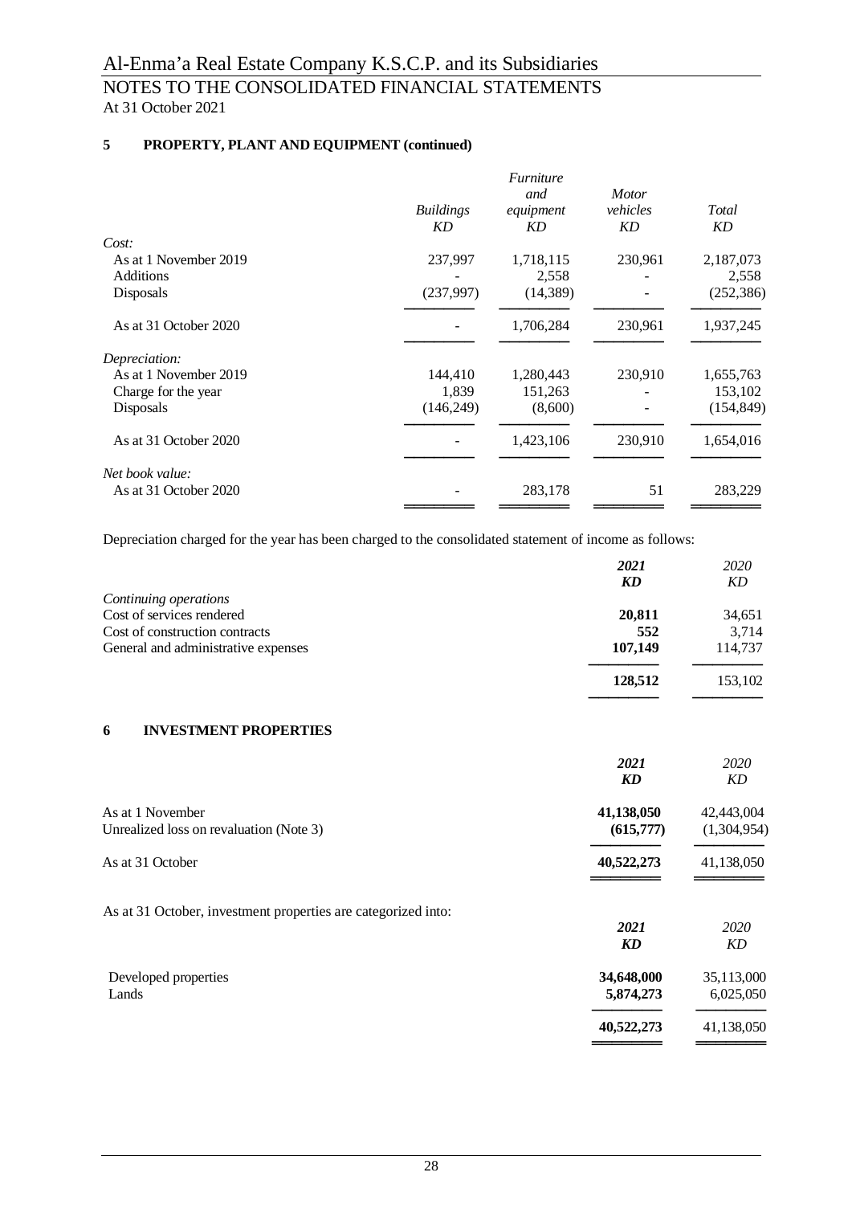Al-Enma'a Real Estate Company K.S.C.P. and its Subsidiaries

NOTES TO THE CONSOLIDATED FINANCIAL STATEMENTS

At 31 October 2021

## 5 PROPERTY, PLANT AND EQUIPMENT (continued)

| | *Buildings* *KD* | *Furniture and equipment* *KD* | *Motor vehicles* *KD* | *Total* *KD* |
|---|---|---|---|---|
| *Cost:* | | | | |
| As at 1 November 2019 | 237,997 | 1,718,115 | 230,961 | 2,187,073 |
| Additions | - | 2,558 | - | 2,558 |
| Disposals | (237,997) | (14,389) | - | (252,386) |
| As at 31 October 2020 | - | 1,706,284 | 230,961 | 1,937,245 |
| *Depreciation:* | | | | |
| As at 1 November 2019 | 144,410 | 1,280,443 | 230,910 | 1,655,763 |
| Charge for the year | 1,839 | 151,263 | - | 153,102 |
| Disposals | (146,249) | (8,600) | - | (154,849) |
| As at 31 October 2020 | - | 1,423,106 | 230,910 | 1,654,016 |
| *Net book value:* | | | | |
| As at 31 October 2020 | - | 283,178 | 51 | 283,229 |

Depreciation charged for the year has been charged to the consolidated statement of income as follows:

| | ***2021*** ***KD*** | *2020* *KD* |
|---|---|---|
| *Continuing operations* | | |
| Cost of services rendered | **20,811** | 34,651 |
| Cost of construction contracts | **552** | 3,714 |
| General and administrative expenses | **107,149** | 114,737 |
| | **128,512** | 153,102 |

## 6 INVESTMENT PROPERTIES

| | ***2021*** ***KD*** | *2020* *KD* |
|---|---|---|
| As at 1 November | **41,138,050** | 42,443,004 |
| Unrealized loss on revaluation (Note 3) | **(615,777)** | (1,304,954) |
| As at 31 October | **40,522,273** | 41,138,050 |

As at 31 October, investment properties are categorized into:

| | ***2021*** ***KD*** | *2020* *KD* |
|---|---|---|
| Developed properties | **34,648,000** | 35,113,000 |
| Lands | **5,874,273** | 6,025,050 |
| | **40,522,273** | 41,138,050 |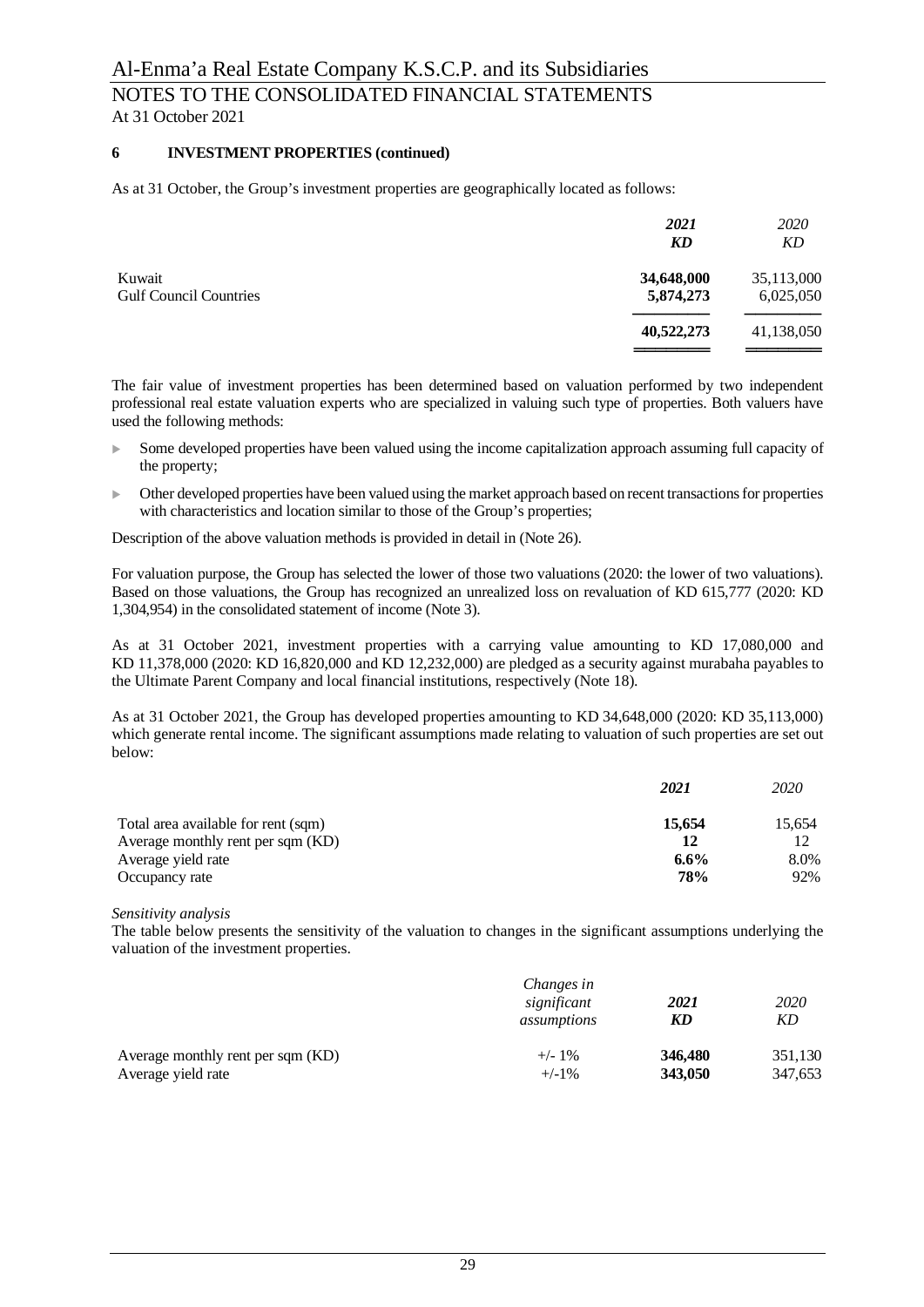## 6 INVESTMENT PROPERTIES (continued)

As at 31 October, the Group's investment properties are geographically located as follows:

| | *2021* | *2020* |
|---|---|---|
| | ***KD*** | *KD* |
| Kuwait | **34,648,000** | 35,113,000 |
| Gulf Council Countries | **5,874,273** | 6,025,050 |
| | **40,522,273** | 41,138,050 |

The fair value of investment properties has been determined based on valuation performed by two independent professional real estate valuation experts who are specialized in valuing such type of properties. Both valuers have used the following methods:

- Some developed properties have been valued using the income capitalization approach assuming full capacity of the property;
- Other developed properties have been valued using the market approach based on recent transactions for properties with characteristics and location similar to those of the Group's properties;

Description of the above valuation methods is provided in detail in (Note 26).

For valuation purpose, the Group has selected the lower of those two valuations (2020: the lower of two valuations). Based on those valuations, the Group has recognized an unrealized loss on revaluation of KD 615,777 (2020: KD 1,304,954) in the consolidated statement of income (Note 3).

As at 31 October 2021, investment properties with a carrying value amounting to KD 17,080,000 and KD 11,378,000 (2020: KD 16,820,000 and KD 12,232,000) are pledged as a security against murabaha payables to the Ultimate Parent Company and local financial institutions, respectively (Note 18).

As at 31 October 2021, the Group has developed properties amounting to KD 34,648,000 (2020: KD 35,113,000) which generate rental income. The significant assumptions made relating to valuation of such properties are set out below:

| | *2021* | *2020* |
|---|---|---|
| Total area available for rent (sqm) | **15,654** | 15,654 |
| Average monthly rent per sqm (KD) | **12** | 12 |
| Average yield rate | **6.6%** | 8.0% |
| Occupancy rate | **78%** | 92% |

*Sensitivity analysis*

The table below presents the sensitivity of the valuation to changes in the significant assumptions underlying the valuation of the investment properties.

| | *Changes in significant assumptions* | *2021* | *2020* |
|---|---|---|---|
| | | ***KD*** | *KD* |
| Average monthly rent per sqm (KD) | +/- 1% | **346,480** | 351,130 |
| Average yield rate | +/-1% | **343,050** | 347,653 |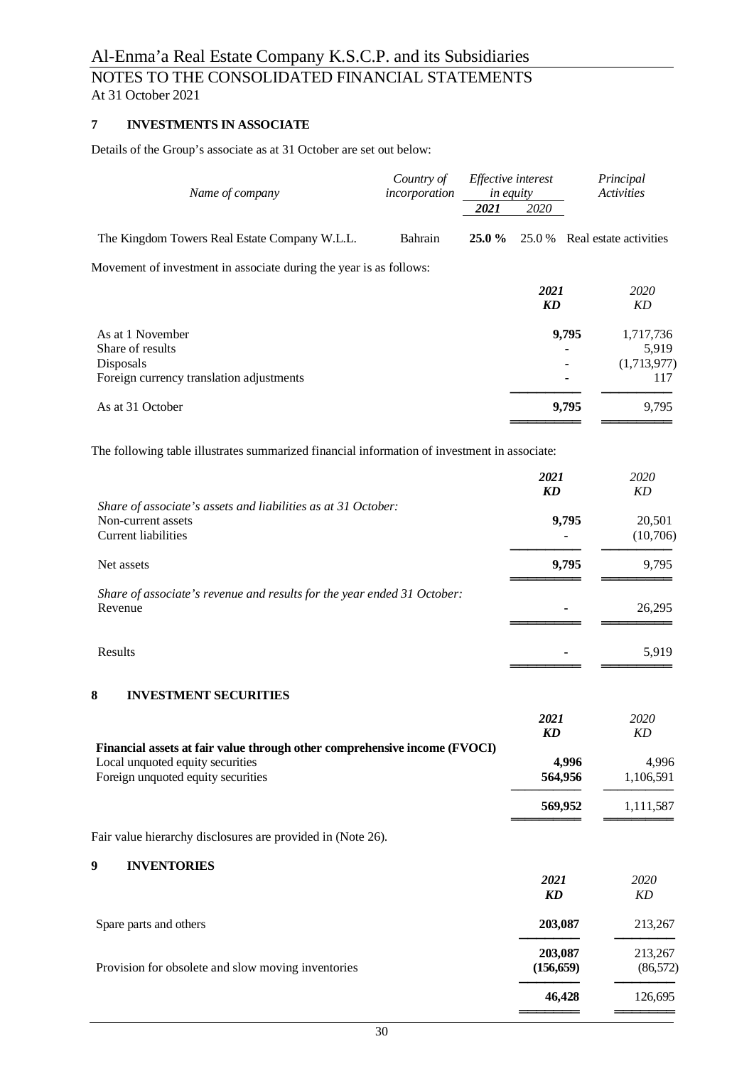# Al-Enma'a Real Estate Company K.S.C.P. and its Subsidiaries

## NOTES TO THE CONSOLIDATED FINANCIAL STATEMENTS

At 31 October 2021

### 7 INVESTMENTS IN ASSOCIATE

Details of the Group's associate as at 31 October are set out below:

| *Name of company* | *Country of incorporation* | *Effective interest in equity* | | *Principal Activities* |
|---|---|---|---|---|
| | | ***2021*** | *2020* | |
| The Kingdom Towers Real Estate Company W.L.L. | Bahrain | **25.0 %** | 25.0 % | Real estate activities |

Movement of investment in associate during the year is as follows:

| | ***2021*** ***KD*** | *2020* *KD* |
|---|---|---|
| As at 1 November | **9,795** | 1,717,736 |
| Share of results | **-** | 5,919 |
| Disposals | - | (1,713,977) |
| Foreign currency translation adjustments | - | 117 |
| As at 31 October | **9,795** | 9,795 |

The following table illustrates summarized financial information of investment in associate:

| | ***2021*** ***KD*** | *2020* *KD* |
|---|---|---|
| *Share of associate's assets and liabilities as at 31 October:* | | |
| Non-current assets | **9,795** | 20,501 |
| Current liabilities | **-** | (10,706) |
| Net assets | **9,795** | 9,795 |
| *Share of associate's revenue and results for the year ended 31 October:* | | |
| Revenue | **-** | 26,295 |
| Results | - | 5,919 |

### 8 INVESTMENT SECURITIES

| | ***2021*** ***KD*** | *2020* *KD* |
|---|---|---|
| **Financial assets at fair value through other comprehensive income (FVOCI)** | | |
| Local unquoted equity securities | **4,996** | 4,996 |
| Foreign unquoted equity securities | **564,956** | 1,106,591 |
| | **569,952** | 1,111,587 |

Fair value hierarchy disclosures are provided in (Note 26).

### 9 INVENTORIES

| | ***2021*** ***KD*** | *2020* *KD* |
|---|---|---|
| Spare parts and others | **203,087** | 213,267 |
| | **203,087** | 213,267 |
| Provision for obsolete and slow moving inventories | **(156,659)** | (86,572) |
| | **46,428** | 126,695 |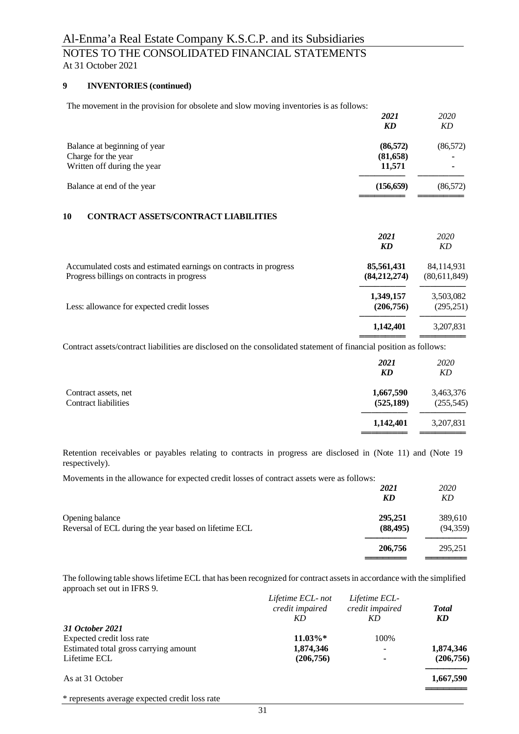### 9 INVENTORIES (continued)

The movement in the provision for obsolete and slow moving inventories is as follows:

| | *2021* | *2020* |
|---|---|---|
| | ***KD*** | *KD* |
| Balance at beginning of year | **(86,572)** | (86,572) |
| Charge for the year | **(81,658)** | - |
| Written off during the year | **11,571** | - |
| Balance at end of the year | **(156,659)** | (86,572) |

### 10 CONTRACT ASSETS/CONTRACT LIABILITIES

| | *2021* | *2020* |
|---|---|---|
| | ***KD*** | *KD* |
| Accumulated costs and estimated earnings on contracts in progress | **85,561,431** | 84,114,931 |
| Progress billings on contracts in progress | **(84,212,274)** | (80,611,849) |
| | **1,349,157** | 3,503,082 |
| Less: allowance for expected credit losses | **(206,756)** | (295,251) |
| | **1,142,401** | 3,207,831 |

Contract assets/contract liabilities are disclosed on the consolidated statement of financial position as follows:

| | *2021* | *2020* |
|---|---|---|
| | ***KD*** | *KD* |
| Contract assets, net | **1,667,590** | 3,463,376 |
| Contract liabilities | **(525,189)** | (255,545) |
| | **1,142,401** | 3,207,831 |

Retention receivables or payables relating to contracts in progress are disclosed in (Note 11) and (Note 19 respectively).

Movements in the allowance for expected credit losses of contract assets were as follows:

| | *2021* | *2020* |
|---|---|---|
| | ***KD*** | *KD* |
| Opening balance | **295,251** | 389,610 |
| Reversal of ECL during the year based on lifetime ECL | **(88,495)** | (94,359) |
| | **206,756** | 295,251 |

The following table shows lifetime ECL that has been recognized for contract assets in accordance with the simplified approach set out in IFRS 9.

| | *Lifetime ECL- not credit impaired* | *Lifetime ECL- credit impaired* | ***Total*** |
|---|---|---|---|
| | *KD* | *KD* | ***KD*** |
| ***31 October 2021*** | | | |
| Expected credit loss rate | **11.03%*** | 100% | |
| Estimated total gross carrying amount | **1,874,346** | - | **1,874,346** |
| Lifetime ECL | **(206,756)** | - | **(206,756)** |
| As at 31 October | | | **1,667,590** |

* represents average expected credit loss rate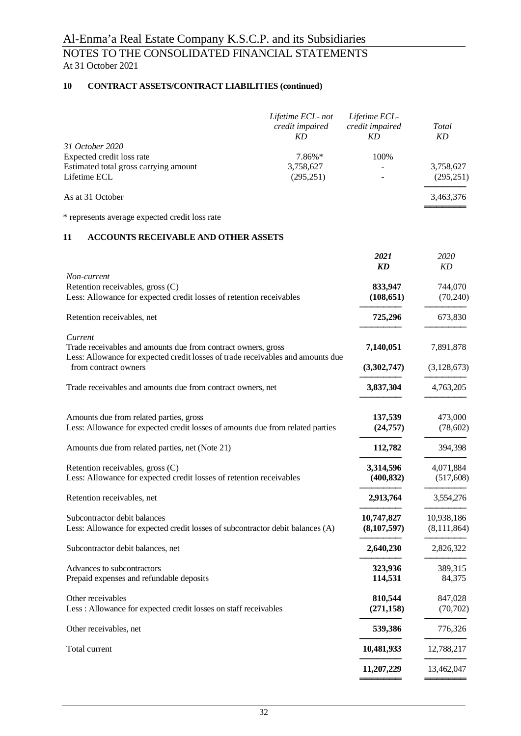**10 CONTRACT ASSETS/CONTRACT LIABILITIES (continued)**

| | *Lifetime ECL- not credit impaired KD* | *Lifetime ECL- credit impaired KD* | *Total KD* |
|---|---|---|---|
| *31 October 2020* | | | |
| Expected credit loss rate | 7.86%* | 100% | |
| Estimated total gross carrying amount | 3,758,627 | - | 3,758,627 |
| Lifetime ECL | (295,251) | - | (295,251) |
| As at 31 October | | | 3,463,376 |

\* represents average expected credit loss rate

**11 ACCOUNTS RECEIVABLE AND OTHER ASSETS**

| | ***2021 KD*** | *2020 KD* |
|---|---|---|
| *Non-current* | | |
| Retention receivables, gross (C) | **833,947** | 744,070 |
| Less: Allowance for expected credit losses of retention receivables | **(108,651)** | (70,240) |
| Retention receivables, net | **725,296** | 673,830 |
| *Current* | | |
| Trade receivables and amounts due from contract owners, gross | **7,140,051** | 7,891,878 |
| Less: Allowance for expected credit losses of trade receivables and amounts due from contract owners | **(3,302,747)** | (3,128,673) |
| Trade receivables and amounts due from contract owners, net | **3,837,304** | 4,763,205 |
| Amounts due from related parties, gross | **137,539** | 473,000 |
| Less: Allowance for expected credit losses of amounts due from related parties | **(24,757)** | (78,602) |
| Amounts due from related parties, net (Note 21) | **112,782** | 394,398 |
| Retention receivables, gross (C) | **3,314,596** | 4,071,884 |
| Less: Allowance for expected credit losses of retention receivables | **(400,832)** | (517,608) |
| Retention receivables, net | **2,913,764** | 3,554,276 |
| Subcontractor debit balances | **10,747,827** | 10,938,186 |
| Less: Allowance for expected credit losses of subcontractor debit balances (A) | **(8,107,597)** | (8,111,864) |
| Subcontractor debit balances, net | **2,640,230** | 2,826,322 |
| Advances to subcontractors | **323,936** | 389,315 |
| Prepaid expenses and refundable deposits | **114,531** | 84,375 |
| Other receivables | **810,544** | 847,028 |
| Less : Allowance for expected credit losses on staff receivables | **(271,158)** | (70,702) |
| Other receivables, net | **539,386** | 776,326 |
| Total current | **10,481,933** | 12,788,217 |
| | **11,207,229** | 13,462,047 |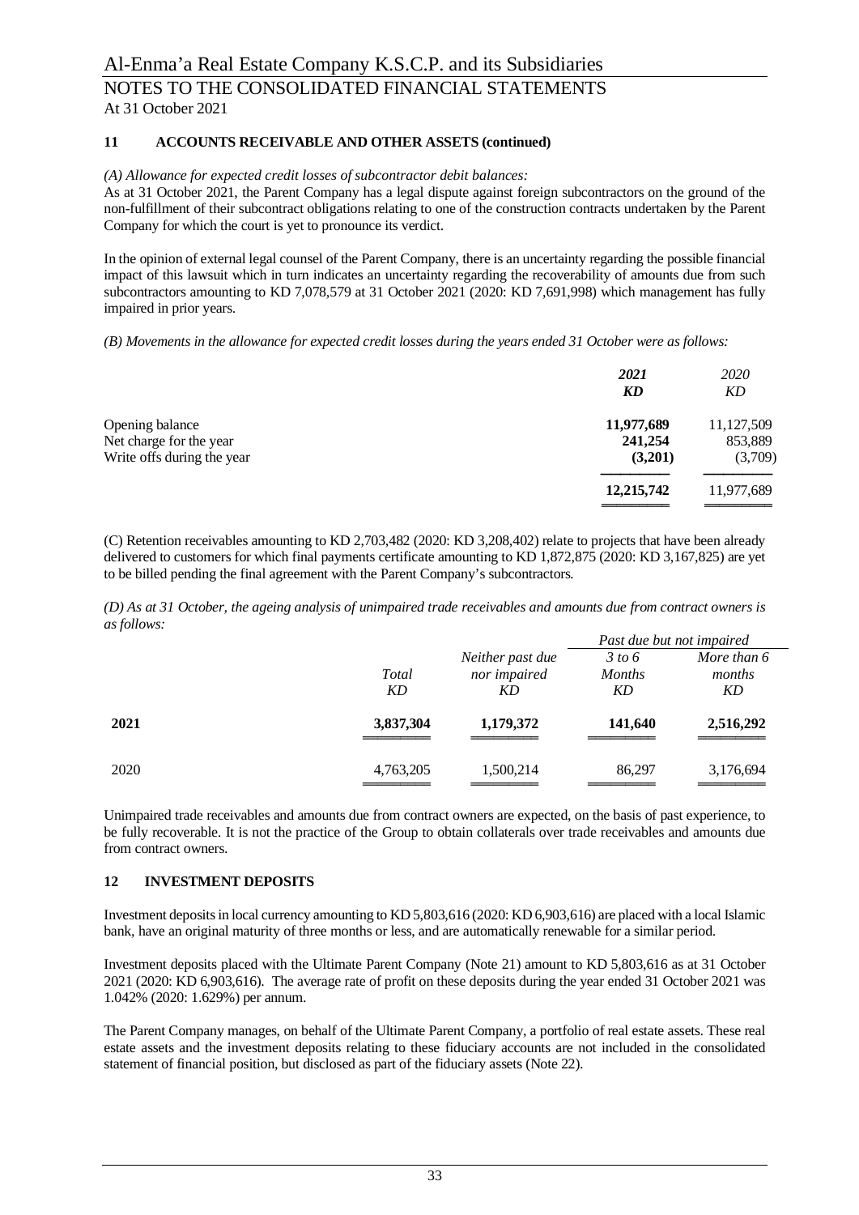## 11 ACCOUNTS RECEIVABLE AND OTHER ASSETS (continued)

*(A) Allowance for expected credit losses of subcontractor debit balances:*

As at 31 October 2021, the Parent Company has a legal dispute against foreign subcontractors on the ground of the non-fulfillment of their subcontract obligations relating to one of the construction contracts undertaken by the Parent Company for which the court is yet to pronounce its verdict.

In the opinion of external legal counsel of the Parent Company, there is an uncertainty regarding the possible financial impact of this lawsuit which in turn indicates an uncertainty regarding the recoverability of amounts due from such subcontractors amounting to KD 7,078,579 at 31 October 2021 (2020: KD 7,691,998) which management has fully impaired in prior years.

*(B) Movements in the allowance for expected credit losses during the years ended 31 October were as follows:*

| | ***2021*** ***KD*** | *2020* *KD* |
|---|---|---|
| Opening balance | **11,977,689** | 11,127,509 |
| Net charge for the year | **241,254** | 853,889 |
| Write offs during the year | **(3,201)** | (3,709) |
| | **12,215,742** | 11,977,689 |

(C) Retention receivables amounting to KD 2,703,482 (2020: KD 3,208,402) relate to projects that have been already delivered to customers for which final payments certificate amounting to KD 1,872,875 (2020: KD 3,167,825) are yet to be billed pending the final agreement with the Parent Company's subcontractors.

*(D) As at 31 October, the ageing analysis of unimpaired trade receivables and amounts due from contract owners is as follows:*

| | | | *Past due but not impaired* | |
|---|---|---|---|---|
| | *Total* *KD* | *Neither past due nor impaired* *KD* | *3 to 6 Months* *KD* | *More than 6 months* *KD* |
| **2021** | **3,837,304** | **1,179,372** | **141,640** | **2,516,292** |
| 2020 | 4,763,205 | 1,500,214 | 86,297 | 3,176,694 |

Unimpaired trade receivables and amounts due from contract owners are expected, on the basis of past experience, to be fully recoverable. It is not the practice of the Group to obtain collaterals over trade receivables and amounts due from contract owners.

## 12 INVESTMENT DEPOSITS

Investment deposits in local currency amounting to KD 5,803,616 (2020: KD 6,903,616) are placed with a local Islamic bank, have an original maturity of three months or less, and are automatically renewable for a similar period.

Investment deposits placed with the Ultimate Parent Company (Note 21) amount to KD 5,803,616 as at 31 October 2021 (2020: KD 6,903,616). The average rate of profit on these deposits during the year ended 31 October 2021 was 1.042% (2020: 1.629%) per annum.

The Parent Company manages, on behalf of the Ultimate Parent Company, a portfolio of real estate assets. These real estate assets and the investment deposits relating to these fiduciary accounts are not included in the consolidated statement of financial position, but disclosed as part of the fiduciary assets (Note 22).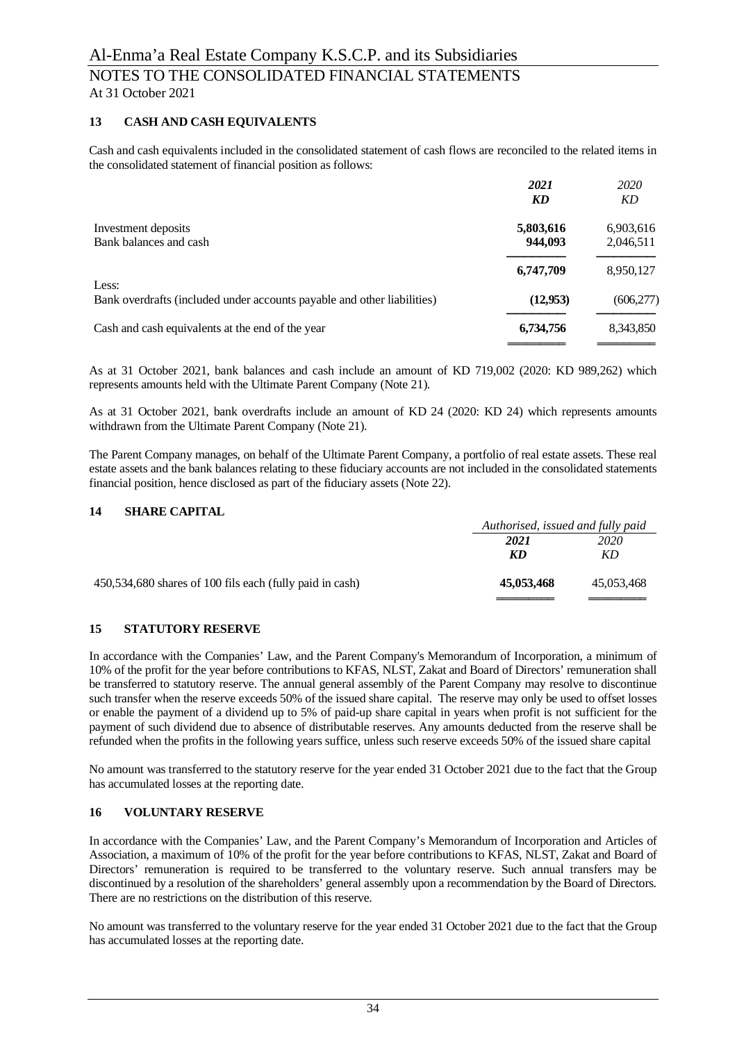## 13 CASH AND CASH EQUIVALENTS

Cash and cash equivalents included in the consolidated statement of cash flows are reconciled to the related items in the consolidated statement of financial position as follows:

| | *2021* | *2020* |
|---|---|---|
| | ***KD*** | *KD* |
| Investment deposits | **5,803,616** | 6,903,616 |
| Bank balances and cash | **944,093** | 2,046,511 |
| | **6,747,709** | 8,950,127 |
| Less: | | |
| Bank overdrafts (included under accounts payable and other liabilities) | **(12,953)** | (606,277) |
| Cash and cash equivalents at the end of the year | **6,734,756** | 8,343,850 |

As at 31 October 2021, bank balances and cash include an amount of KD 719,002 (2020: KD 989,262) which represents amounts held with the Ultimate Parent Company (Note 21).

As at 31 October 2021, bank overdrafts include an amount of KD 24 (2020: KD 24) which represents amounts withdrawn from the Ultimate Parent Company (Note 21).

The Parent Company manages, on behalf of the Ultimate Parent Company, a portfolio of real estate assets. These real estate assets and the bank balances relating to these fiduciary accounts are not included in the consolidated statements financial position, hence disclosed as part of the fiduciary assets (Note 22).

## 14 SHARE CAPITAL

| | *Authorised, issued and fully paid* | |
|---|---|---|
| | ***2021*** | *2020* |
| | ***KD*** | *KD* |
| 450,534,680 shares of 100 fils each (fully paid in cash) | **45,053,468** | 45,053,468 |

## 15 STATUTORY RESERVE

In accordance with the Companies' Law, and the Parent Company's Memorandum of Incorporation, a minimum of 10% of the profit for the year before contributions to KFAS, NLST, Zakat and Board of Directors' remuneration shall be transferred to statutory reserve. The annual general assembly of the Parent Company may resolve to discontinue such transfer when the reserve exceeds 50% of the issued share capital. The reserve may only be used to offset losses or enable the payment of a dividend up to 5% of paid-up share capital in years when profit is not sufficient for the payment of such dividend due to absence of distributable reserves. Any amounts deducted from the reserve shall be refunded when the profits in the following years suffice, unless such reserve exceeds 50% of the issued share capital

No amount was transferred to the statutory reserve for the year ended 31 October 2021 due to the fact that the Group has accumulated losses at the reporting date.

## 16 VOLUNTARY RESERVE

In accordance with the Companies' Law, and the Parent Company's Memorandum of Incorporation and Articles of Association, a maximum of 10% of the profit for the year before contributions to KFAS, NLST, Zakat and Board of Directors' remuneration is required to be transferred to the voluntary reserve. Such annual transfers may be discontinued by a resolution of the shareholders' general assembly upon a recommendation by the Board of Directors. There are no restrictions on the distribution of this reserve.

No amount was transferred to the voluntary reserve for the year ended 31 October 2021 due to the fact that the Group has accumulated losses at the reporting date.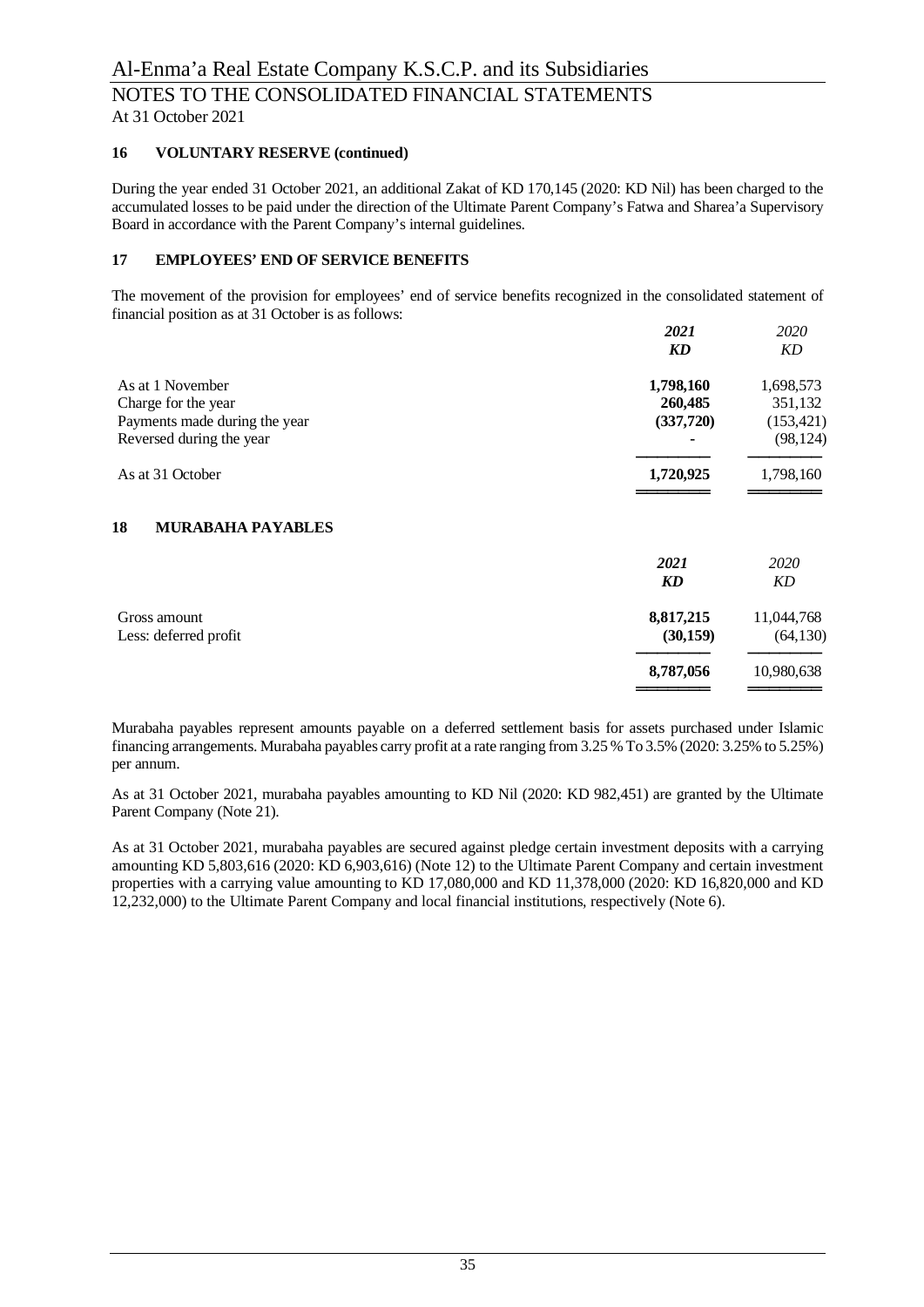## 16 VOLUNTARY RESERVE (continued)

During the year ended 31 October 2021, an additional Zakat of KD 170,145 (2020: KD Nil) has been charged to the accumulated losses to be paid under the direction of the Ultimate Parent Company's Fatwa and Sharea'a Supervisory Board in accordance with the Parent Company's internal guidelines.

## 17 EMPLOYEES' END OF SERVICE BENEFITS

The movement of the provision for employees' end of service benefits recognized in the consolidated statement of financial position as at 31 October is as follows:

| | ***2021*** | *2020* |
|---|---|---|
| | ***KD*** | *KD* |
| As at 1 November | **1,798,160** | 1,698,573 |
| Charge for the year | **260,485** | 351,132 |
| Payments made during the year | **(337,720)** | (153,421) |
| Reversed during the year | **-** | (98,124) |
| As at 31 October | **1,720,925** | 1,798,160 |

## 18 MURABAHA PAYABLES

| | ***2021*** | *2020* |
|---|---|---|
| | ***KD*** | *KD* |
| Gross amount | **8,817,215** | 11,044,768 |
| Less: deferred profit | **(30,159)** | (64,130) |
| | **8,787,056** | 10,980,638 |

Murabaha payables represent amounts payable on a deferred settlement basis for assets purchased under Islamic financing arrangements. Murabaha payables carry profit at a rate ranging from 3.25 % To 3.5% (2020: 3.25% to 5.25%) per annum.

As at 31 October 2021, murabaha payables amounting to KD Nil (2020: KD 982,451) are granted by the Ultimate Parent Company (Note 21).

As at 31 October 2021, murabaha payables are secured against pledge certain investment deposits with a carrying amounting KD 5,803,616 (2020: KD 6,903,616) (Note 12) to the Ultimate Parent Company and certain investment properties with a carrying value amounting to KD 17,080,000 and KD 11,378,000 (2020: KD 16,820,000 and KD 12,232,000) to the Ultimate Parent Company and local financial institutions, respectively (Note 6).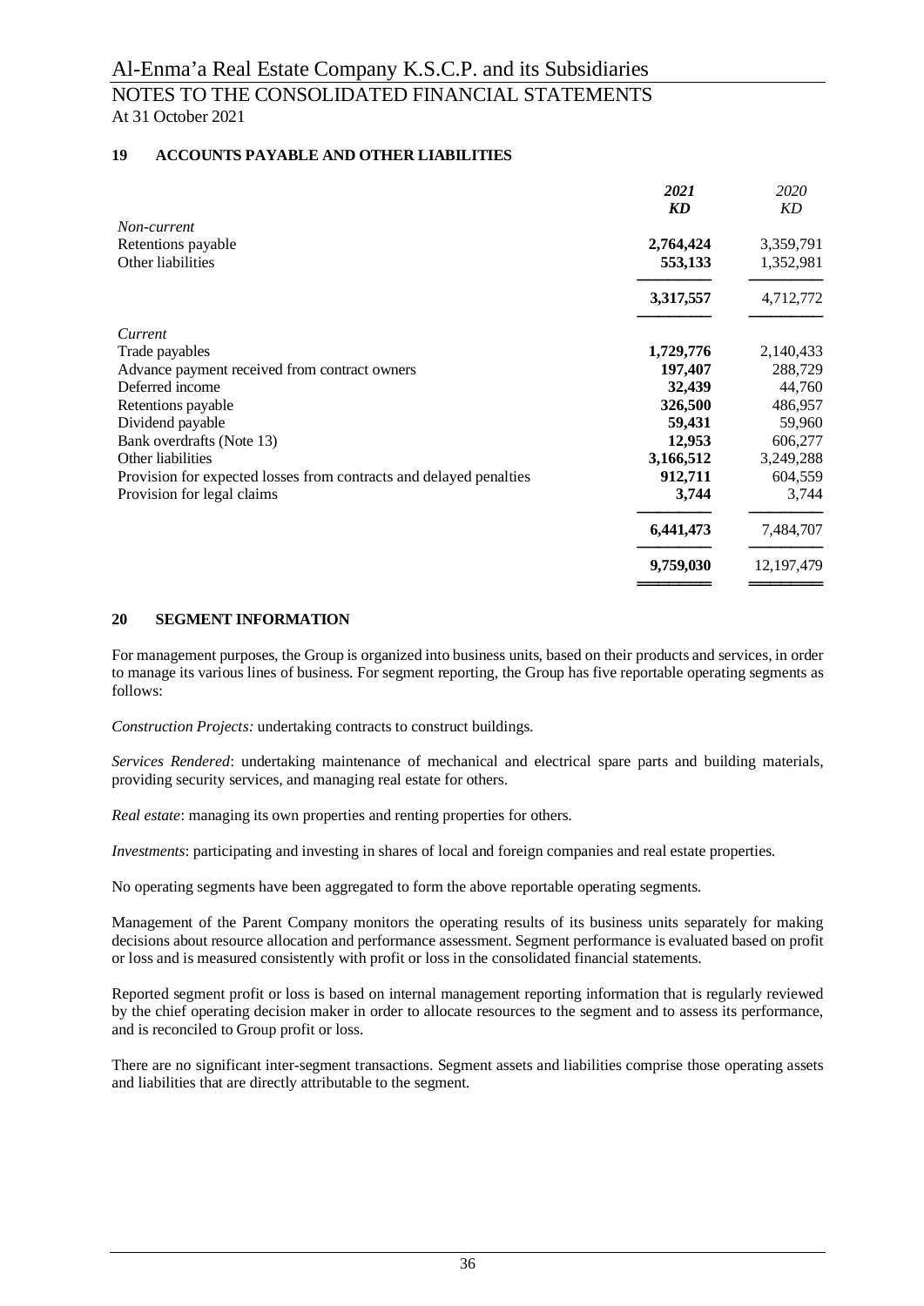## 19 ACCOUNTS PAYABLE AND OTHER LIABILITIES

| | *2021* | *2020* |
|---|---|---|
| | *KD* | *KD* |
| *Non-current* | | |
| Retentions payable | **2,764,424** | 3,359,791 |
| Other liabilities | **553,133** | 1,352,981 |
| | **3,317,557** | 4,712,772 |
| *Current* | | |
| Trade payables | **1,729,776** | 2,140,433 |
| Advance payment received from contract owners | **197,407** | 288,729 |
| Deferred income | **32,439** | 44,760 |
| Retentions payable | **326,500** | 486,957 |
| Dividend payable | **59,431** | 59,960 |
| Bank overdrafts (Note 13) | **12,953** | 606,277 |
| Other liabilities | **3,166,512** | 3,249,288 |
| Provision for expected losses from contracts and delayed penalties | **912,711** | 604,559 |
| Provision for legal claims | **3,744** | 3,744 |
| | **6,441,473** | 7,484,707 |
| | **9,759,030** | 12,197,479 |

## 20 SEGMENT INFORMATION

For management purposes, the Group is organized into business units, based on their products and services, in order to manage its various lines of business. For segment reporting, the Group has five reportable operating segments as follows:

*Construction Projects:* undertaking contracts to construct buildings.

*Services Rendered*: undertaking maintenance of mechanical and electrical spare parts and building materials, providing security services, and managing real estate for others.

*Real estate*: managing its own properties and renting properties for others.

*Investments*: participating and investing in shares of local and foreign companies and real estate properties.

No operating segments have been aggregated to form the above reportable operating segments.

Management of the Parent Company monitors the operating results of its business units separately for making decisions about resource allocation and performance assessment. Segment performance is evaluated based on profit or loss and is measured consistently with profit or loss in the consolidated financial statements.

Reported segment profit or loss is based on internal management reporting information that is regularly reviewed by the chief operating decision maker in order to allocate resources to the segment and to assess its performance, and is reconciled to Group profit or loss.

There are no significant inter-segment transactions. Segment assets and liabilities comprise those operating assets and liabilities that are directly attributable to the segment.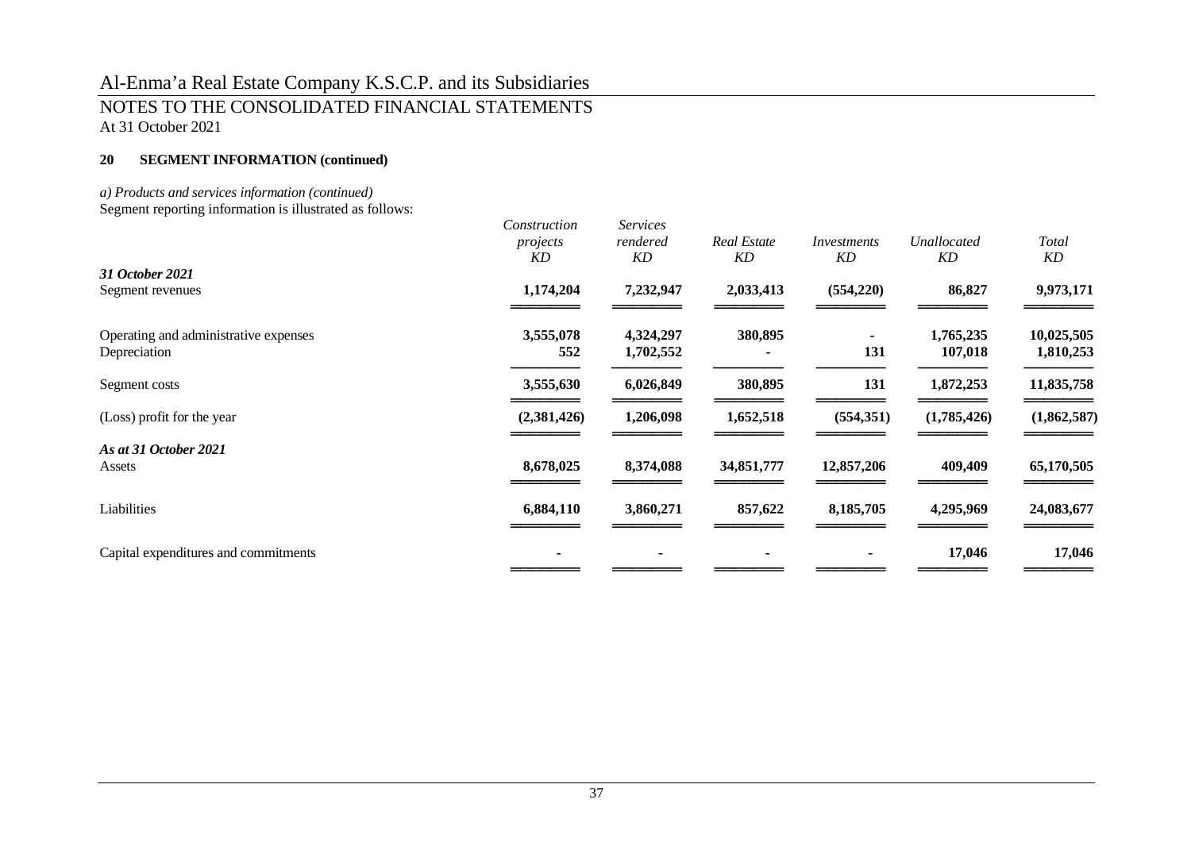## 20 SEGMENT INFORMATION (continued)

*a) Products and services information (continued)*

Segment reporting information is illustrated as follows:

| | *Construction projects* | *Services rendered* | *Real Estate* | *Investments* | *Unallocated* | *Total* |
|---|---|---|---|---|---|---|
| | *KD* | *KD* | *KD* | *KD* | *KD* | *KD* |
| ***31 October 2021*** | | | | | | |
| Segment revenues | **1,174,204** | **7,232,947** | **2,033,413** | **(554,220)** | **86,827** | **9,973,171** |
| Operating and administrative expenses | **3,555,078** | **4,324,297** | **380,895** | **-** | **1,765,235** | **10,025,505** |
| Depreciation | **552** | **1,702,552** | **-** | **131** | **107,018** | **1,810,253** |
| Segment costs | **3,555,630** | **6,026,849** | **380,895** | **131** | **1,872,253** | **11,835,758** |
| (Loss) profit for the year | **(2,381,426)** | **1,206,098** | **1,652,518** | **(554,351)** | **(1,785,426)** | **(1,862,587)** |
| ***As at 31 October 2021*** | | | | | | |
| Assets | **8,678,025** | **8,374,088** | **34,851,777** | **12,857,206** | **409,409** | **65,170,505** |
| Liabilities | **6,884,110** | **3,860,271** | **857,622** | **8,185,705** | **4,295,969** | **24,083,677** |
| Capital expenditures and commitments | **-** | **-** | **-** | **-** | **17,046** | **17,046** |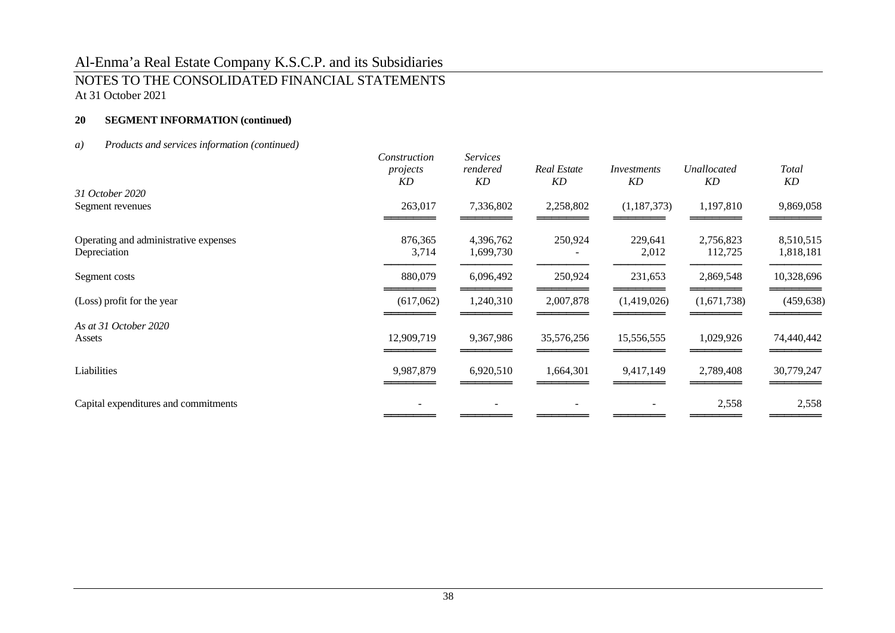# Al-Enma'a Real Estate Company K.S.C.P. and its Subsidiaries

## NOTES TO THE CONSOLIDATED FINANCIAL STATEMENTS
At 31 October 2021

### 20 SEGMENT INFORMATION (continued)

*a) Products and services information (continued)*

| | *Construction projects KD* | *Services rendered KD* | *Real Estate KD* | *Investments KD* | *Unallocated KD* | *Total KD* |
|---|---|---|---|---|---|---|
| *31 October 2020* | | | | | | |
| Segment revenues | 263,017 | 7,336,802 | 2,258,802 | (1,187,373) | 1,197,810 | 9,869,058 |
| Operating and administrative expenses | 876,365 | 4,396,762 | 250,924 | 229,641 | 2,756,823 | 8,510,515 |
| Depreciation | 3,714 | 1,699,730 | - | 2,012 | 112,725 | 1,818,181 |
| Segment costs | 880,079 | 6,096,492 | 250,924 | 231,653 | 2,869,548 | 10,328,696 |
| (Loss) profit for the year | (617,062) | 1,240,310 | 2,007,878 | (1,419,026) | (1,671,738) | (459,638) |
| *As at 31 October 2020* | | | | | | |
| Assets | 12,909,719 | 9,367,986 | 35,576,256 | 15,556,555 | 1,029,926 | 74,440,442 |
| Liabilities | 9,987,879 | 6,920,510 | 1,664,301 | 9,417,149 | 2,789,408 | 30,779,247 |
| Capital expenditures and commitments | - | - | - | - | 2,558 | 2,558 |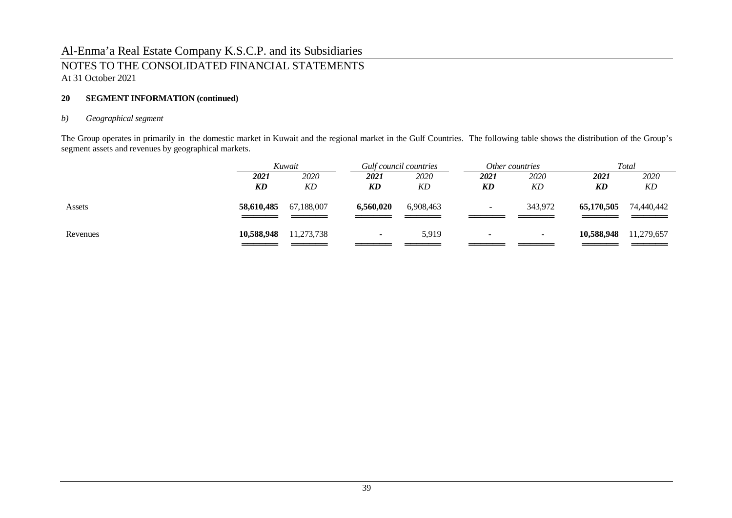# Al-Enma'a Real Estate Company K.S.C.P. and its Subsidiaries

## NOTES TO THE CONSOLIDATED FINANCIAL STATEMENTS

At 31 October 2021

### 20 SEGMENT INFORMATION (continued)

*b) Geographical segment*

The Group operates in primarily in the domestic market in Kuwait and the regional market in the Gulf Countries. The following table shows the distribution of the Group's segment assets and revenues by geographical markets.

| | *Kuwait* | | *Gulf council countries* | | *Other countries* | | *Total* | |
|---|---|---|---|---|---|---|---|---|
| | ***2021*** | *2020* | ***2021*** | *2020* | ***2021*** | *2020* | ***2021*** | *2020* |
| | ***KD*** | *KD* | ***KD*** | *KD* | ***KD*** | *KD* | ***KD*** | *KD* |
| Assets | **58,610,485** | 67,188,007 | **6,560,020** | 6,908,463 | - | 343,972 | **65,170,505** | 74,440,442 |
| Revenues | **10,588,948** | 11,273,738 | **-** | 5,919 | - | - | **10,588,948** | 11,279,657 |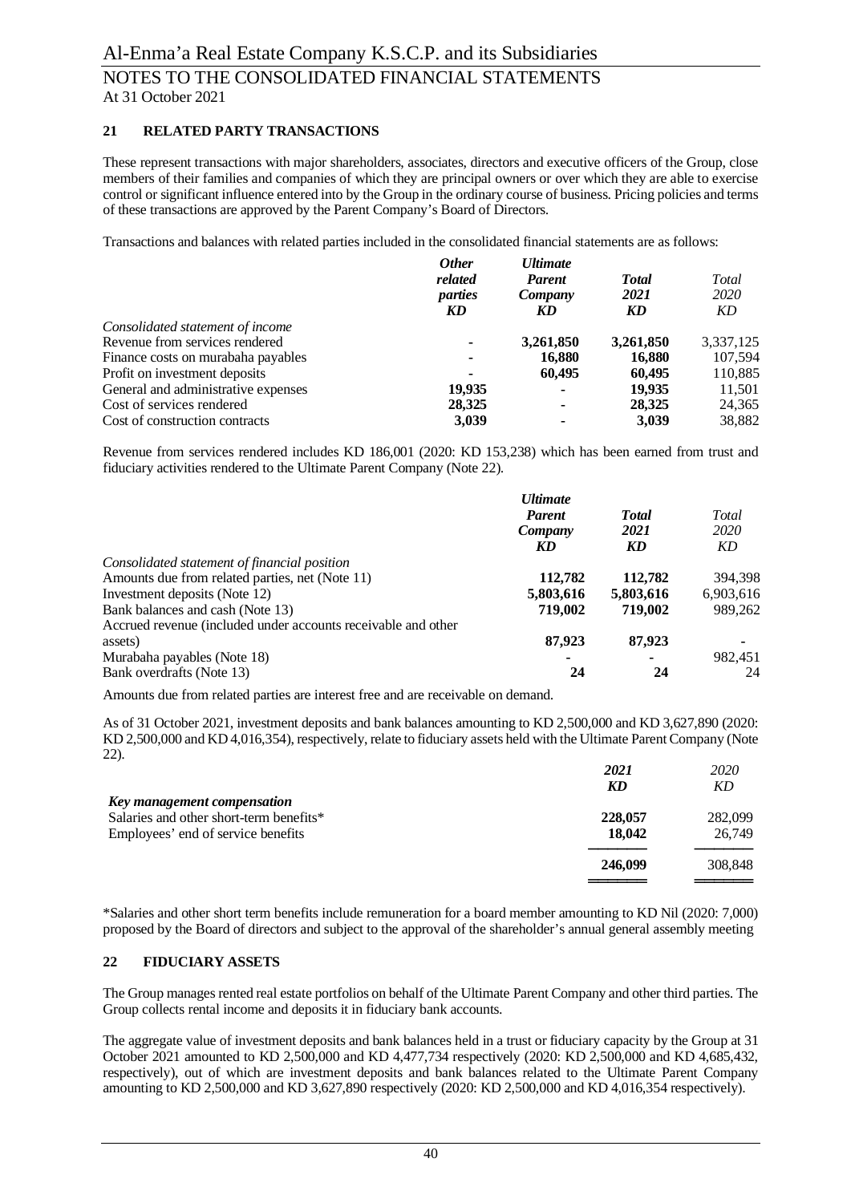## 21 RELATED PARTY TRANSACTIONS

These represent transactions with major shareholders, associates, directors and executive officers of the Group, close members of their families and companies of which they are principal owners or over which they are able to exercise control or significant influence entered into by the Group in the ordinary course of business. Pricing policies and terms of these transactions are approved by the Parent Company's Board of Directors.

Transactions and balances with related parties included in the consolidated financial statements are as follows:

| | ***Other related parties KD*** | ***Ultimate Parent Company KD*** | ***Total 2021 KD*** | *Total 2020 KD* |
|---|---|---|---|---|
| *Consolidated statement of income* | | | | |
| Revenue from services rendered | **-** | **3,261,850** | **3,261,850** | 3,337,125 |
| Finance costs on murabaha payables | **-** | **16,880** | **16,880** | 107,594 |
| Profit on investment deposits | **-** | **60,495** | **60,495** | 110,885 |
| General and administrative expenses | **19,935** | **-** | **19,935** | 11,501 |
| Cost of services rendered | **28,325** | **-** | **28,325** | 24,365 |
| Cost of construction contracts | **3,039** | **-** | **3,039** | 38,882 |

Revenue from services rendered includes KD 186,001 (2020: KD 153,238) which has been earned from trust and fiduciary activities rendered to the Ultimate Parent Company (Note 22).

| | ***Ultimate Parent Company KD*** | ***Total 2021 KD*** | *Total 2020 KD* |
|---|---|---|---|
| *Consolidated statement of financial position* | | | |
| Amounts due from related parties, net (Note 11) | **112,782** | **112,782** | 394,398 |
| Investment deposits (Note 12) | **5,803,616** | **5,803,616** | 6,903,616 |
| Bank balances and cash (Note 13) | **719,002** | **719,002** | 989,262 |
| Accrued revenue (included under accounts receivable and other assets) | **87,923** | **87,923** | - |
| Murabaha payables (Note 18) | **-** | **-** | 982,451 |
| Bank overdrafts (Note 13) | **24** | **24** | 24 |

Amounts due from related parties are interest free and are receivable on demand.

As of 31 October 2021, investment deposits and bank balances amounting to KD 2,500,000 and KD 3,627,890 (2020: KD 2,500,000 and KD 4,016,354), respectively, relate to fiduciary assets held with the Ultimate Parent Company (Note 22).

| | ***2021 KD*** | *2020 KD* |
|---|---|---|
| ***Key management compensation*** | | |
| Salaries and other short-term benefits* | **228,057** | 282,099 |
| Employees' end of service benefits | **18,042** | 26,749 |
| | **246,099** | 308,848 |

*Salaries and other short term benefits include remuneration for a board member amounting to KD Nil (2020: 7,000) proposed by the Board of directors and subject to the approval of the shareholder's annual general assembly meeting

## 22 FIDUCIARY ASSETS

The Group manages rented real estate portfolios on behalf of the Ultimate Parent Company and other third parties. The Group collects rental income and deposits it in fiduciary bank accounts.

The aggregate value of investment deposits and bank balances held in a trust or fiduciary capacity by the Group at 31 October 2021 amounted to KD 2,500,000 and KD 4,477,734 respectively (2020: KD 2,500,000 and KD 4,685,432, respectively), out of which are investment deposits and bank balances related to the Ultimate Parent Company amounting to KD 2,500,000 and KD 3,627,890 respectively (2020: KD 2,500,000 and KD 4,016,354 respectively).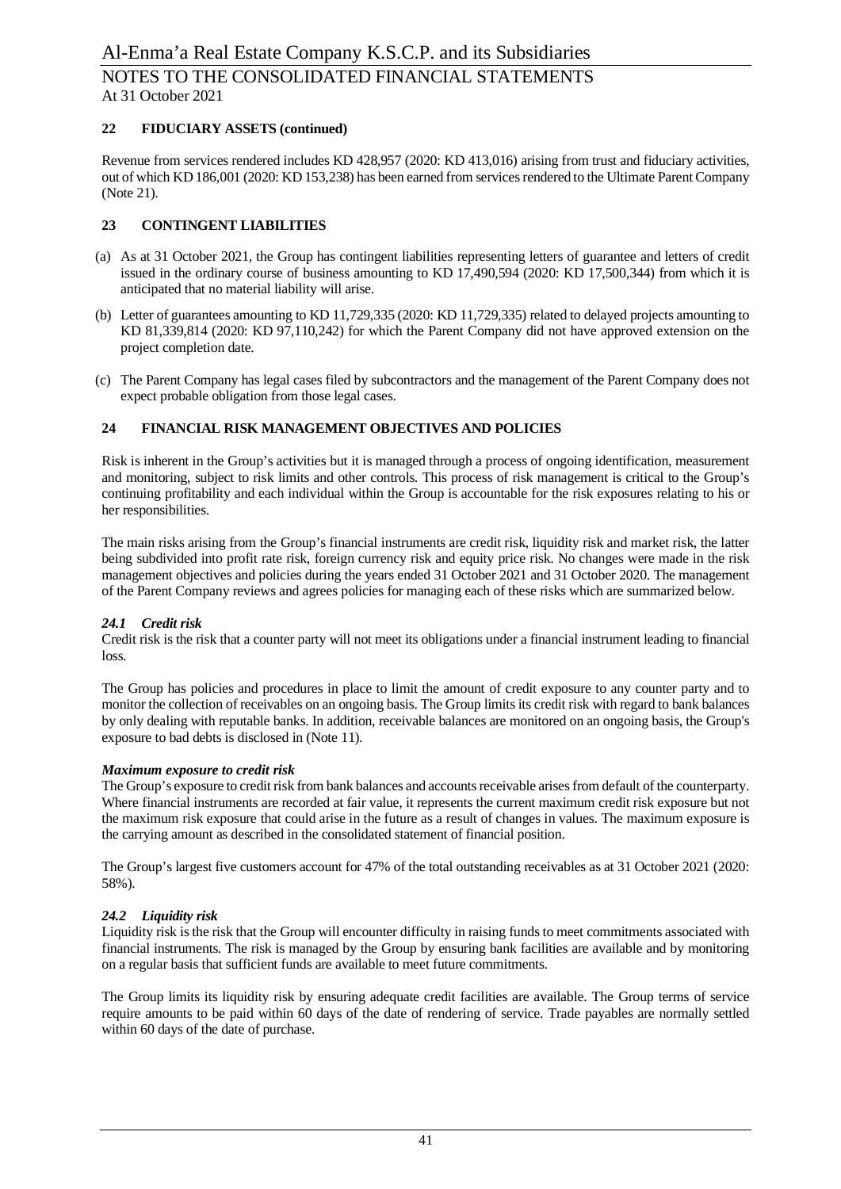## 22 FIDUCIARY ASSETS (continued)

Revenue from services rendered includes KD 428,957 (2020: KD 413,016) arising from trust and fiduciary activities, out of which KD 186,001 (2020: KD 153,238) has been earned from services rendered to the Ultimate Parent Company (Note 21).

## 23 CONTINGENT LIABILITIES

(a) As at 31 October 2021, the Group has contingent liabilities representing letters of guarantee and letters of credit issued in the ordinary course of business amounting to KD 17,490,594 (2020: KD 17,500,344) from which it is anticipated that no material liability will arise.

(b) Letter of guarantees amounting to KD 11,729,335 (2020: KD 11,729,335) related to delayed projects amounting to KD 81,339,814 (2020: KD 97,110,242) for which the Parent Company did not have approved extension on the project completion date.

(c) The Parent Company has legal cases filed by subcontractors and the management of the Parent Company does not expect probable obligation from those legal cases.

## 24 FINANCIAL RISK MANAGEMENT OBJECTIVES AND POLICIES

Risk is inherent in the Group's activities but it is managed through a process of ongoing identification, measurement and monitoring, subject to risk limits and other controls. This process of risk management is critical to the Group's continuing profitability and each individual within the Group is accountable for the risk exposures relating to his or her responsibilities.

The main risks arising from the Group's financial instruments are credit risk, liquidity risk and market risk, the latter being subdivided into profit rate risk, foreign currency risk and equity price risk. No changes were made in the risk management objectives and policies during the years ended 31 October 2021 and 31 October 2020. The management of the Parent Company reviews and agrees policies for managing each of these risks which are summarized below.

### *24.1 Credit risk*

Credit risk is the risk that a counter party will not meet its obligations under a financial instrument leading to financial loss.

The Group has policies and procedures in place to limit the amount of credit exposure to any counter party and to monitor the collection of receivables on an ongoing basis. The Group limits its credit risk with regard to bank balances by only dealing with reputable banks. In addition, receivable balances are monitored on an ongoing basis, the Group's exposure to bad debts is disclosed in (Note 11).

***Maximum exposure to credit risk***

The Group's exposure to credit risk from bank balances and accounts receivable arises from default of the counterparty. Where financial instruments are recorded at fair value, it represents the current maximum credit risk exposure but not the maximum risk exposure that could arise in the future as a result of changes in values. The maximum exposure is the carrying amount as described in the consolidated statement of financial position.

The Group's largest five customers account for 47% of the total outstanding receivables as at 31 October 2021 (2020: 58%).

### *24.2 Liquidity risk*

Liquidity risk is the risk that the Group will encounter difficulty in raising funds to meet commitments associated with financial instruments. The risk is managed by the Group by ensuring bank facilities are available and by monitoring on a regular basis that sufficient funds are available to meet future commitments.

The Group limits its liquidity risk by ensuring adequate credit facilities are available. The Group terms of service require amounts to be paid within 60 days of the date of rendering of service. Trade payables are normally settled within 60 days of the date of purchase.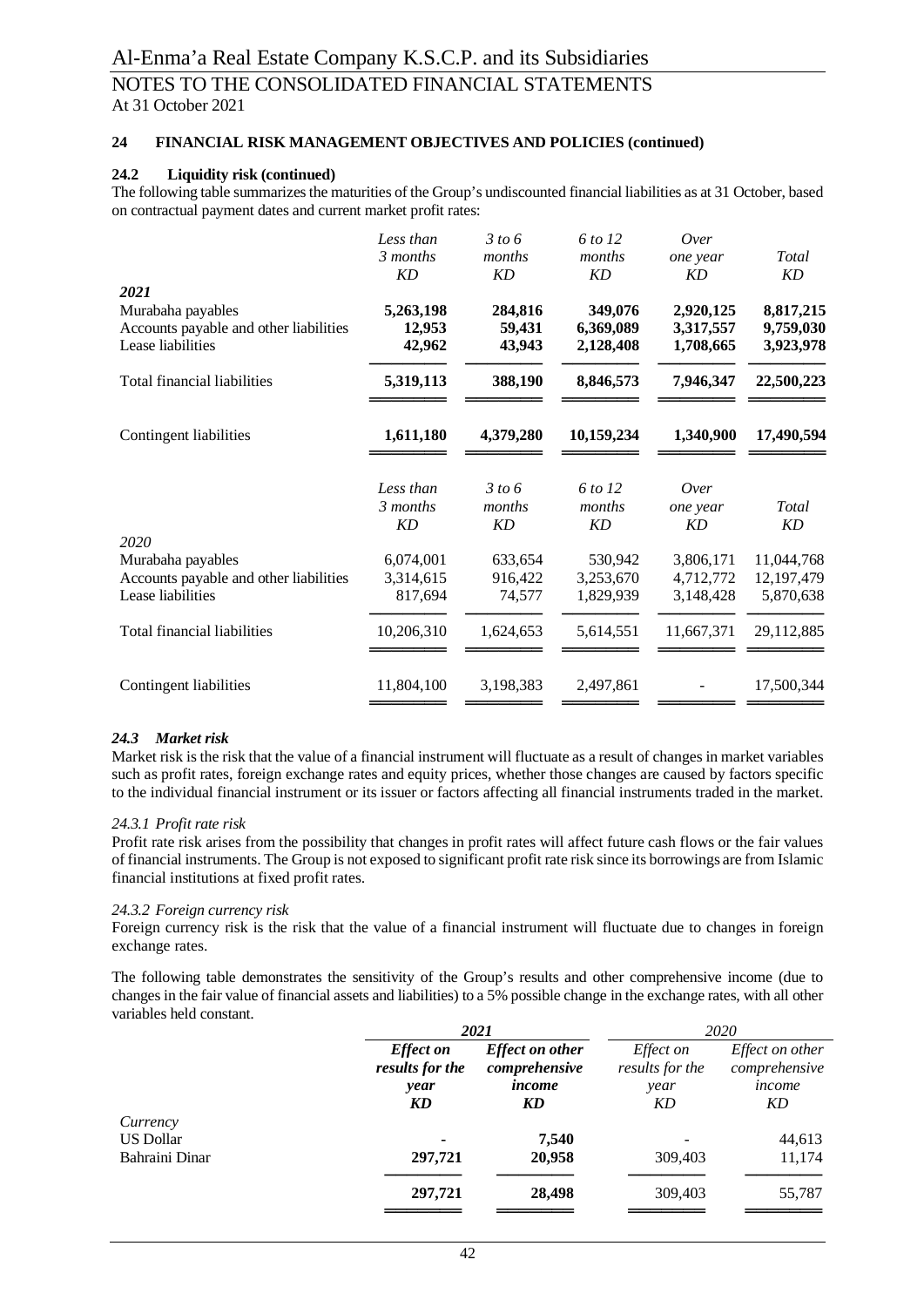## 24 FINANCIAL RISK MANAGEMENT OBJECTIVES AND POLICIES (continued)

### 24.2 Liquidity risk (continued)

The following table summarizes the maturities of the Group's undiscounted financial liabilities as at 31 October, based on contractual payment dates and current market profit rates:

| | *Less than 3 months KD* | *3 to 6 months KD* | *6 to 12 months KD* | *Over one year KD* | *Total KD* |
|---|---|---|---|---|---|
| ***2021*** | | | | | |
| Murabaha payables | **5,263,198** | **284,816** | **349,076** | **2,920,125** | **8,817,215** |
| Accounts payable and other liabilities | **12,953** | **59,431** | **6,369,089** | **3,317,557** | **9,759,030** |
| Lease liabilities | **42,962** | **43,943** | **2,128,408** | **1,708,665** | **3,923,978** |
| Total financial liabilities | **5,319,113** | **388,190** | **8,846,573** | **7,946,347** | **22,500,223** |
| Contingent liabilities | **1,611,180** | **4,379,280** | **10,159,234** | **1,340,900** | **17,490,594** |

| | *Less than 3 months KD* | *3 to 6 months KD* | *6 to 12 months KD* | *Over one year KD* | *Total KD* |
|---|---|---|---|---|---|
| *2020* | | | | | |
| Murabaha payables | 6,074,001 | 633,654 | 530,942 | 3,806,171 | 11,044,768 |
| Accounts payable and other liabilities | 3,314,615 | 916,422 | 3,253,670 | 4,712,772 | 12,197,479 |
| Lease liabilities | 817,694 | 74,577 | 1,829,939 | 3,148,428 | 5,870,638 |
| Total financial liabilities | 10,206,310 | 1,624,653 | 5,614,551 | 11,667,371 | 29,112,885 |
| Contingent liabilities | 11,804,100 | 3,198,383 | 2,497,861 | - | 17,500,344 |

### *24.3 Market risk*

Market risk is the risk that the value of a financial instrument will fluctuate as a result of changes in market variables such as profit rates, foreign exchange rates and equity prices, whether those changes are caused by factors specific to the individual financial instrument or its issuer or factors affecting all financial instruments traded in the market.

#### *24.3.1 Profit rate risk*

Profit rate risk arises from the possibility that changes in profit rates will affect future cash flows or the fair values of financial instruments. The Group is not exposed to significant profit rate risk since its borrowings are from Islamic financial institutions at fixed profit rates.

#### *24.3.2 Foreign currency risk*

Foreign currency risk is the risk that the value of a financial instrument will fluctuate due to changes in foreign exchange rates.

The following table demonstrates the sensitivity of the Group's results and other comprehensive income (due to changes in the fair value of financial assets and liabilities) to a 5% possible change in the exchange rates, with all other variables held constant.

| | ***2021*** | | *2020* | |
|---|---|---|---|---|
| | ***Effect on results for the year KD*** | ***Effect on other comprehensive income KD*** | *Effect on results for the year KD* | *Effect on other comprehensive income KD* |
| *Currency* | | | | |
| US Dollar | **-** | **7,540** | - | 44,613 |
| Bahraini Dinar | **297,721** | **20,958** | 309,403 | 11,174 |
| | **297,721** | **28,498** | 309,403 | 55,787 |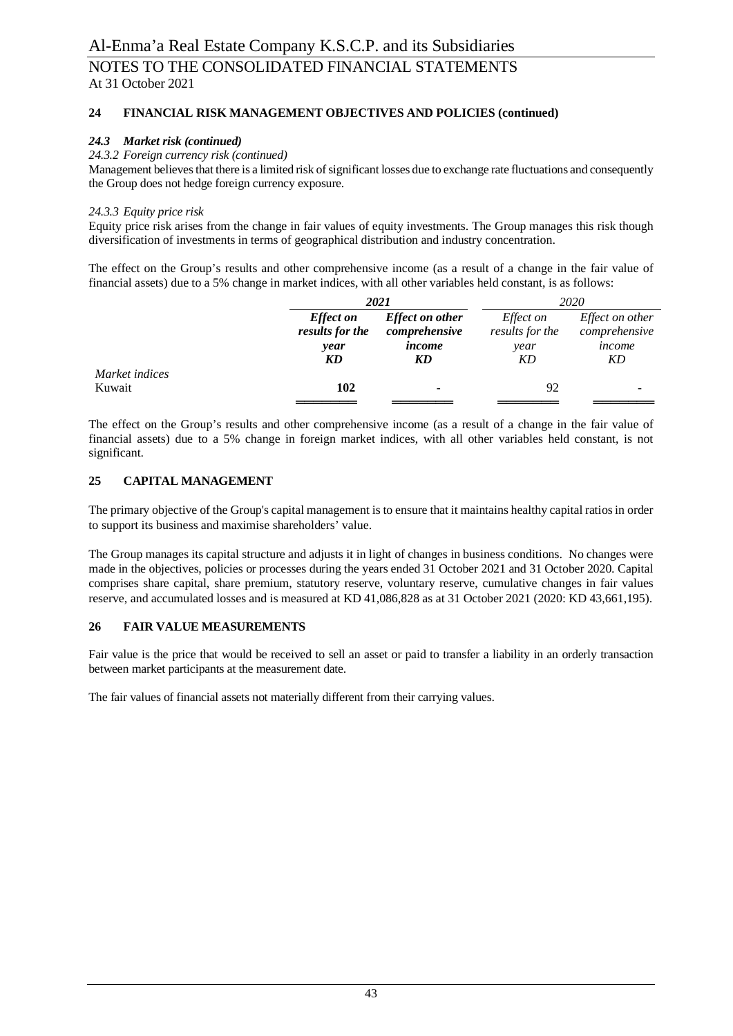## 24 FINANCIAL RISK MANAGEMENT OBJECTIVES AND POLICIES (continued)

### *24.3 Market risk (continued)*

*24.3.2 Foreign currency risk (continued)*

Management believes that there is a limited risk of significant losses due to exchange rate fluctuations and consequently the Group does not hedge foreign currency exposure.

*24.3.3 Equity price risk*

Equity price risk arises from the change in fair values of equity investments. The Group manages this risk though diversification of investments in terms of geographical distribution and industry concentration.

The effect on the Group's results and other comprehensive income (as a result of a change in the fair value of financial assets) due to a 5% change in market indices, with all other variables held constant, is as follows:

| | ***2021*** | | *2020* | |
|---|---|---|---|---|
| | ***Effect on results for the year KD*** | ***Effect on other comprehensive income KD*** | *Effect on results for the year KD* | *Effect on other comprehensive income KD* |
| *Market indices* | | | | |
| Kuwait | **102** | - | 92 | - |

The effect on the Group's results and other comprehensive income (as a result of a change in the fair value of financial assets) due to a 5% change in foreign market indices, with all other variables held constant, is not significant.

## 25 CAPITAL MANAGEMENT

The primary objective of the Group's capital management is to ensure that it maintains healthy capital ratios in order to support its business and maximise shareholders' value.

The Group manages its capital structure and adjusts it in light of changes in business conditions. No changes were made in the objectives, policies or processes during the years ended 31 October 2021 and 31 October 2020. Capital comprises share capital, share premium, statutory reserve, voluntary reserve, cumulative changes in fair values reserve, and accumulated losses and is measured at KD 41,086,828 as at 31 October 2021 (2020: KD 43,661,195).

## 26 FAIR VALUE MEASUREMENTS

Fair value is the price that would be received to sell an asset or paid to transfer a liability in an orderly transaction between market participants at the measurement date.

The fair values of financial assets not materially different from their carrying values.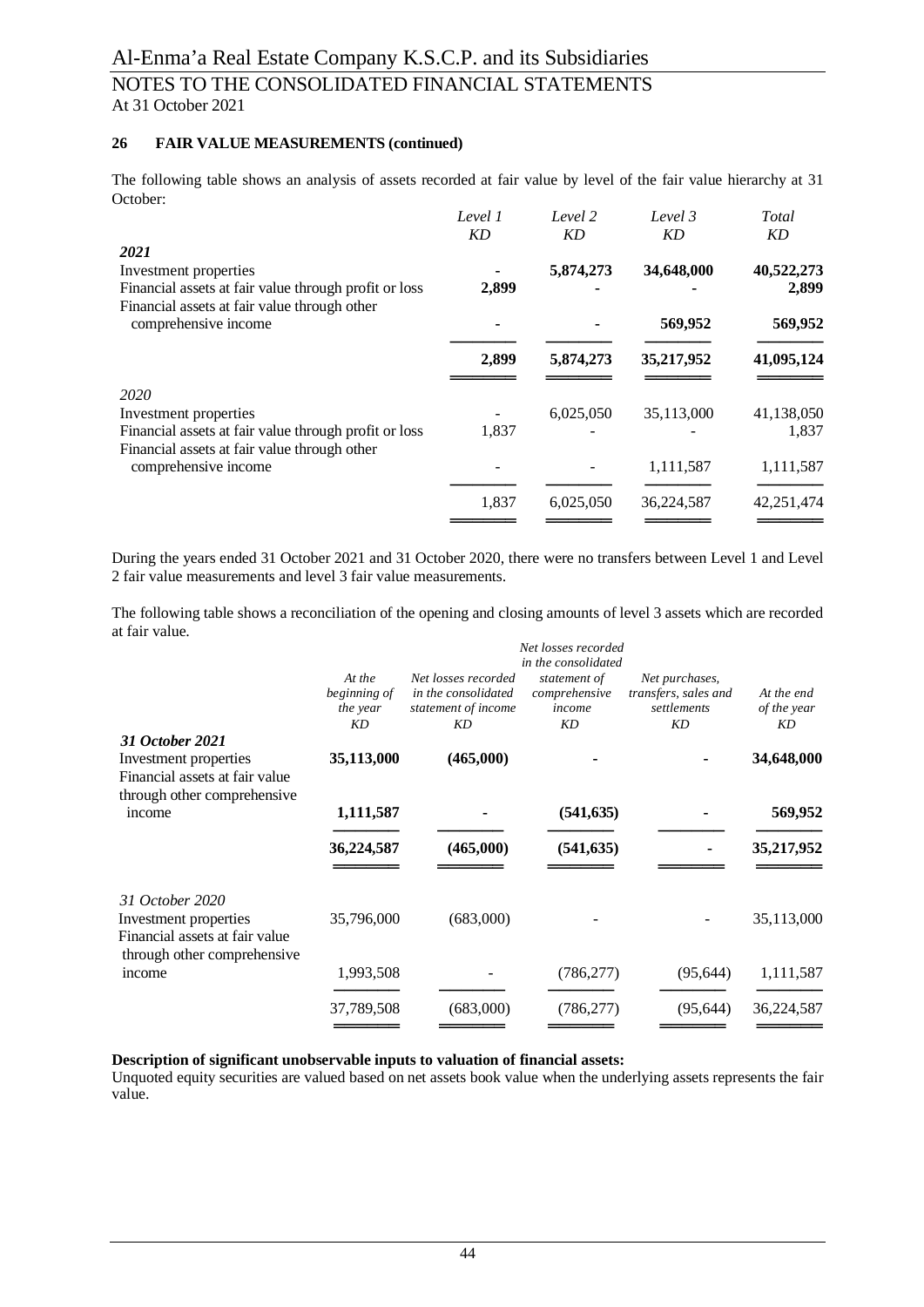## 26 FAIR VALUE MEASUREMENTS (continued)

The following table shows an analysis of assets recorded at fair value by level of the fair value hierarchy at 31 October:

| | *Level 1* *KD* | *Level 2* *KD* | *Level 3* *KD* | *Total* *KD* |
|---|---|---|---|---|
| ***2021*** | | | | |
| Investment properties | **-** | **5,874,273** | **34,648,000** | **40,522,273** |
| Financial assets at fair value through profit or loss | **2,899** | **-** | **-** | **2,899** |
| Financial assets at fair value through other comprehensive income | **-** | **-** | **569,952** | **569,952** |
| | **2,899** | **5,874,273** | **35,217,952** | **41,095,124** |
| *2020* | | | | |
| Investment properties | - | 6,025,050 | 35,113,000 | 41,138,050 |
| Financial assets at fair value through profit or loss | 1,837 | - | - | 1,837 |
| Financial assets at fair value through other comprehensive income | - | - | 1,111,587 | 1,111,587 |
| | 1,837 | 6,025,050 | 36,224,587 | 42,251,474 |

During the years ended 31 October 2021 and 31 October 2020, there were no transfers between Level 1 and Level 2 fair value measurements and level 3 fair value measurements.

The following table shows a reconciliation of the opening and closing amounts of level 3 assets which are recorded at fair value.

| | *At the beginning of the year* *KD* | *Net losses recorded in the consolidated statement of income* *KD* | *Net losses recorded in the consolidated statement of comprehensive income* *KD* | *Net purchases, transfers, sales and settlements* *KD* | *At the end of the year* *KD* |
|---|---|---|---|---|---|
| ***31 October 2021*** | | | | | |
| Investment properties | **35,113,000** | **(465,000)** | **-** | **-** | **34,648,000** |
| Financial assets at fair value through other comprehensive income | **1,111,587** | **-** | **(541,635)** | **-** | **569,952** |
| | **36,224,587** | **(465,000)** | **(541,635)** | **-** | **35,217,952** |
| *31 October 2020* | | | | | |
| Investment properties | 35,796,000 | (683,000) | - | - | 35,113,000 |
| Financial assets at fair value through other comprehensive income | 1,993,508 | - | (786,277) | (95,644) | 1,111,587 |
| | 37,789,508 | (683,000) | (786,277) | (95,644) | 36,224,587 |

**Description of significant unobservable inputs to valuation of financial assets:**

Unquoted equity securities are valued based on net assets book value when the underlying assets represents the fair value.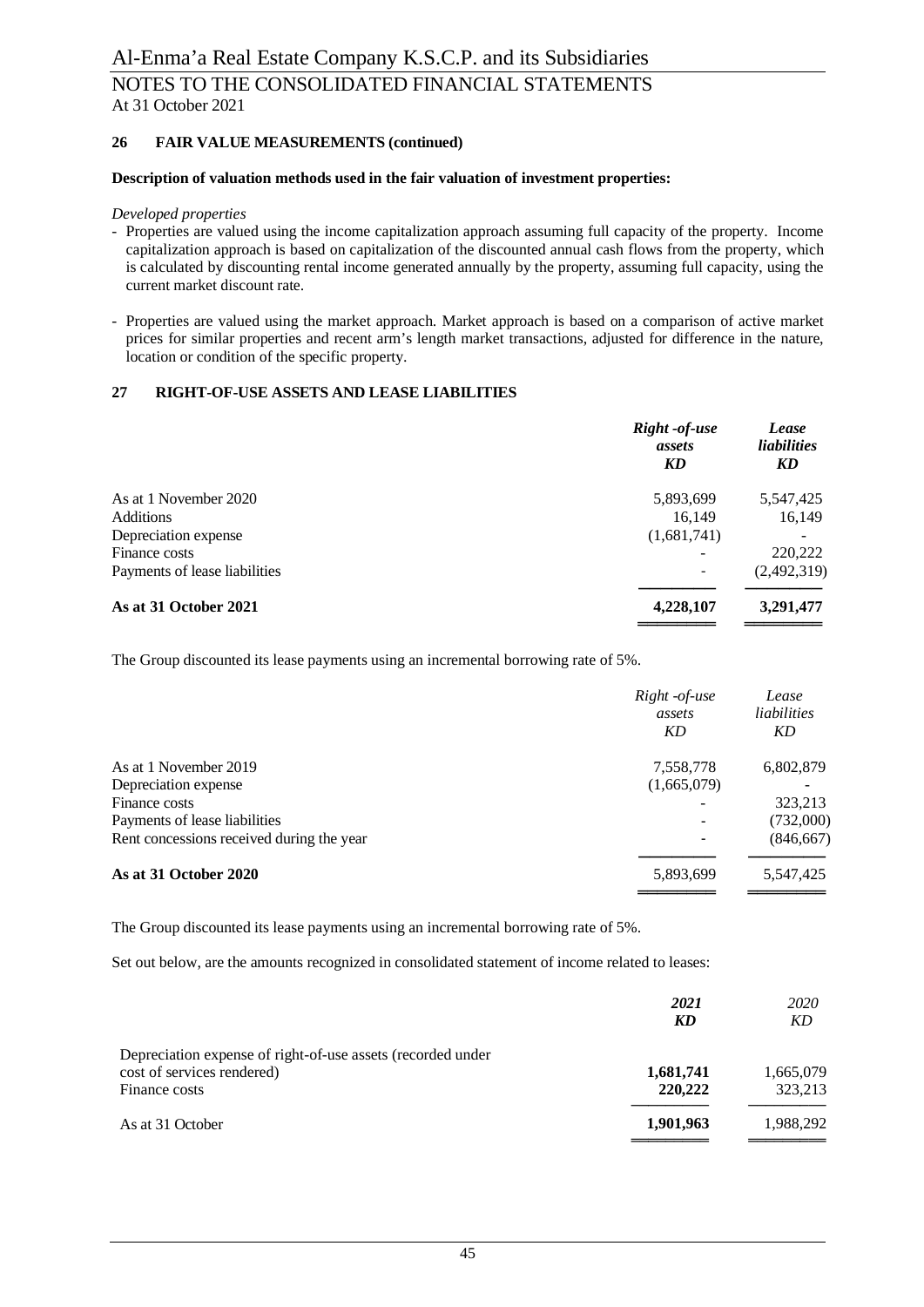## 26 FAIR VALUE MEASUREMENTS (continued)

**Description of valuation methods used in the fair valuation of investment properties:**

*Developed properties*

- Properties are valued using the income capitalization approach assuming full capacity of the property. Income capitalization approach is based on capitalization of the discounted annual cash flows from the property, which is calculated by discounting rental income generated annually by the property, assuming full capacity, using the current market discount rate.

- Properties are valued using the market approach. Market approach is based on a comparison of active market prices for similar properties and recent arm's length market transactions, adjusted for difference in the nature, location or condition of the specific property.

## 27 RIGHT-OF-USE ASSETS AND LEASE LIABILITIES

| | ***Right -of-use assets KD*** | ***Lease liabilities KD*** |
|---|---|---|
| As at 1 November 2020 | 5,893,699 | 5,547,425 |
| Additions | 16,149 | 16,149 |
| Depreciation expense | (1,681,741) | - |
| Finance costs | - | 220,222 |
| Payments of lease liabilities | - | (2,492,319) |
| **As at 31 October 2021** | **4,228,107** | **3,291,477** |

The Group discounted its lease payments using an incremental borrowing rate of 5%.

| | *Right -of-use assets KD* | *Lease liabilities KD* |
|---|---|---|
| As at 1 November 2019 | 7,558,778 | 6,802,879 |
| Depreciation expense | (1,665,079) | - |
| Finance costs | - | 323,213 |
| Payments of lease liabilities | - | (732,000) |
| Rent concessions received during the year | - | (846,667) |
| **As at 31 October 2020** | 5,893,699 | 5,547,425 |

The Group discounted its lease payments using an incremental borrowing rate of 5%.

Set out below, are the amounts recognized in consolidated statement of income related to leases:

| | ***2021 KD*** | *2020 KD* |
|---|---|---|
| Depreciation expense of right-of-use assets (recorded under cost of services rendered) | **1,681,741** | 1,665,079 |
| Finance costs | **220,222** | 323,213 |
| As at 31 October | **1,901,963** | 1,988,292 |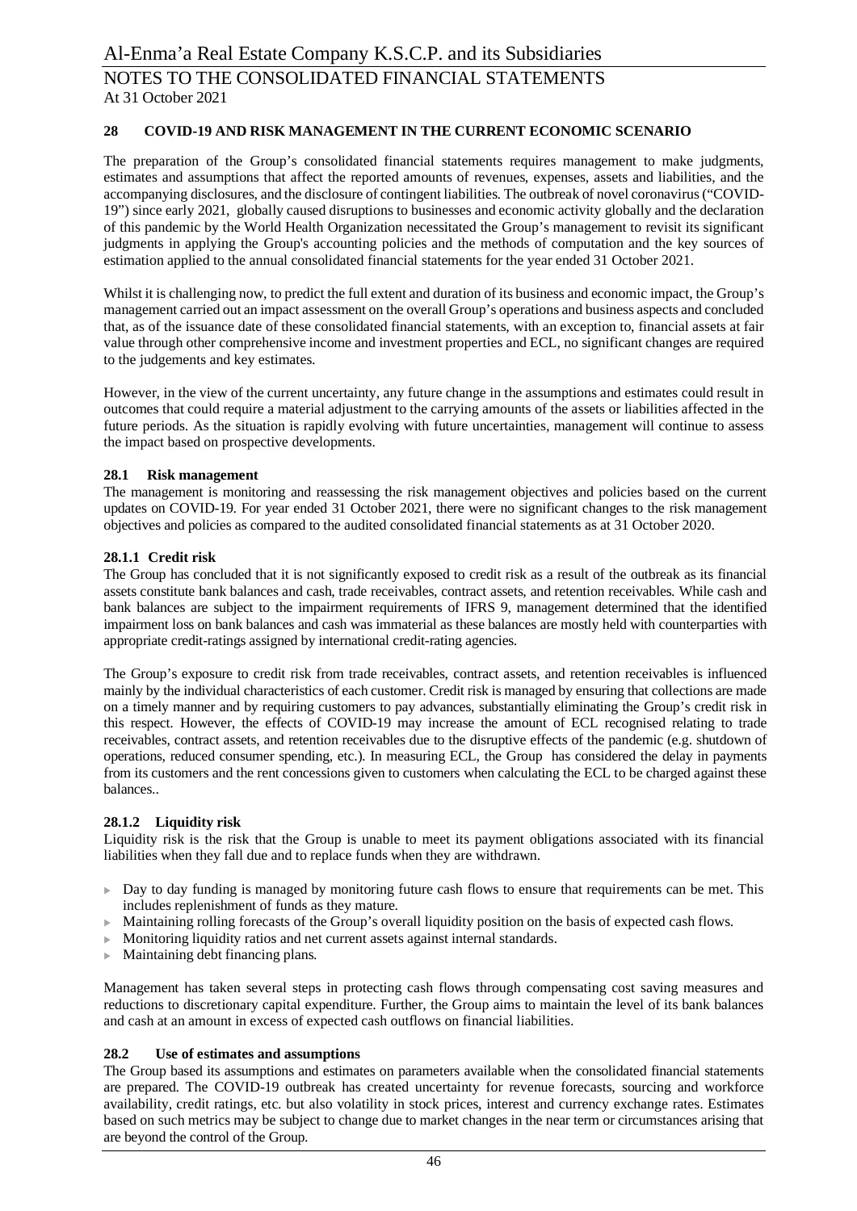## 28 COVID-19 AND RISK MANAGEMENT IN THE CURRENT ECONOMIC SCENARIO

The preparation of the Group's consolidated financial statements requires management to make judgments, estimates and assumptions that affect the reported amounts of revenues, expenses, assets and liabilities, and the accompanying disclosures, and the disclosure of contingent liabilities. The outbreak of novel coronavirus ("COVID-19") since early 2021, globally caused disruptions to businesses and economic activity globally and the declaration of this pandemic by the World Health Organization necessitated the Group's management to revisit its significant judgments in applying the Group's accounting policies and the methods of computation and the key sources of estimation applied to the annual consolidated financial statements for the year ended 31 October 2021.

Whilst it is challenging now, to predict the full extent and duration of its business and economic impact, the Group's management carried out an impact assessment on the overall Group's operations and business aspects and concluded that, as of the issuance date of these consolidated financial statements, with an exception to, financial assets at fair value through other comprehensive income and investment properties and ECL, no significant changes are required to the judgements and key estimates.

However, in the view of the current uncertainty, any future change in the assumptions and estimates could result in outcomes that could require a material adjustment to the carrying amounts of the assets or liabilities affected in the future periods. As the situation is rapidly evolving with future uncertainties, management will continue to assess the impact based on prospective developments.

### 28.1 Risk management

The management is monitoring and reassessing the risk management objectives and policies based on the current updates on COVID-19. For year ended 31 October 2021, there were no significant changes to the risk management objectives and policies as compared to the audited consolidated financial statements as at 31 October 2020.

#### 28.1.1 Credit risk

The Group has concluded that it is not significantly exposed to credit risk as a result of the outbreak as its financial assets constitute bank balances and cash, trade receivables, contract assets, and retention receivables. While cash and bank balances are subject to the impairment requirements of IFRS 9, management determined that the identified impairment loss on bank balances and cash was immaterial as these balances are mostly held with counterparties with appropriate credit-ratings assigned by international credit-rating agencies.

The Group's exposure to credit risk from trade receivables, contract assets, and retention receivables is influenced mainly by the individual characteristics of each customer. Credit risk is managed by ensuring that collections are made on a timely manner and by requiring customers to pay advances, substantially eliminating the Group's credit risk in this respect. However, the effects of COVID-19 may increase the amount of ECL recognised relating to trade receivables, contract assets, and retention receivables due to the disruptive effects of the pandemic (e.g. shutdown of operations, reduced consumer spending, etc.). In measuring ECL, the Group has considered the delay in payments from its customers and the rent concessions given to customers when calculating the ECL to be charged against these balances..

#### 28.1.2 Liquidity risk

Liquidity risk is the risk that the Group is unable to meet its payment obligations associated with its financial liabilities when they fall due and to replace funds when they are withdrawn.

- Day to day funding is managed by monitoring future cash flows to ensure that requirements can be met. This includes replenishment of funds as they mature.
- Maintaining rolling forecasts of the Group's overall liquidity position on the basis of expected cash flows.
- Monitoring liquidity ratios and net current assets against internal standards.
- Maintaining debt financing plans.

Management has taken several steps in protecting cash flows through compensating cost saving measures and reductions to discretionary capital expenditure. Further, the Group aims to maintain the level of its bank balances and cash at an amount in excess of expected cash outflows on financial liabilities.

### 28.2 Use of estimates and assumptions

The Group based its assumptions and estimates on parameters available when the consolidated financial statements are prepared. The COVID-19 outbreak has created uncertainty for revenue forecasts, sourcing and workforce availability, credit ratings, etc. but also volatility in stock prices, interest and currency exchange rates. Estimates based on such metrics may be subject to change due to market changes in the near term or circumstances arising that are beyond the control of the Group.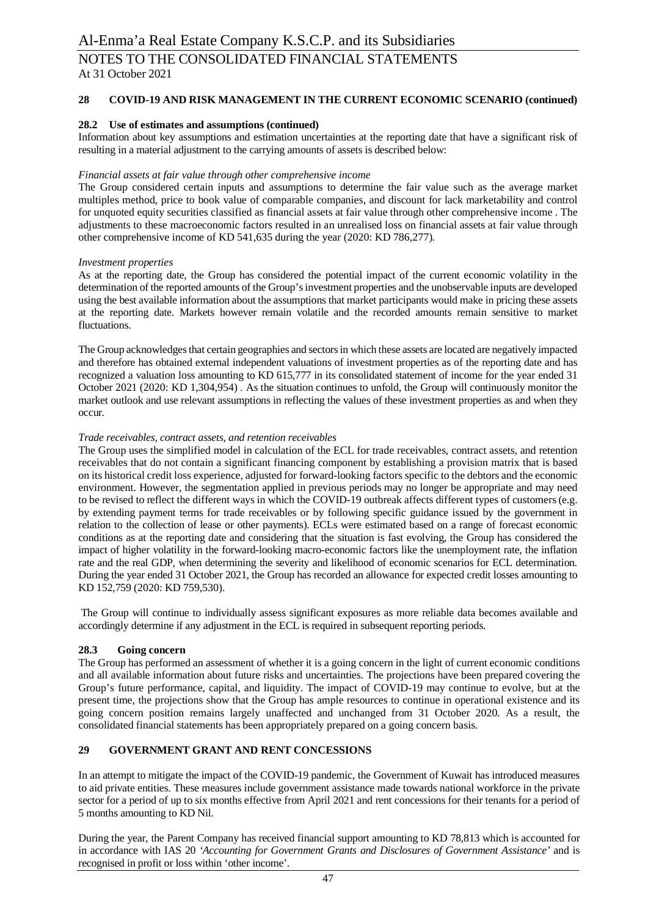## 28 COVID-19 AND RISK MANAGEMENT IN THE CURRENT ECONOMIC SCENARIO (continued)

### 28.2 Use of estimates and assumptions (continued)

Information about key assumptions and estimation uncertainties at the reporting date that have a significant risk of resulting in a material adjustment to the carrying amounts of assets is described below:

*Financial assets at fair value through other comprehensive income*

The Group considered certain inputs and assumptions to determine the fair value such as the average market multiples method, price to book value of comparable companies, and discount for lack marketability and control for unquoted equity securities classified as financial assets at fair value through other comprehensive income . The adjustments to these macroeconomic factors resulted in an unrealised loss on financial assets at fair value through other comprehensive income of KD 541,635 during the year (2020: KD 786,277).

*Investment properties*

As at the reporting date, the Group has considered the potential impact of the current economic volatility in the determination of the reported amounts of the Group's investment properties and the unobservable inputs are developed using the best available information about the assumptions that market participants would make in pricing these assets at the reporting date. Markets however remain volatile and the recorded amounts remain sensitive to market fluctuations.

The Group acknowledges that certain geographies and sectors in which these assets are located are negatively impacted and therefore has obtained external independent valuations of investment properties as of the reporting date and has recognized a valuation loss amounting to KD 615,777 in its consolidated statement of income for the year ended 31 October 2021 (2020: KD 1,304,954) . As the situation continues to unfold, the Group will continuously monitor the market outlook and use relevant assumptions in reflecting the values of these investment properties as and when they occur.

*Trade receivables, contract assets, and retention receivables*

The Group uses the simplified model in calculation of the ECL for trade receivables, contract assets, and retention receivables that do not contain a significant financing component by establishing a provision matrix that is based on its historical credit loss experience, adjusted for forward-looking factors specific to the debtors and the economic environment. However, the segmentation applied in previous periods may no longer be appropriate and may need to be revised to reflect the different ways in which the COVID-19 outbreak affects different types of customers (e.g. by extending payment terms for trade receivables or by following specific guidance issued by the government in relation to the collection of lease or other payments). ECLs were estimated based on a range of forecast economic conditions as at the reporting date and considering that the situation is fast evolving, the Group has considered the impact of higher volatility in the forward-looking macro-economic factors like the unemployment rate, the inflation rate and the real GDP, when determining the severity and likelihood of economic scenarios for ECL determination. During the year ended 31 October 2021, the Group has recorded an allowance for expected credit losses amounting to KD 152,759 (2020: KD 759,530).

The Group will continue to individually assess significant exposures as more reliable data becomes available and accordingly determine if any adjustment in the ECL is required in subsequent reporting periods.

### 28.3 Going concern

The Group has performed an assessment of whether it is a going concern in the light of current economic conditions and all available information about future risks and uncertainties. The projections have been prepared covering the Group's future performance, capital, and liquidity. The impact of COVID-19 may continue to evolve, but at the present time, the projections show that the Group has ample resources to continue in operational existence and its going concern position remains largely unaffected and unchanged from 31 October 2020. As a result, the consolidated financial statements has been appropriately prepared on a going concern basis.

## 29 GOVERNMENT GRANT AND RENT CONCESSIONS

In an attempt to mitigate the impact of the COVID-19 pandemic, the Government of Kuwait has introduced measures to aid private entities. These measures include government assistance made towards national workforce in the private sector for a period of up to six months effective from April 2021 and rent concessions for their tenants for a period of 5 months amounting to KD Nil.

During the year, the Parent Company has received financial support amounting to KD 78,813 which is accounted for in accordance with IAS 20 *'Accounting for Government Grants and Disclosures of Government Assistance'* and is recognised in profit or loss within 'other income'.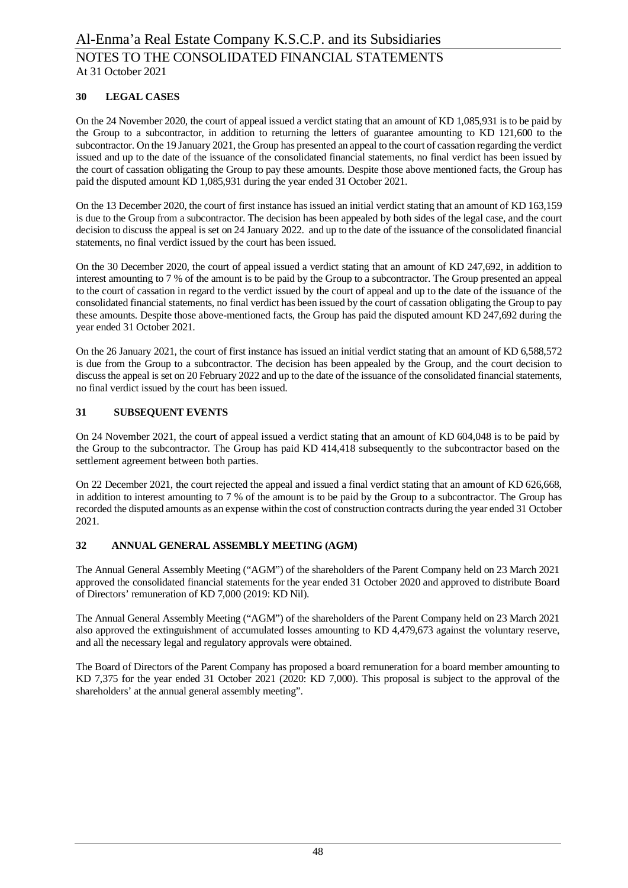## 30 LEGAL CASES

On the 24 November 2020, the court of appeal issued a verdict stating that an amount of KD 1,085,931 is to be paid by the Group to a subcontractor, in addition to returning the letters of guarantee amounting to KD 121,600 to the subcontractor. On the 19 January 2021, the Group has presented an appeal to the court of cassation regarding the verdict issued and up to the date of the issuance of the consolidated financial statements, no final verdict has been issued by the court of cassation obligating the Group to pay these amounts. Despite those above mentioned facts, the Group has paid the disputed amount KD 1,085,931 during the year ended 31 October 2021.

On the 13 December 2020, the court of first instance has issued an initial verdict stating that an amount of KD 163,159 is due to the Group from a subcontractor. The decision has been appealed by both sides of the legal case, and the court decision to discuss the appeal is set on 24 January 2022. and up to the date of the issuance of the consolidated financial statements, no final verdict issued by the court has been issued.

On the 30 December 2020, the court of appeal issued a verdict stating that an amount of KD 247,692, in addition to interest amounting to 7 % of the amount is to be paid by the Group to a subcontractor. The Group presented an appeal to the court of cassation in regard to the verdict issued by the court of appeal and up to the date of the issuance of the consolidated financial statements, no final verdict has been issued by the court of cassation obligating the Group to pay these amounts. Despite those above-mentioned facts, the Group has paid the disputed amount KD 247,692 during the year ended 31 October 2021.

On the 26 January 2021, the court of first instance has issued an initial verdict stating that an amount of KD 6,588,572 is due from the Group to a subcontractor. The decision has been appealed by the Group, and the court decision to discuss the appeal is set on 20 February 2022 and up to the date of the issuance of the consolidated financial statements, no final verdict issued by the court has been issued.

## 31 SUBSEQUENT EVENTS

On 24 November 2021, the court of appeal issued a verdict stating that an amount of KD 604,048 is to be paid by the Group to the subcontractor. The Group has paid KD 414,418 subsequently to the subcontractor based on the settlement agreement between both parties.

On 22 December 2021, the court rejected the appeal and issued a final verdict stating that an amount of KD 626,668, in addition to interest amounting to 7 % of the amount is to be paid by the Group to a subcontractor. The Group has recorded the disputed amounts as an expense within the cost of construction contracts during the year ended 31 October 2021.

## 32 ANNUAL GENERAL ASSEMBLY MEETING (AGM)

The Annual General Assembly Meeting ("AGM") of the shareholders of the Parent Company held on 23 March 2021 approved the consolidated financial statements for the year ended 31 October 2020 and approved to distribute Board of Directors' remuneration of KD 7,000 (2019: KD Nil).

The Annual General Assembly Meeting ("AGM") of the shareholders of the Parent Company held on 23 March 2021 also approved the extinguishment of accumulated losses amounting to KD 4,479,673 against the voluntary reserve, and all the necessary legal and regulatory approvals were obtained.

The Board of Directors of the Parent Company has proposed a board remuneration for a board member amounting to KD 7,375 for the year ended 31 October 2021 (2020: KD 7,000). This proposal is subject to the approval of the shareholders' at the annual general assembly meeting".